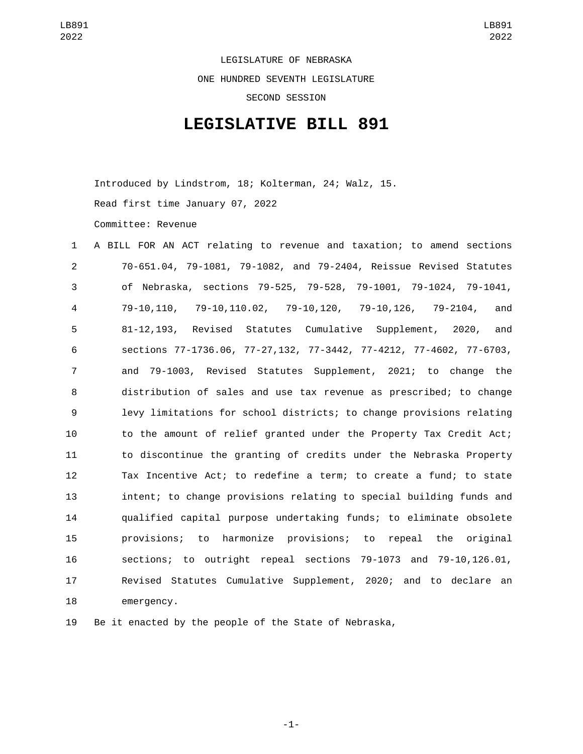LEGISLATURE OF NEBRASKA

ONE HUNDRED SEVENTH LEGISLATURE

SECOND SESSION

# LEGISLATIVE BILL 891

Introduced by Lindstrom, 18; Kolterman, 24; Walz, 15.

Read first time January 07, 2022

Committee: Revenue

1 A BILL FOR AN ACT relating to revenue and taxation; to amend sections
2 70-651.04, 79-1081, 79-1082, and 79-2404, Reissue Revised Statutes
3 of Nebraska, sections 79-525, 79-528, 79-1001, 79-1024, 79-1041,
4 79-10,110, 79-10,110.02, 79-10,120, 79-10,126, 79-2104, and
5 81-12,193, Revised Statutes Cumulative Supplement, 2020, and
6 sections 77-1736.06, 77-27,132, 77-3442, 77-4212, 77-4602, 77-6703,
7 and 79-1003, Revised Statutes Supplement, 2021; to change the
8 distribution of sales and use tax revenue as prescribed; to change
9 levy limitations for school districts; to change provisions relating
10 to the amount of relief granted under the Property Tax Credit Act;
11 to discontinue the granting of credits under the Nebraska Property
12 Tax Incentive Act; to redefine a term; to create a fund; to state
13 intent; to change provisions relating to special building funds and
14 qualified capital purpose undertaking funds; to eliminate obsolete
15 provisions; to harmonize provisions; to repeal the original
16 sections; to outright repeal sections 79-1073 and 79-10,126.01,
17 Revised Statutes Cumulative Supplement, 2020; and to declare an
18 emergency.

19 Be it enacted by the people of the State of Nebraska,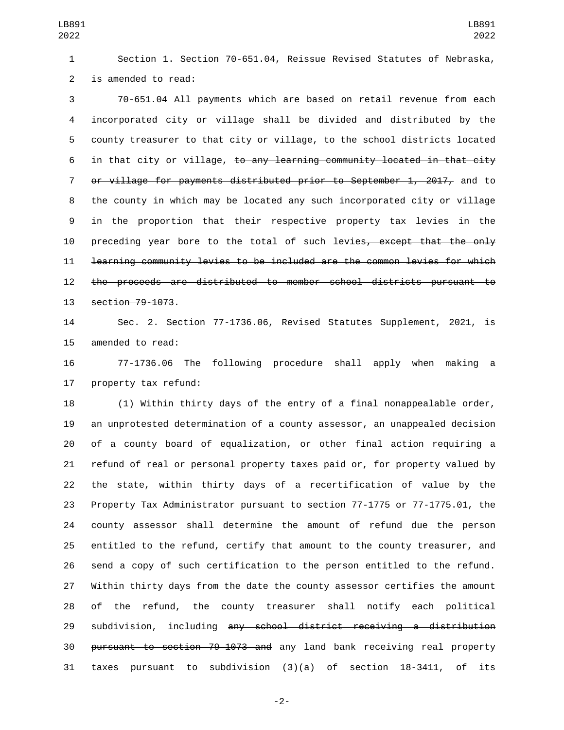Section 1. Section 70-651.04, Reissue Revised Statutes of Nebraska, is amended to read:

70-651.04 All payments which are based on retail revenue from each incorporated city or village shall be divided and distributed by the county treasurer to that city or village, to the school districts located in that city or village, ~~to any learning community located in that city or village for payments distributed prior to September 1, 2017,~~ and to the county in which may be located any such incorporated city or village in the proportion that their respective property tax levies in the preceding year bore to the total of such levies~~, except that the only learning community levies to be included are the common levies for which the proceeds are distributed to member school districts pursuant to section 79-1073~~.

Sec. 2. Section 77-1736.06, Revised Statutes Supplement, 2021, is amended to read:

77-1736.06 The following procedure shall apply when making a property tax refund:

(1) Within thirty days of the entry of a final nonappealable order, an unprotested determination of a county assessor, an unappealed decision of a county board of equalization, or other final action requiring a refund of real or personal property taxes paid or, for property valued by the state, within thirty days of a recertification of value by the Property Tax Administrator pursuant to section 77-1775 or 77-1775.01, the county assessor shall determine the amount of refund due the person entitled to the refund, certify that amount to the county treasurer, and send a copy of such certification to the person entitled to the refund. Within thirty days from the date the county assessor certifies the amount of the refund, the county treasurer shall notify each political subdivision, including ~~any school district receiving a distribution pursuant to section 79-1073 and~~ any land bank receiving real property taxes pursuant to subdivision (3)(a) of section 18-3411, of its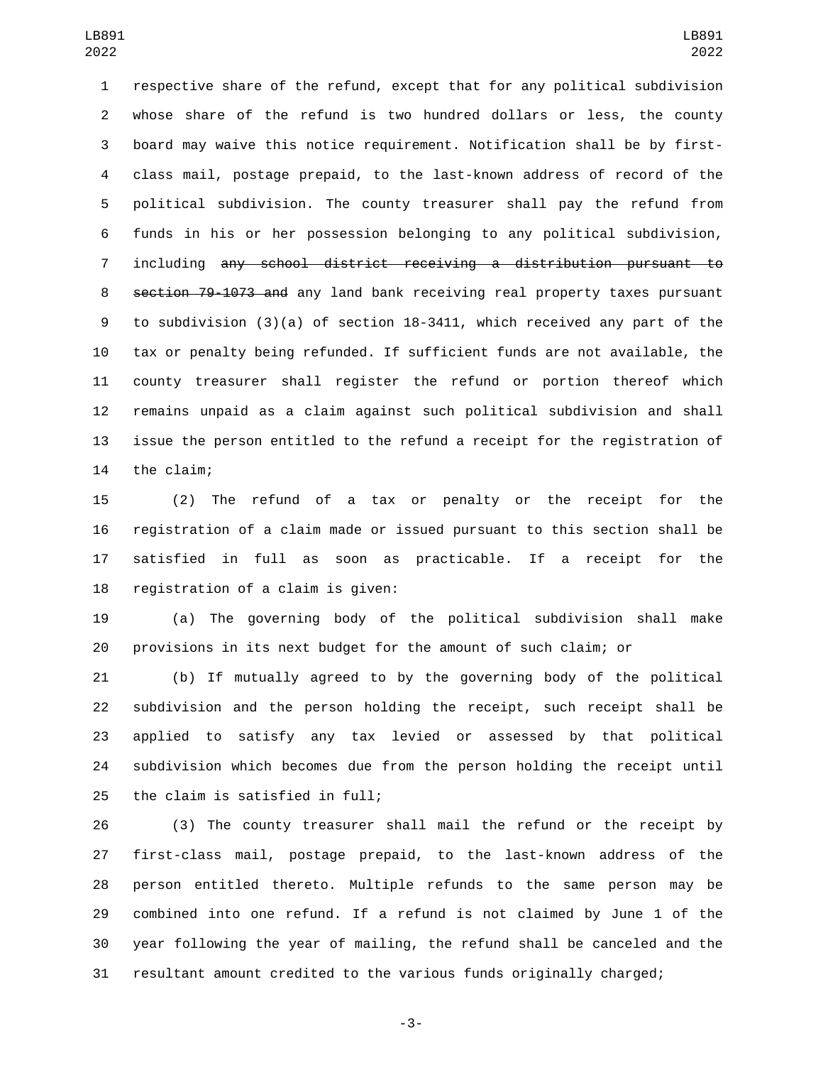respective share of the refund, except that for any political subdivision whose share of the refund is two hundred dollars or less, the county board may waive this notice requirement. Notification shall be by first-class mail, postage prepaid, to the last-known address of record of the political subdivision. The county treasurer shall pay the refund from funds in his or her possession belonging to any political subdivision, including ~~any school district receiving a distribution pursuant to section 79-1073 and~~ any land bank receiving real property taxes pursuant to subdivision (3)(a) of section 18-3411, which received any part of the tax or penalty being refunded. If sufficient funds are not available, the county treasurer shall register the refund or portion thereof which remains unpaid as a claim against such political subdivision and shall issue the person entitled to the refund a receipt for the registration of the claim;

(2) The refund of a tax or penalty or the receipt for the registration of a claim made or issued pursuant to this section shall be satisfied in full as soon as practicable. If a receipt for the registration of a claim is given:

(a) The governing body of the political subdivision shall make provisions in its next budget for the amount of such claim; or

(b) If mutually agreed to by the governing body of the political subdivision and the person holding the receipt, such receipt shall be applied to satisfy any tax levied or assessed by that political subdivision which becomes due from the person holding the receipt until the claim is satisfied in full;

(3) The county treasurer shall mail the refund or the receipt by first-class mail, postage prepaid, to the last-known address of the person entitled thereto. Multiple refunds to the same person may be combined into one refund. If a refund is not claimed by June 1 of the year following the year of mailing, the refund shall be canceled and the resultant amount credited to the various funds originally charged;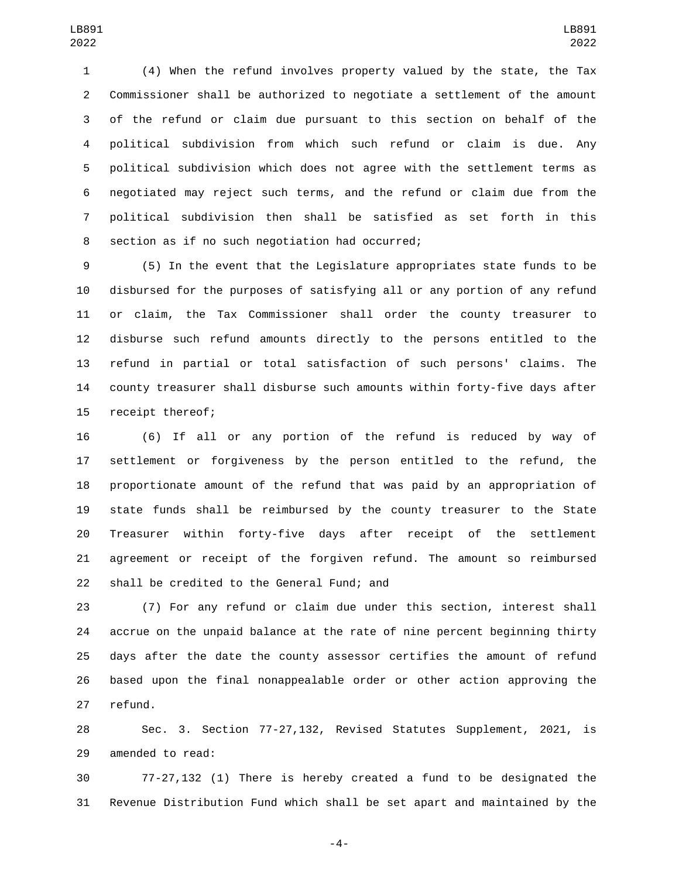(4) When the refund involves property valued by the state, the Tax Commissioner shall be authorized to negotiate a settlement of the amount of the refund or claim due pursuant to this section on behalf of the political subdivision from which such refund or claim is due. Any political subdivision which does not agree with the settlement terms as negotiated may reject such terms, and the refund or claim due from the political subdivision then shall be satisfied as set forth in this section as if no such negotiation had occurred;

(5) In the event that the Legislature appropriates state funds to be disbursed for the purposes of satisfying all or any portion of any refund or claim, the Tax Commissioner shall order the county treasurer to disburse such refund amounts directly to the persons entitled to the refund in partial or total satisfaction of such persons' claims. The county treasurer shall disburse such amounts within forty-five days after receipt thereof;

(6) If all or any portion of the refund is reduced by way of settlement or forgiveness by the person entitled to the refund, the proportionate amount of the refund that was paid by an appropriation of state funds shall be reimbursed by the county treasurer to the State Treasurer within forty-five days after receipt of the settlement agreement or receipt of the forgiven refund. The amount so reimbursed shall be credited to the General Fund; and

(7) For any refund or claim due under this section, interest shall accrue on the unpaid balance at the rate of nine percent beginning thirty days after the date the county assessor certifies the amount of refund based upon the final nonappealable order or other action approving the refund.

Sec. 3. Section 77-27,132, Revised Statutes Supplement, 2021, is amended to read:

77-27,132 (1) There is hereby created a fund to be designated the Revenue Distribution Fund which shall be set apart and maintained by the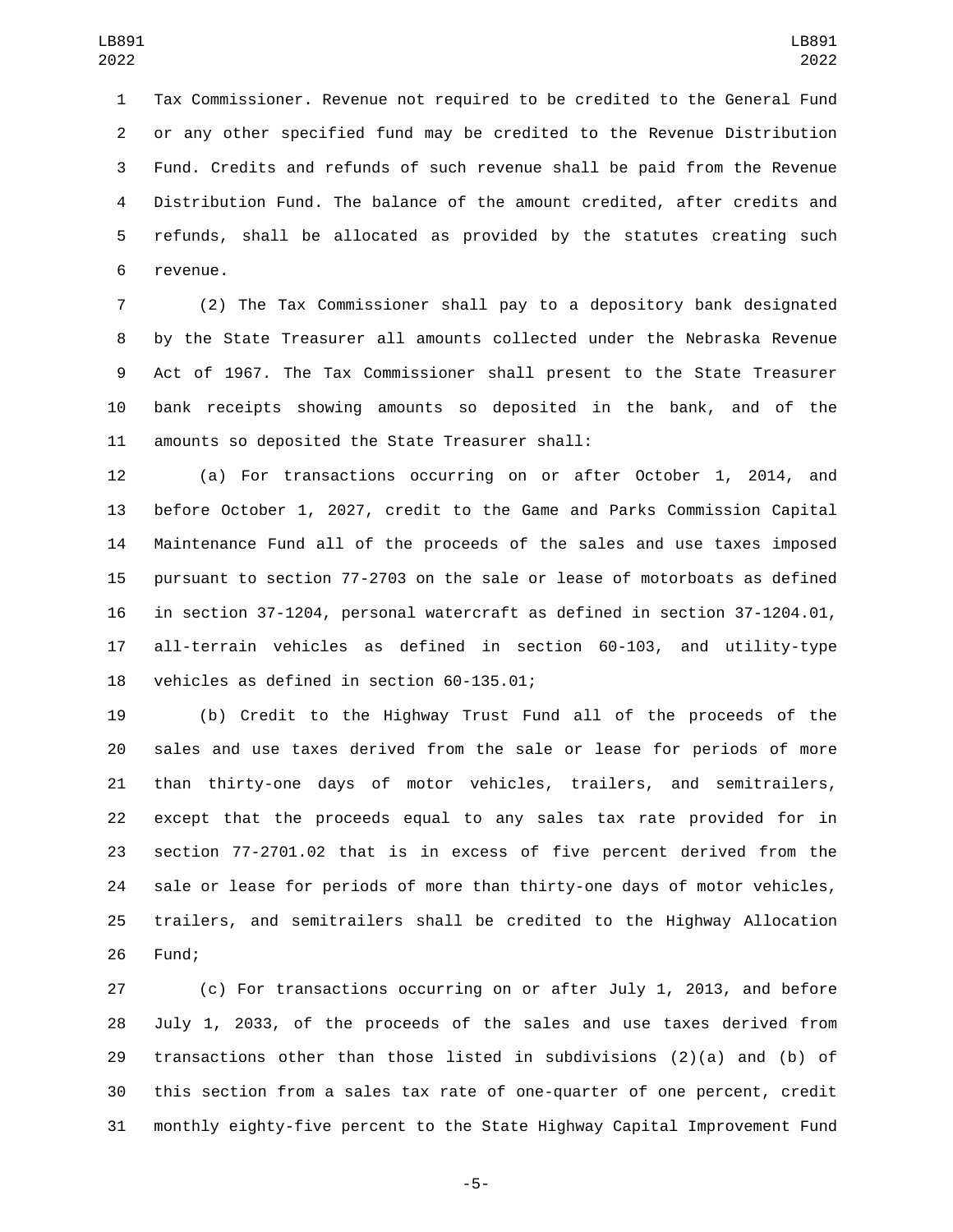Tax Commissioner. Revenue not required to be credited to the General Fund or any other specified fund may be credited to the Revenue Distribution Fund. Credits and refunds of such revenue shall be paid from the Revenue Distribution Fund. The balance of the amount credited, after credits and refunds, shall be allocated as provided by the statutes creating such revenue.

(2) The Tax Commissioner shall pay to a depository bank designated by the State Treasurer all amounts collected under the Nebraska Revenue Act of 1967. The Tax Commissioner shall present to the State Treasurer bank receipts showing amounts so deposited in the bank, and of the amounts so deposited the State Treasurer shall:

(a) For transactions occurring on or after October 1, 2014, and before October 1, 2027, credit to the Game and Parks Commission Capital Maintenance Fund all of the proceeds of the sales and use taxes imposed pursuant to section 77-2703 on the sale or lease of motorboats as defined in section 37-1204, personal watercraft as defined in section 37-1204.01, all-terrain vehicles as defined in section 60-103, and utility-type vehicles as defined in section 60-135.01;

(b) Credit to the Highway Trust Fund all of the proceeds of the sales and use taxes derived from the sale or lease for periods of more than thirty-one days of motor vehicles, trailers, and semitrailers, except that the proceeds equal to any sales tax rate provided for in section 77-2701.02 that is in excess of five percent derived from the sale or lease for periods of more than thirty-one days of motor vehicles, trailers, and semitrailers shall be credited to the Highway Allocation Fund;

(c) For transactions occurring on or after July 1, 2013, and before July 1, 2033, of the proceeds of the sales and use taxes derived from transactions other than those listed in subdivisions (2)(a) and (b) of this section from a sales tax rate of one-quarter of one percent, credit monthly eighty-five percent to the State Highway Capital Improvement Fund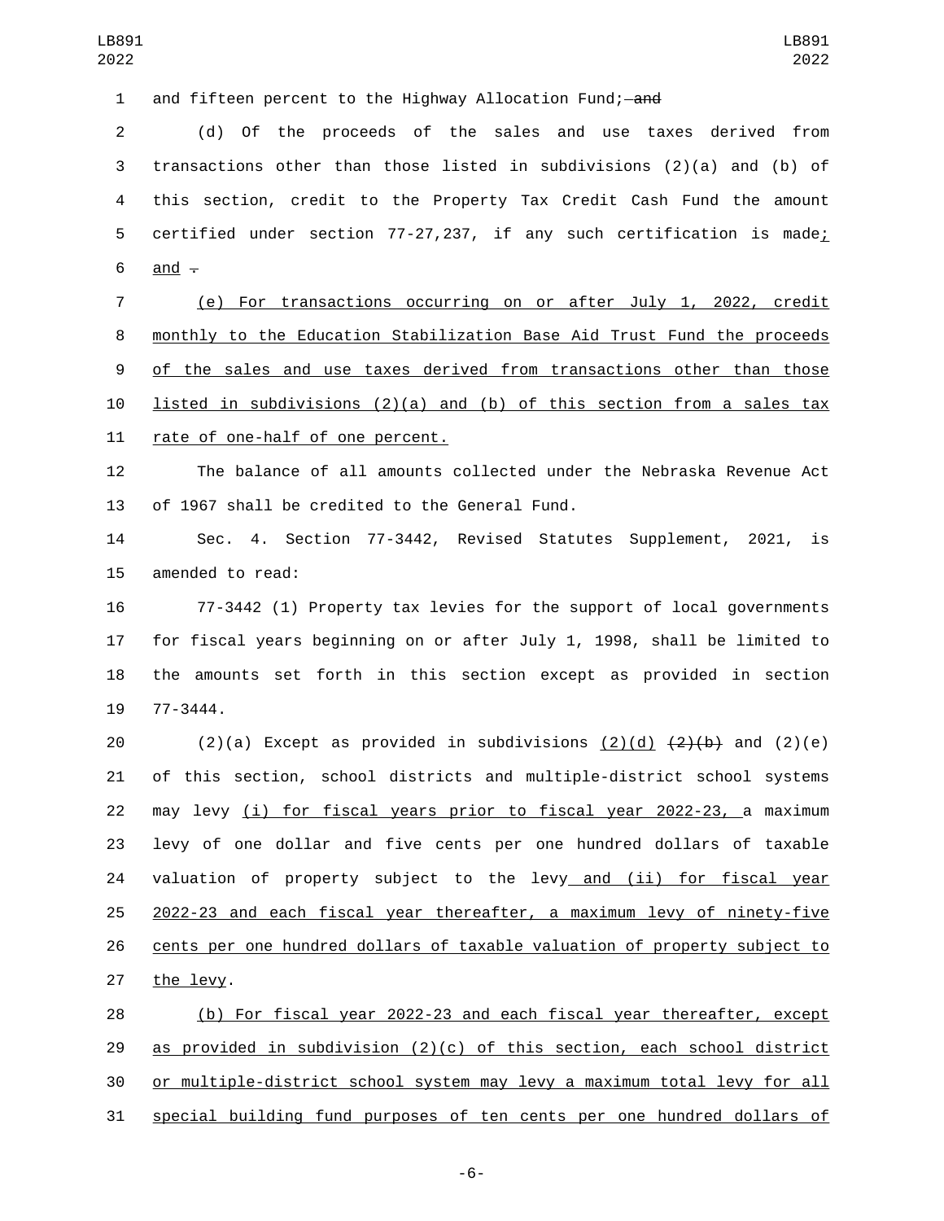and fifteen percent to the Highway Allocation Fund; and

(d) Of the proceeds of the sales and use taxes derived from transactions other than those listed in subdivisions (2)(a) and (b) of this section, credit to the Property Tax Credit Cash Fund the amount certified under section 77-27,237, if any such certification is made; and .

(e) For transactions occurring on or after July 1, 2022, credit monthly to the Education Stabilization Base Aid Trust Fund the proceeds of the sales and use taxes derived from transactions other than those listed in subdivisions (2)(a) and (b) of this section from a sales tax rate of one-half of one percent.

The balance of all amounts collected under the Nebraska Revenue Act of 1967 shall be credited to the General Fund.

Sec. 4. Section 77-3442, Revised Statutes Supplement, 2021, is amended to read:

77-3442 (1) Property tax levies for the support of local governments for fiscal years beginning on or after July 1, 1998, shall be limited to the amounts set forth in this section except as provided in section 77-3444.

(2)(a) Except as provided in subdivisions (2)(d) (2)(b) and (2)(e) of this section, school districts and multiple-district school systems may levy (i) for fiscal years prior to fiscal year 2022-23, a maximum levy of one dollar and five cents per one hundred dollars of taxable valuation of property subject to the levy and (ii) for fiscal year 2022-23 and each fiscal year thereafter, a maximum levy of ninety-five cents per one hundred dollars of taxable valuation of property subject to the levy.

(b) For fiscal year 2022-23 and each fiscal year thereafter, except as provided in subdivision (2)(c) of this section, each school district or multiple-district school system may levy a maximum total levy for all special building fund purposes of ten cents per one hundred dollars of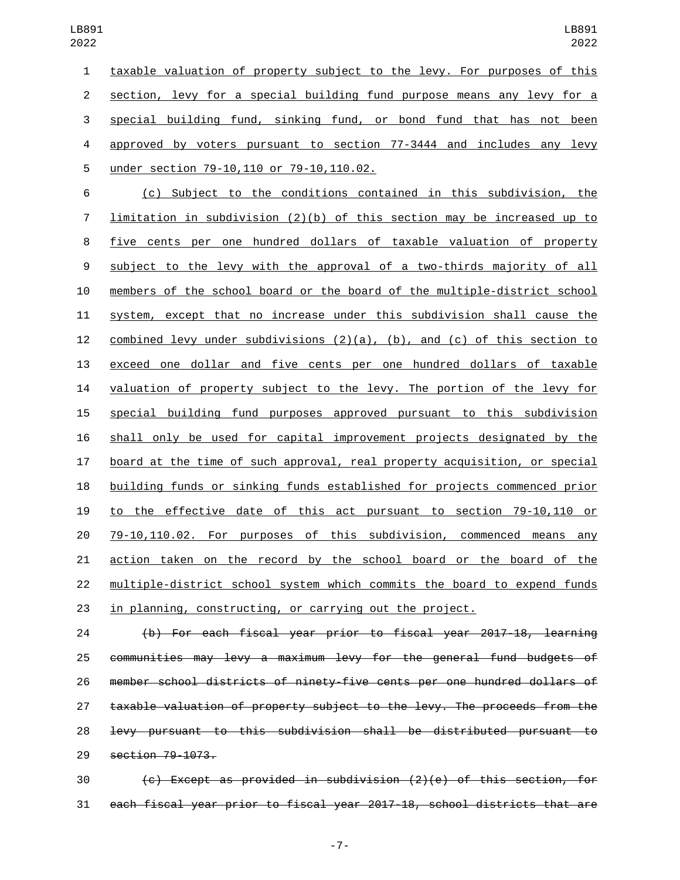taxable valuation of property subject to the levy. For purposes of this section, levy for a special building fund purpose means any levy for a special building fund, sinking fund, or bond fund that has not been approved by voters pursuant to section 77-3444 and includes any levy under section 79-10,110 or 79-10,110.02.

(c) Subject to the conditions contained in this subdivision, the limitation in subdivision (2)(b) of this section may be increased up to five cents per one hundred dollars of taxable valuation of property subject to the levy with the approval of a two-thirds majority of all members of the school board or the board of the multiple-district school system, except that no increase under this subdivision shall cause the combined levy under subdivisions (2)(a), (b), and (c) of this section to exceed one dollar and five cents per one hundred dollars of taxable valuation of property subject to the levy. The portion of the levy for special building fund purposes approved pursuant to this subdivision shall only be used for capital improvement projects designated by the board at the time of such approval, real property acquisition, or special building funds or sinking funds established for projects commenced prior to the effective date of this act pursuant to section 79-10,110 or 79-10,110.02. For purposes of this subdivision, commenced means any action taken on the record by the school board or the board of the multiple-district school system which commits the board to expend funds in planning, constructing, or carrying out the project.

~~(b) For each fiscal year prior to fiscal year 2017-18, learning communities may levy a maximum levy for the general fund budgets of member school districts of ninety-five cents per one hundred dollars of taxable valuation of property subject to the levy. The proceeds from the levy pursuant to this subdivision shall be distributed pursuant to section 79-1073.~~

~~(c) Except as provided in subdivision (2)(e) of this section, for each fiscal year prior to fiscal year 2017-18, school districts that are~~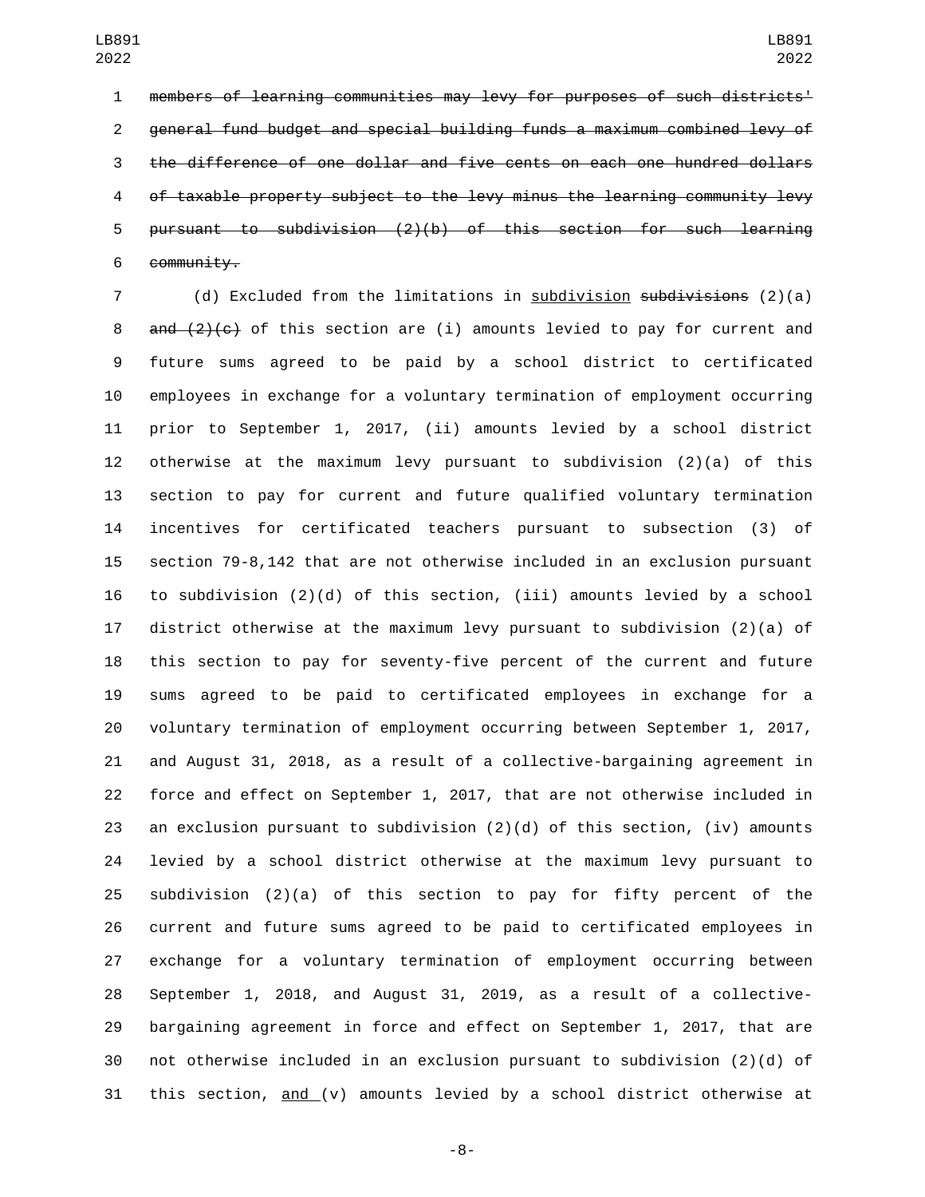~~members of learning communities may levy for purposes of such districts' general fund budget and special building funds a maximum combined levy of the difference of one dollar and five cents on each one hundred dollars of taxable property subject to the levy minus the learning community levy pursuant to subdivision (2)(b) of this section for such learning community.~~

(d) Excluded from the limitations in <u>subdivision</u> ~~subdivisions~~ (2)(a) ~~and (2)(c)~~ of this section are (i) amounts levied to pay for current and future sums agreed to be paid by a school district to certificated employees in exchange for a voluntary termination of employment occurring prior to September 1, 2017, (ii) amounts levied by a school district otherwise at the maximum levy pursuant to subdivision (2)(a) of this section to pay for current and future qualified voluntary termination incentives for certificated teachers pursuant to subsection (3) of section 79-8,142 that are not otherwise included in an exclusion pursuant to subdivision (2)(d) of this section, (iii) amounts levied by a school district otherwise at the maximum levy pursuant to subdivision (2)(a) of this section to pay for seventy-five percent of the current and future sums agreed to be paid to certificated employees in exchange for a voluntary termination of employment occurring between September 1, 2017, and August 31, 2018, as a result of a collective-bargaining agreement in force and effect on September 1, 2017, that are not otherwise included in an exclusion pursuant to subdivision (2)(d) of this section, (iv) amounts levied by a school district otherwise at the maximum levy pursuant to subdivision (2)(a) of this section to pay for fifty percent of the current and future sums agreed to be paid to certificated employees in exchange for a voluntary termination of employment occurring between September 1, 2018, and August 31, 2019, as a result of a collective-bargaining agreement in force and effect on September 1, 2017, that are not otherwise included in an exclusion pursuant to subdivision (2)(d) of this section, <u>and</u> (v) amounts levied by a school district otherwise at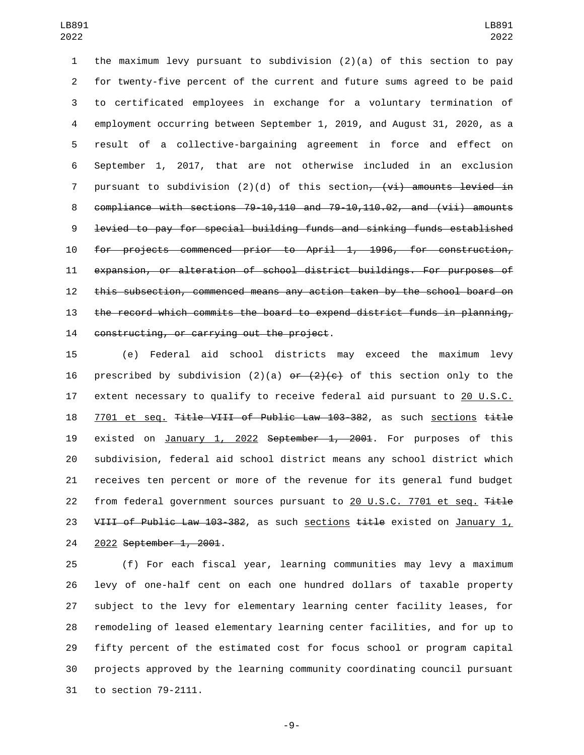the maximum levy pursuant to subdivision (2)(a) of this section to pay for twenty-five percent of the current and future sums agreed to be paid to certificated employees in exchange for a voluntary termination of employment occurring between September 1, 2019, and August 31, 2020, as a result of a collective-bargaining agreement in force and effect on September 1, 2017, that are not otherwise included in an exclusion pursuant to subdivision (2)(d) of this section~~, (vi) amounts levied in compliance with sections 79-10,110 and 79-10,110.02, and (vii) amounts levied to pay for special building funds and sinking funds established for projects commenced prior to April 1, 1996, for construction, expansion, or alteration of school district buildings. For purposes of this subsection, commenced means any action taken by the school board on the record which commits the board to expend district funds in planning, constructing, or carrying out the project~~.

(e) Federal aid school districts may exceed the maximum levy prescribed by subdivision (2)(a) ~~or (2)(c)~~ of this section only to the extent necessary to qualify to receive federal aid pursuant to <u>20 U.S.C. 7701 et seq.</u> ~~Title VIII of Public Law 103-382~~, as such <u>sections</u> ~~title~~ existed on <u>January 1, 2022</u> ~~September 1, 2001~~. For purposes of this subdivision, federal aid school district means any school district which receives ten percent or more of the revenue for its general fund budget from federal government sources pursuant to <u>20 U.S.C. 7701 et seq.</u> ~~Title VIII of Public Law 103-382~~, as such <u>sections</u> ~~title~~ existed on <u>January 1, 2022</u> ~~September 1, 2001~~.

(f) For each fiscal year, learning communities may levy a maximum levy of one-half cent on each one hundred dollars of taxable property subject to the levy for elementary learning center facility leases, for remodeling of leased elementary learning center facilities, and for up to fifty percent of the estimated cost for focus school or program capital projects approved by the learning community coordinating council pursuant to section 79-2111.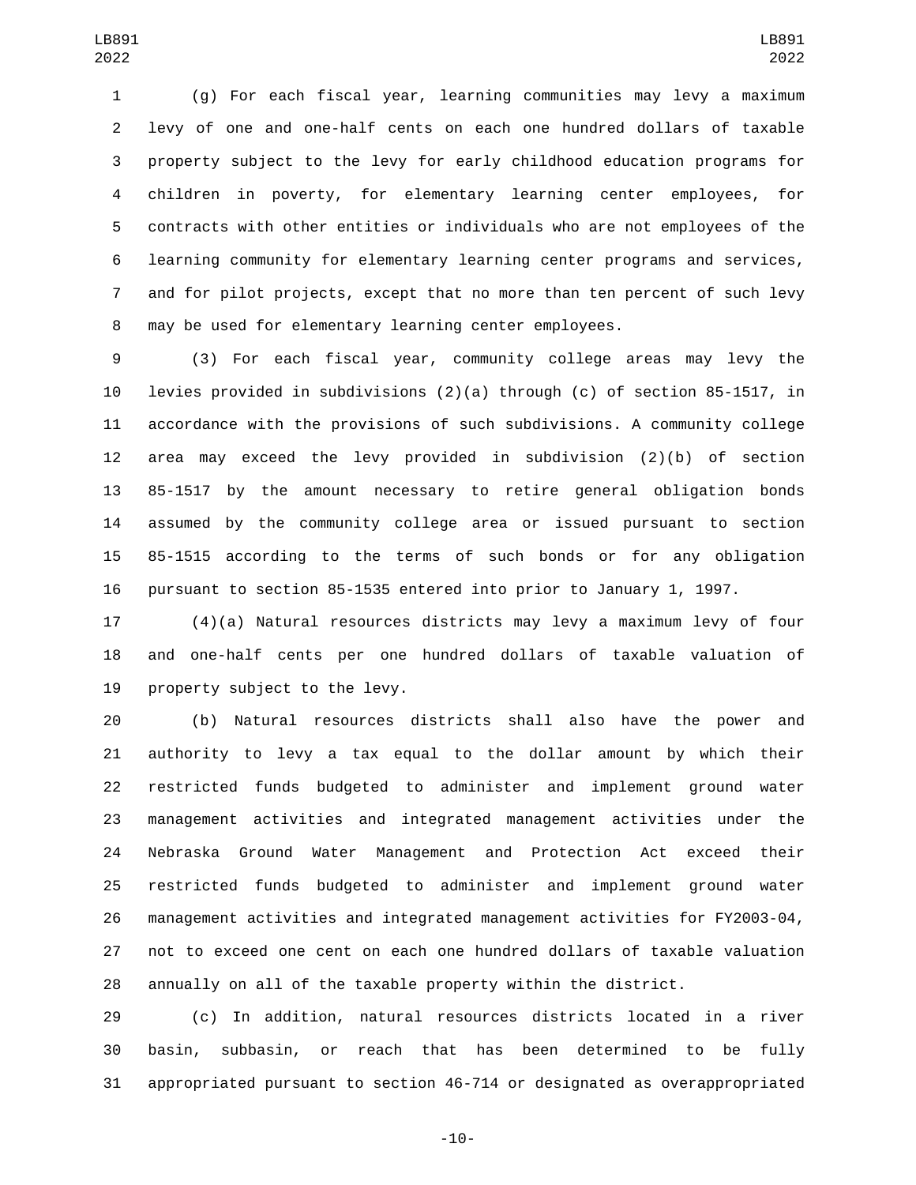(g) For each fiscal year, learning communities may levy a maximum levy of one and one-half cents on each one hundred dollars of taxable property subject to the levy for early childhood education programs for children in poverty, for elementary learning center employees, for contracts with other entities or individuals who are not employees of the learning community for elementary learning center programs and services, and for pilot projects, except that no more than ten percent of such levy may be used for elementary learning center employees.

(3) For each fiscal year, community college areas may levy the levies provided in subdivisions (2)(a) through (c) of section 85-1517, in accordance with the provisions of such subdivisions. A community college area may exceed the levy provided in subdivision (2)(b) of section 85-1517 by the amount necessary to retire general obligation bonds assumed by the community college area or issued pursuant to section 85-1515 according to the terms of such bonds or for any obligation pursuant to section 85-1535 entered into prior to January 1, 1997.

(4)(a) Natural resources districts may levy a maximum levy of four and one-half cents per one hundred dollars of taxable valuation of property subject to the levy.

(b) Natural resources districts shall also have the power and authority to levy a tax equal to the dollar amount by which their restricted funds budgeted to administer and implement ground water management activities and integrated management activities under the Nebraska Ground Water Management and Protection Act exceed their restricted funds budgeted to administer and implement ground water management activities and integrated management activities for FY2003-04, not to exceed one cent on each one hundred dollars of taxable valuation annually on all of the taxable property within the district.

(c) In addition, natural resources districts located in a river basin, subbasin, or reach that has been determined to be fully appropriated pursuant to section 46-714 or designated as overappropriated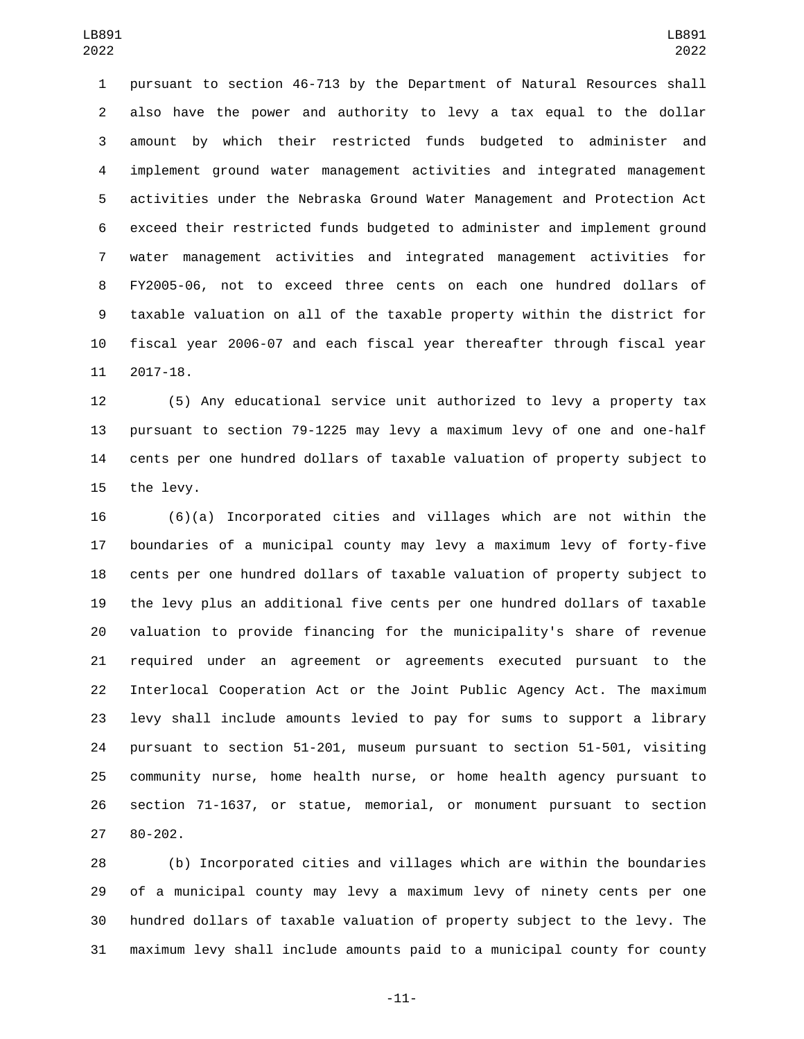pursuant to section 46-713 by the Department of Natural Resources shall also have the power and authority to levy a tax equal to the dollar amount by which their restricted funds budgeted to administer and implement ground water management activities and integrated management activities under the Nebraska Ground Water Management and Protection Act exceed their restricted funds budgeted to administer and implement ground water management activities and integrated management activities for FY2005-06, not to exceed three cents on each one hundred dollars of taxable valuation on all of the taxable property within the district for fiscal year 2006-07 and each fiscal year thereafter through fiscal year 2017-18.

(5) Any educational service unit authorized to levy a property tax pursuant to section 79-1225 may levy a maximum levy of one and one-half cents per one hundred dollars of taxable valuation of property subject to the levy.

(6)(a) Incorporated cities and villages which are not within the boundaries of a municipal county may levy a maximum levy of forty-five cents per one hundred dollars of taxable valuation of property subject to the levy plus an additional five cents per one hundred dollars of taxable valuation to provide financing for the municipality's share of revenue required under an agreement or agreements executed pursuant to the Interlocal Cooperation Act or the Joint Public Agency Act. The maximum levy shall include amounts levied to pay for sums to support a library pursuant to section 51-201, museum pursuant to section 51-501, visiting community nurse, home health nurse, or home health agency pursuant to section 71-1637, or statue, memorial, or monument pursuant to section 80-202.

(b) Incorporated cities and villages which are within the boundaries of a municipal county may levy a maximum levy of ninety cents per one hundred dollars of taxable valuation of property subject to the levy. The maximum levy shall include amounts paid to a municipal county for county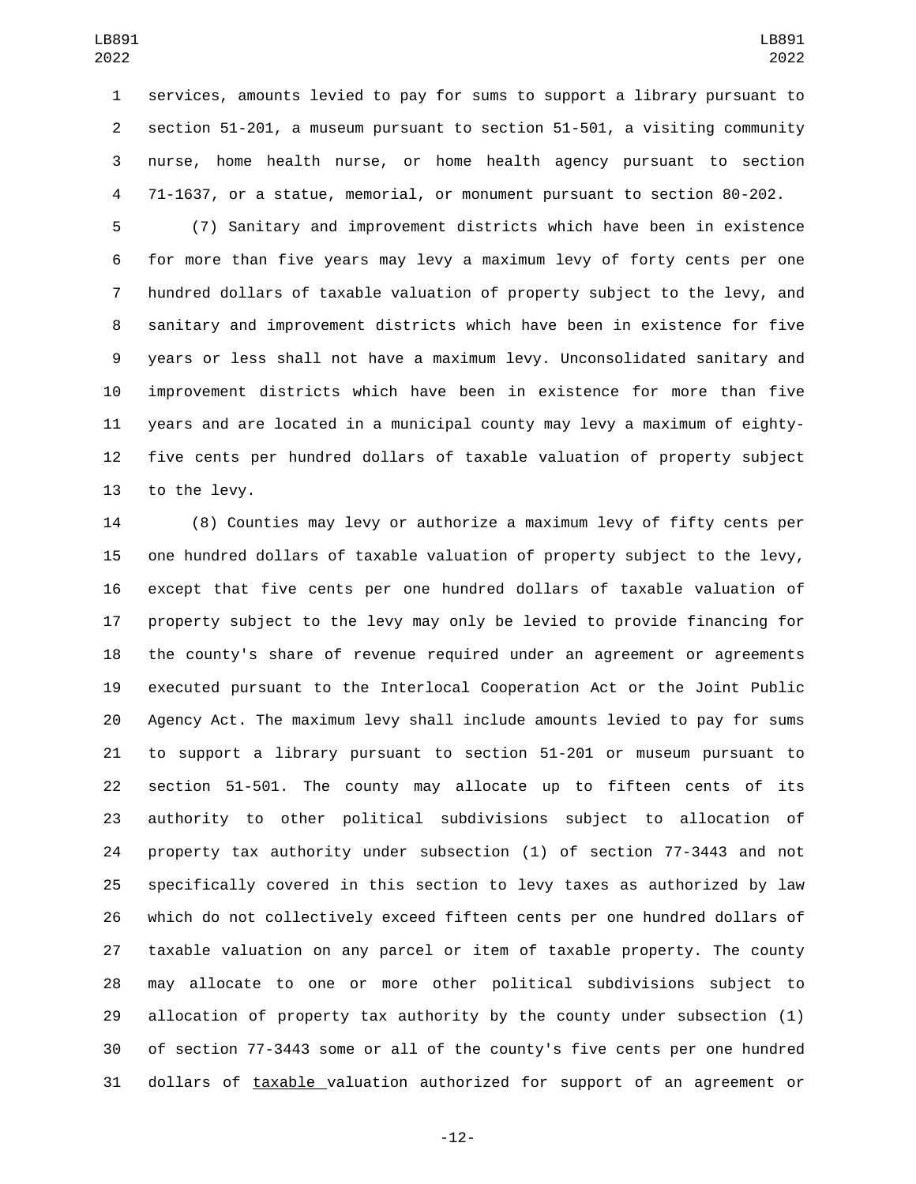services, amounts levied to pay for sums to support a library pursuant to section 51-201, a museum pursuant to section 51-501, a visiting community nurse, home health nurse, or home health agency pursuant to section 71-1637, or a statue, memorial, or monument pursuant to section 80-202.

(7) Sanitary and improvement districts which have been in existence for more than five years may levy a maximum levy of forty cents per one hundred dollars of taxable valuation of property subject to the levy, and sanitary and improvement districts which have been in existence for five years or less shall not have a maximum levy. Unconsolidated sanitary and improvement districts which have been in existence for more than five years and are located in a municipal county may levy a maximum of eighty-five cents per hundred dollars of taxable valuation of property subject to the levy.

(8) Counties may levy or authorize a maximum levy of fifty cents per one hundred dollars of taxable valuation of property subject to the levy, except that five cents per one hundred dollars of taxable valuation of property subject to the levy may only be levied to provide financing for the county's share of revenue required under an agreement or agreements executed pursuant to the Interlocal Cooperation Act or the Joint Public Agency Act. The maximum levy shall include amounts levied to pay for sums to support a library pursuant to section 51-201 or museum pursuant to section 51-501. The county may allocate up to fifteen cents of its authority to other political subdivisions subject to allocation of property tax authority under subsection (1) of section 77-3443 and not specifically covered in this section to levy taxes as authorized by law which do not collectively exceed fifteen cents per one hundred dollars of taxable valuation on any parcel or item of taxable property. The county may allocate to one or more other political subdivisions subject to allocation of property tax authority by the county under subsection (1) of section 77-3443 some or all of the county's five cents per one hundred dollars of taxable valuation authorized for support of an agreement or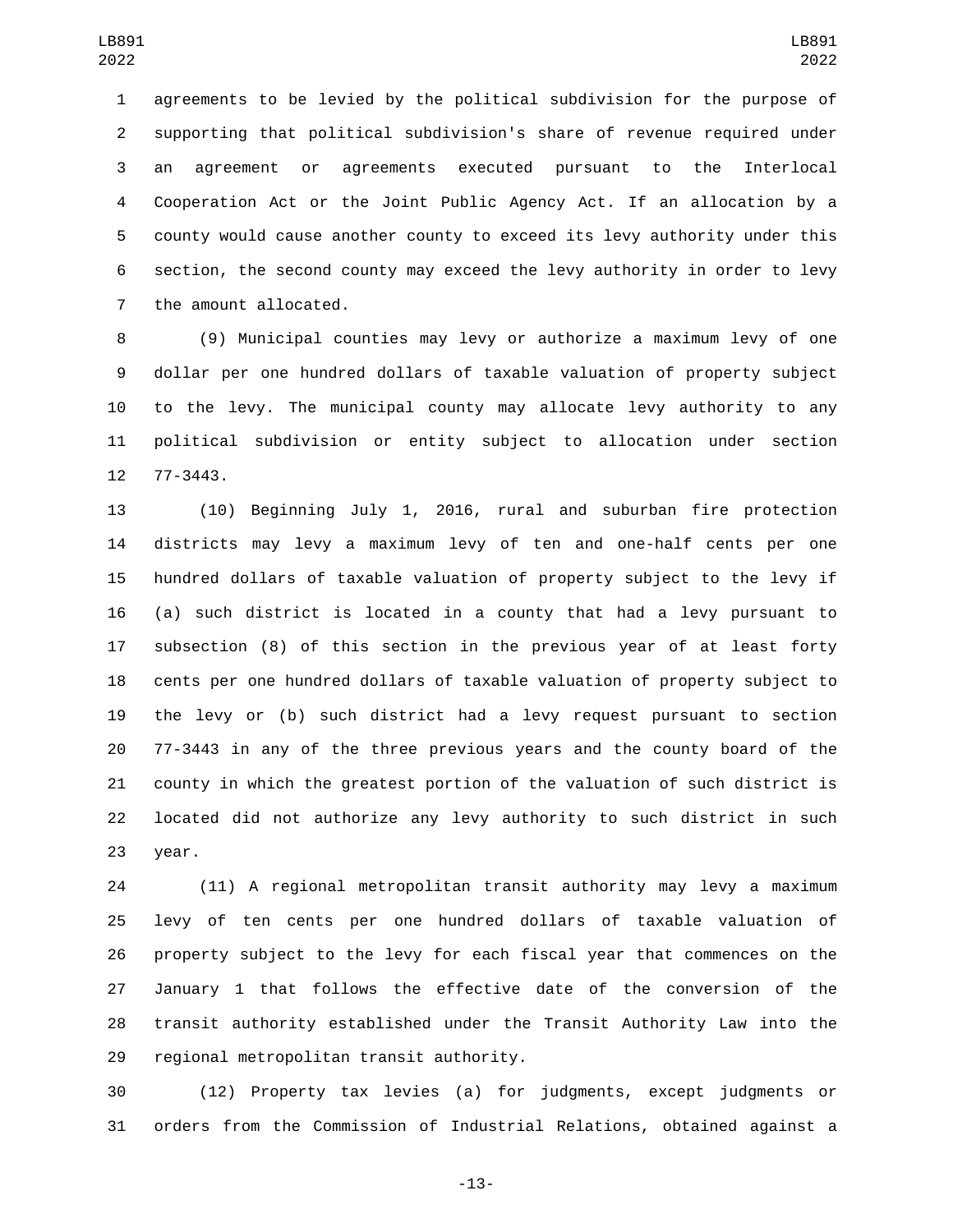agreements to be levied by the political subdivision for the purpose of supporting that political subdivision's share of revenue required under an agreement or agreements executed pursuant to the Interlocal Cooperation Act or the Joint Public Agency Act. If an allocation by a county would cause another county to exceed its levy authority under this section, the second county may exceed the levy authority in order to levy the amount allocated.

(9) Municipal counties may levy or authorize a maximum levy of one dollar per one hundred dollars of taxable valuation of property subject to the levy. The municipal county may allocate levy authority to any political subdivision or entity subject to allocation under section 77-3443.

(10) Beginning July 1, 2016, rural and suburban fire protection districts may levy a maximum levy of ten and one-half cents per one hundred dollars of taxable valuation of property subject to the levy if (a) such district is located in a county that had a levy pursuant to subsection (8) of this section in the previous year of at least forty cents per one hundred dollars of taxable valuation of property subject to the levy or (b) such district had a levy request pursuant to section 77-3443 in any of the three previous years and the county board of the county in which the greatest portion of the valuation of such district is located did not authorize any levy authority to such district in such year.

(11) A regional metropolitan transit authority may levy a maximum levy of ten cents per one hundred dollars of taxable valuation of property subject to the levy for each fiscal year that commences on the January 1 that follows the effective date of the conversion of the transit authority established under the Transit Authority Law into the regional metropolitan transit authority.

(12) Property tax levies (a) for judgments, except judgments or orders from the Commission of Industrial Relations, obtained against a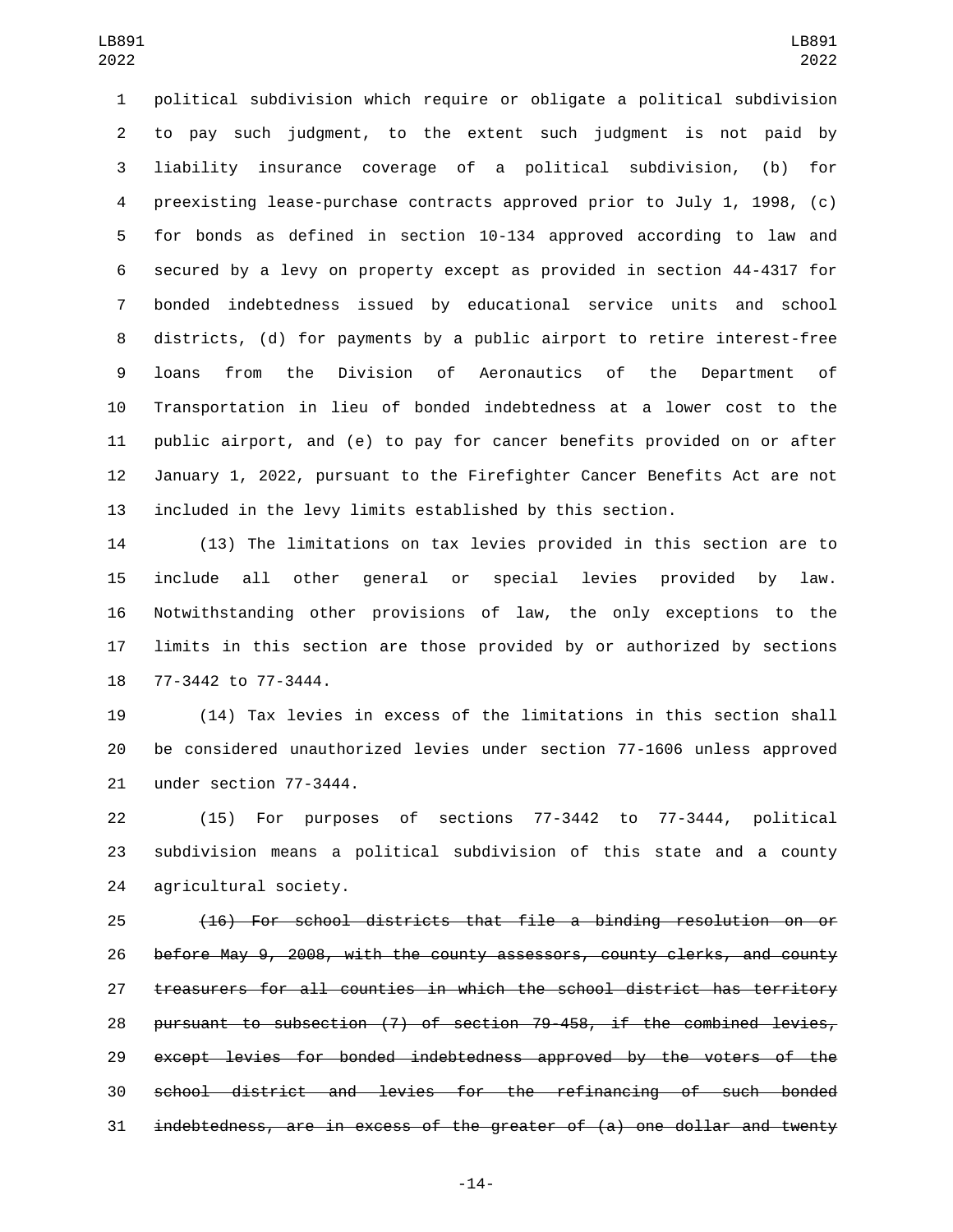political subdivision which require or obligate a political subdivision to pay such judgment, to the extent such judgment is not paid by liability insurance coverage of a political subdivision, (b) for preexisting lease-purchase contracts approved prior to July 1, 1998, (c) for bonds as defined in section 10-134 approved according to law and secured by a levy on property except as provided in section 44-4317 for bonded indebtedness issued by educational service units and school districts, (d) for payments by a public airport to retire interest-free loans from the Division of Aeronautics of the Department of Transportation in lieu of bonded indebtedness at a lower cost to the public airport, and (e) to pay for cancer benefits provided on or after January 1, 2022, pursuant to the Firefighter Cancer Benefits Act are not included in the levy limits established by this section.

(13) The limitations on tax levies provided in this section are to include all other general or special levies provided by law. Notwithstanding other provisions of law, the only exceptions to the limits in this section are those provided by or authorized by sections 77-3442 to 77-3444.

(14) Tax levies in excess of the limitations in this section shall be considered unauthorized levies under section 77-1606 unless approved under section 77-3444.

(15) For purposes of sections 77-3442 to 77-3444, political subdivision means a political subdivision of this state and a county agricultural society.

~~(16) For school districts that file a binding resolution on or before May 9, 2008, with the county assessors, county clerks, and county treasurers for all counties in which the school district has territory pursuant to subsection (7) of section 79-458, if the combined levies, except levies for bonded indebtedness approved by the voters of the school district and levies for the refinancing of such bonded indebtedness, are in excess of the greater of (a) one dollar and twenty~~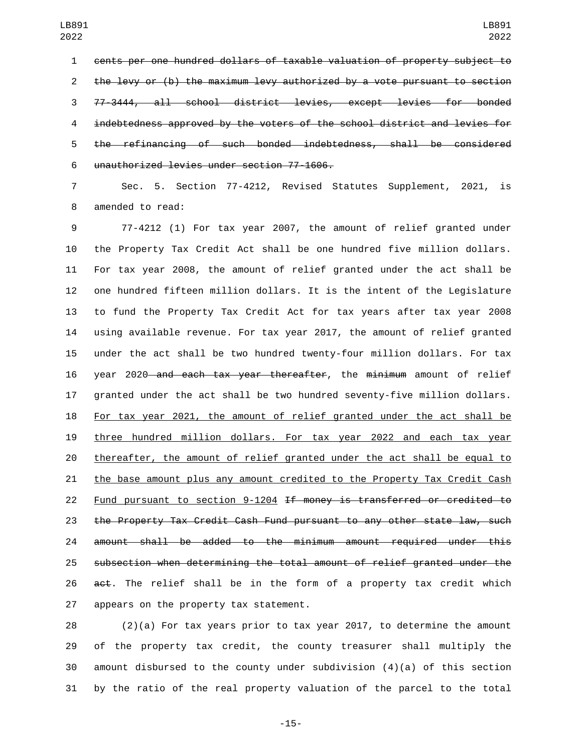~~cents per one hundred dollars of taxable valuation of property subject to the levy or (b) the maximum levy authorized by a vote pursuant to section 77-3444, all school district levies, except levies for bonded indebtedness approved by the voters of the school district and levies for the refinancing of such bonded indebtedness, shall be considered unauthorized levies under section 77-1606.~~

Sec. 5. Section 77-4212, Revised Statutes Supplement, 2021, is amended to read:

77-4212 (1) For tax year 2007, the amount of relief granted under the Property Tax Credit Act shall be one hundred five million dollars. For tax year 2008, the amount of relief granted under the act shall be one hundred fifteen million dollars. It is the intent of the Legislature to fund the Property Tax Credit Act for tax years after tax year 2008 using available revenue. For tax year 2017, the amount of relief granted under the act shall be two hundred twenty-four million dollars. For tax year 2020~~ and each tax year thereafter~~, the ~~minimum~~ amount of relief granted under the act shall be two hundred seventy-five million dollars. <u>For tax year 2021, the amount of relief granted under the act shall be three hundred million dollars. For tax year 2022 and each tax year thereafter, the amount of relief granted under the act shall be equal to the base amount plus any amount credited to the Property Tax Credit Cash Fund pursuant to section 9-1204</u> ~~If money is transferred or credited to the Property Tax Credit Cash Fund pursuant to any other state law, such amount shall be added to the minimum amount required under this subsection when determining the total amount of relief granted under the act~~. The relief shall be in the form of a property tax credit which appears on the property tax statement.

(2)(a) For tax years prior to tax year 2017, to determine the amount of the property tax credit, the county treasurer shall multiply the amount disbursed to the county under subdivision (4)(a) of this section by the ratio of the real property valuation of the parcel to the total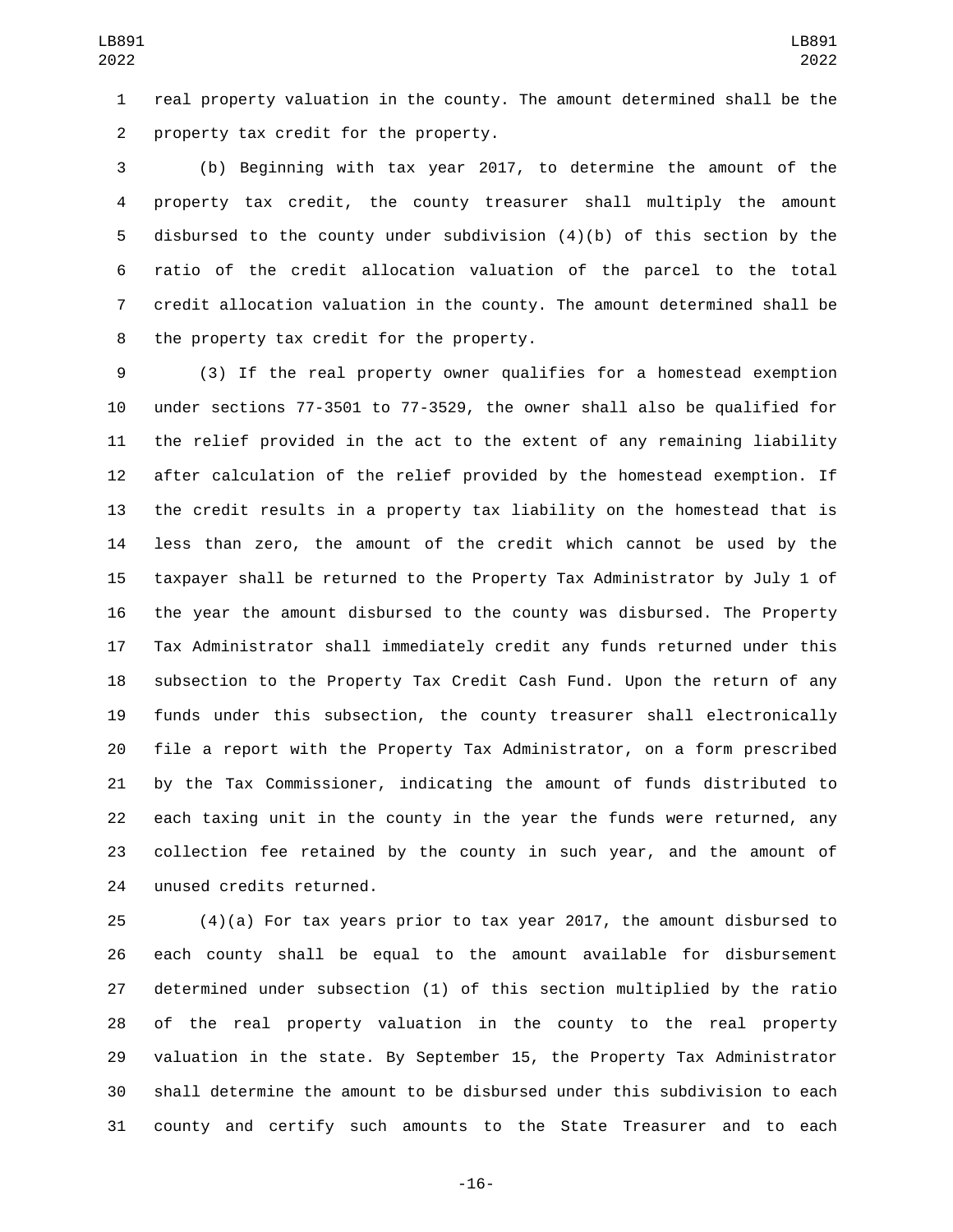real property valuation in the county. The amount determined shall be the property tax credit for the property.

(b) Beginning with tax year 2017, to determine the amount of the property tax credit, the county treasurer shall multiply the amount disbursed to the county under subdivision (4)(b) of this section by the ratio of the credit allocation valuation of the parcel to the total credit allocation valuation in the county. The amount determined shall be the property tax credit for the property.

(3) If the real property owner qualifies for a homestead exemption under sections 77-3501 to 77-3529, the owner shall also be qualified for the relief provided in the act to the extent of any remaining liability after calculation of the relief provided by the homestead exemption. If the credit results in a property tax liability on the homestead that is less than zero, the amount of the credit which cannot be used by the taxpayer shall be returned to the Property Tax Administrator by July 1 of the year the amount disbursed to the county was disbursed. The Property Tax Administrator shall immediately credit any funds returned under this subsection to the Property Tax Credit Cash Fund. Upon the return of any funds under this subsection, the county treasurer shall electronically file a report with the Property Tax Administrator, on a form prescribed by the Tax Commissioner, indicating the amount of funds distributed to each taxing unit in the county in the year the funds were returned, any collection fee retained by the county in such year, and the amount of unused credits returned.

(4)(a) For tax years prior to tax year 2017, the amount disbursed to each county shall be equal to the amount available for disbursement determined under subsection (1) of this section multiplied by the ratio of the real property valuation in the county to the real property valuation in the state. By September 15, the Property Tax Administrator shall determine the amount to be disbursed under this subdivision to each county and certify such amounts to the State Treasurer and to each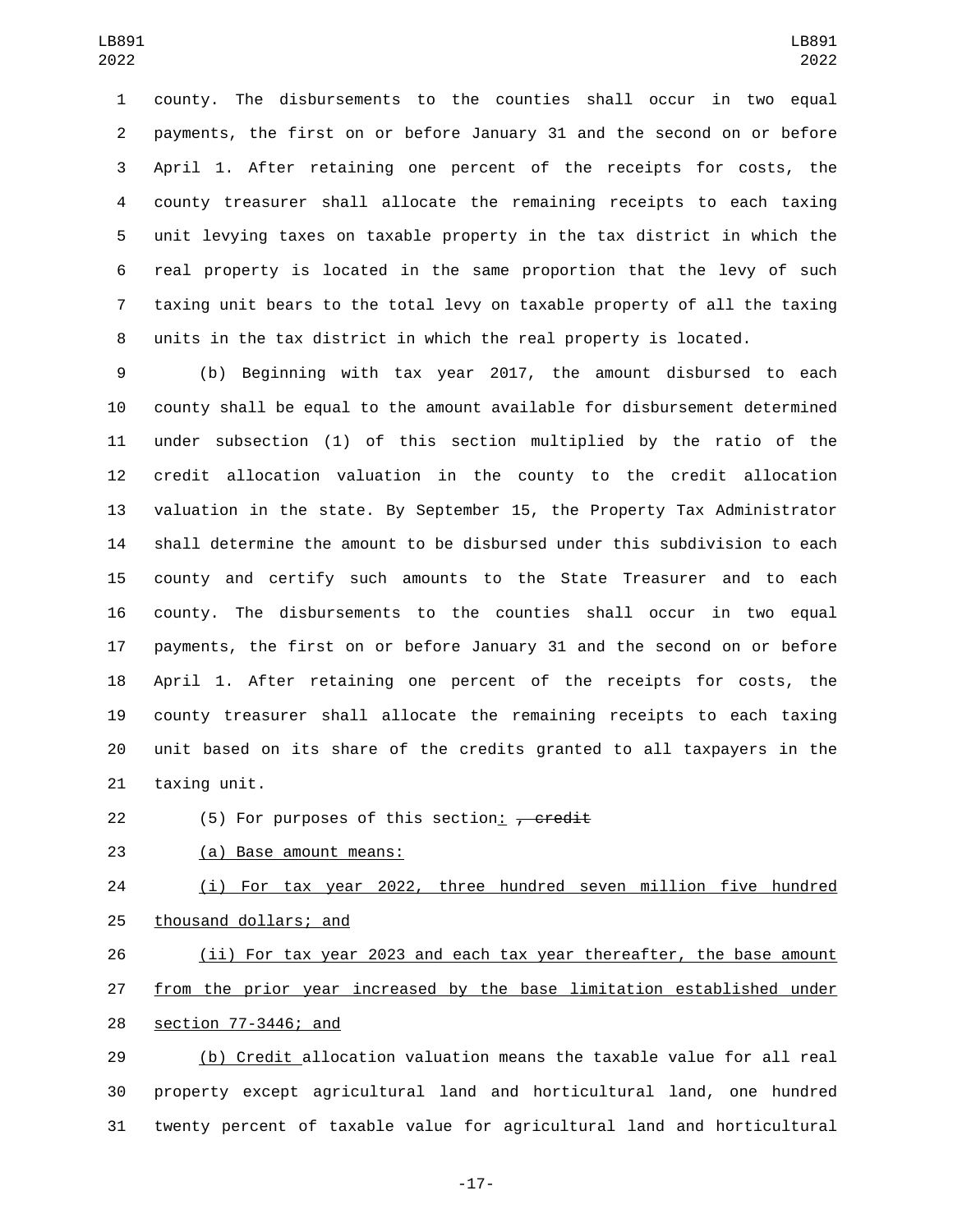county. The disbursements to the counties shall occur in two equal payments, the first on or before January 31 and the second on or before April 1. After retaining one percent of the receipts for costs, the county treasurer shall allocate the remaining receipts to each taxing unit levying taxes on taxable property in the tax district in which the real property is located in the same proportion that the levy of such taxing unit bears to the total levy on taxable property of all the taxing units in the tax district in which the real property is located.

(b) Beginning with tax year 2017, the amount disbursed to each county shall be equal to the amount available for disbursement determined under subsection (1) of this section multiplied by the ratio of the credit allocation valuation in the county to the credit allocation valuation in the state. By September 15, the Property Tax Administrator shall determine the amount to be disbursed under this subdivision to each county and certify such amounts to the State Treasurer and to each county. The disbursements to the counties shall occur in two equal payments, the first on or before January 31 and the second on or before April 1. After retaining one percent of the receipts for costs, the county treasurer shall allocate the remaining receipts to each taxing unit based on its share of the credits granted to all taxpayers in the taxing unit.

(5) For purposes of this section: ~~, credit~~

(a) Base amount means:

(i) For tax year 2022, three hundred seven million five hundred thousand dollars; and

(ii) For tax year 2023 and each tax year thereafter, the base amount from the prior year increased by the base limitation established under section 77-3446; and

(b) Credit allocation valuation means the taxable value for all real property except agricultural land and horticultural land, one hundred twenty percent of taxable value for agricultural land and horticultural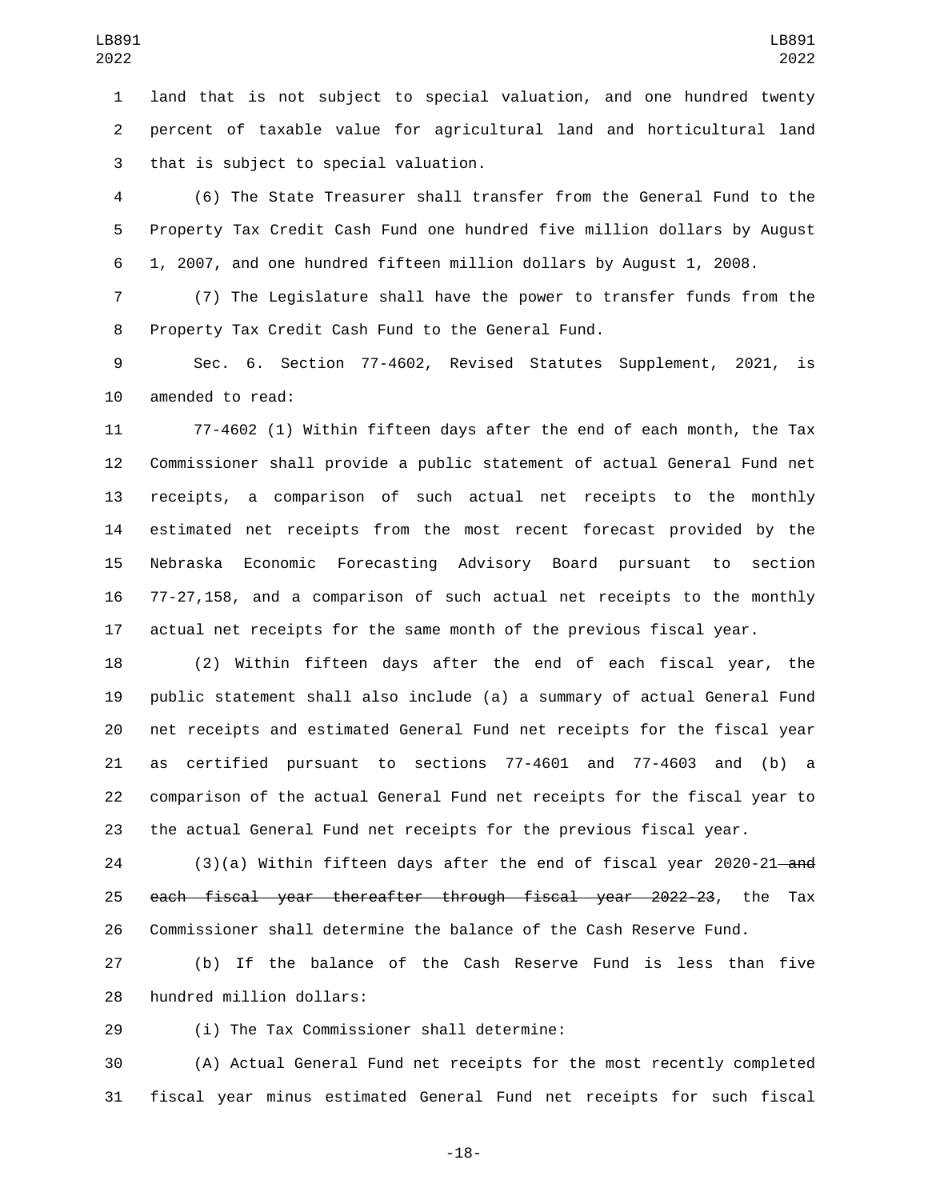land that is not subject to special valuation, and one hundred twenty percent of taxable value for agricultural land and horticultural land that is subject to special valuation.

(6) The State Treasurer shall transfer from the General Fund to the Property Tax Credit Cash Fund one hundred five million dollars by August 1, 2007, and one hundred fifteen million dollars by August 1, 2008.

(7) The Legislature shall have the power to transfer funds from the Property Tax Credit Cash Fund to the General Fund.

Sec. 6. Section 77-4602, Revised Statutes Supplement, 2021, is amended to read:

77-4602 (1) Within fifteen days after the end of each month, the Tax Commissioner shall provide a public statement of actual General Fund net receipts, a comparison of such actual net receipts to the monthly estimated net receipts from the most recent forecast provided by the Nebraska Economic Forecasting Advisory Board pursuant to section 77-27,158, and a comparison of such actual net receipts to the monthly actual net receipts for the same month of the previous fiscal year.

(2) Within fifteen days after the end of each fiscal year, the public statement shall also include (a) a summary of actual General Fund net receipts and estimated General Fund net receipts for the fiscal year as certified pursuant to sections 77-4601 and 77-4603 and (b) a comparison of the actual General Fund net receipts for the fiscal year to the actual General Fund net receipts for the previous fiscal year.

(3)(a) Within fifteen days after the end of fiscal year 2020-21 ~~and each fiscal year thereafter through fiscal year 2022-23~~, the Tax Commissioner shall determine the balance of the Cash Reserve Fund.

(b) If the balance of the Cash Reserve Fund is less than five hundred million dollars:

(i) The Tax Commissioner shall determine:

(A) Actual General Fund net receipts for the most recently completed fiscal year minus estimated General Fund net receipts for such fiscal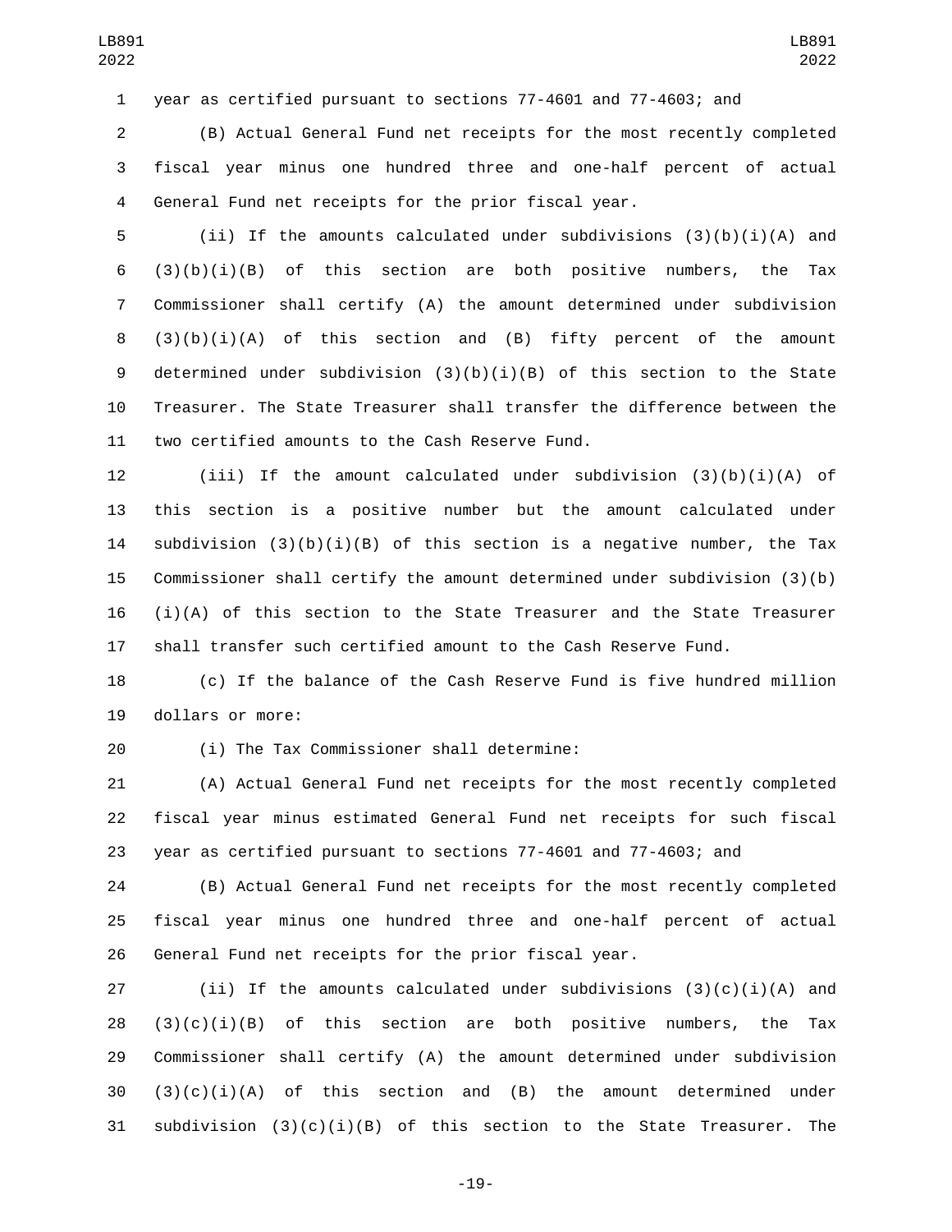year as certified pursuant to sections 77-4601 and 77-4603; and

(B) Actual General Fund net receipts for the most recently completed fiscal year minus one hundred three and one-half percent of actual General Fund net receipts for the prior fiscal year.

(ii) If the amounts calculated under subdivisions (3)(b)(i)(A) and (3)(b)(i)(B) of this section are both positive numbers, the Tax Commissioner shall certify (A) the amount determined under subdivision (3)(b)(i)(A) of this section and (B) fifty percent of the amount determined under subdivision (3)(b)(i)(B) of this section to the State Treasurer. The State Treasurer shall transfer the difference between the two certified amounts to the Cash Reserve Fund.

(iii) If the amount calculated under subdivision (3)(b)(i)(A) of this section is a positive number but the amount calculated under subdivision (3)(b)(i)(B) of this section is a negative number, the Tax Commissioner shall certify the amount determined under subdivision (3)(b)(i)(A) of this section to the State Treasurer and the State Treasurer shall transfer such certified amount to the Cash Reserve Fund.

(c) If the balance of the Cash Reserve Fund is five hundred million dollars or more:

(i) The Tax Commissioner shall determine:

(A) Actual General Fund net receipts for the most recently completed fiscal year minus estimated General Fund net receipts for such fiscal year as certified pursuant to sections 77-4601 and 77-4603; and

(B) Actual General Fund net receipts for the most recently completed fiscal year minus one hundred three and one-half percent of actual General Fund net receipts for the prior fiscal year.

(ii) If the amounts calculated under subdivisions (3)(c)(i)(A) and (3)(c)(i)(B) of this section are both positive numbers, the Tax Commissioner shall certify (A) the amount determined under subdivision (3)(c)(i)(A) of this section and (B) the amount determined under subdivision (3)(c)(i)(B) of this section to the State Treasurer. The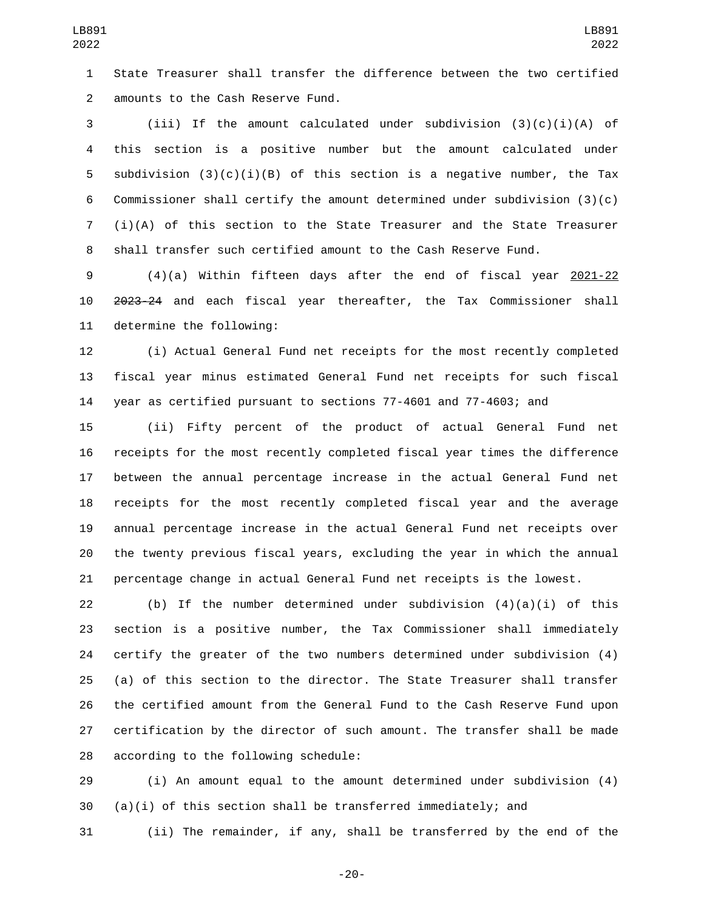State Treasurer shall transfer the difference between the two certified amounts to the Cash Reserve Fund.

(iii) If the amount calculated under subdivision (3)(c)(i)(A) of this section is a positive number but the amount calculated under subdivision (3)(c)(i)(B) of this section is a negative number, the Tax Commissioner shall certify the amount determined under subdivision (3)(c)(i)(A) of this section to the State Treasurer and the State Treasurer shall transfer such certified amount to the Cash Reserve Fund.

(4)(a) Within fifteen days after the end of fiscal year 2021-22 ~~2023-24~~ and each fiscal year thereafter, the Tax Commissioner shall determine the following:

(i) Actual General Fund net receipts for the most recently completed fiscal year minus estimated General Fund net receipts for such fiscal year as certified pursuant to sections 77-4601 and 77-4603; and

(ii) Fifty percent of the product of actual General Fund net receipts for the most recently completed fiscal year times the difference between the annual percentage increase in the actual General Fund net receipts for the most recently completed fiscal year and the average annual percentage increase in the actual General Fund net receipts over the twenty previous fiscal years, excluding the year in which the annual percentage change in actual General Fund net receipts is the lowest.

(b) If the number determined under subdivision (4)(a)(i) of this section is a positive number, the Tax Commissioner shall immediately certify the greater of the two numbers determined under subdivision (4)(a) of this section to the director. The State Treasurer shall transfer the certified amount from the General Fund to the Cash Reserve Fund upon certification by the director of such amount. The transfer shall be made according to the following schedule:

(i) An amount equal to the amount determined under subdivision (4)(a)(i) of this section shall be transferred immediately; and

(ii) The remainder, if any, shall be transferred by the end of the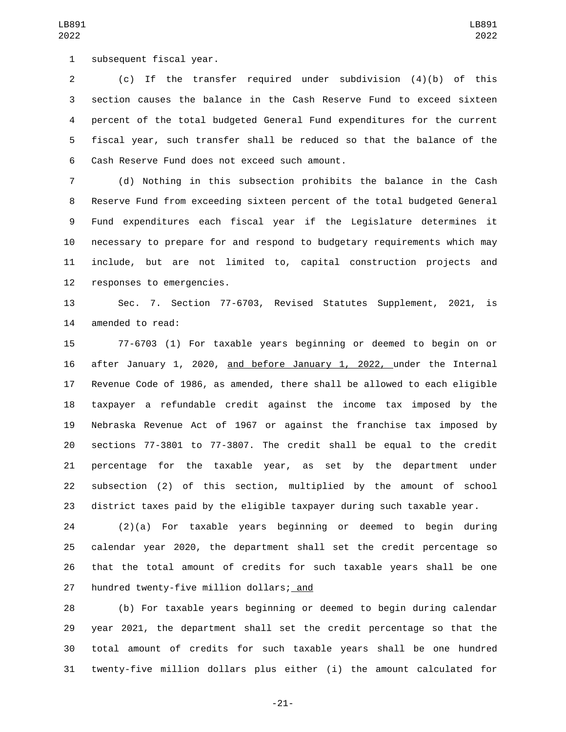subsequent fiscal year.

(c) If the transfer required under subdivision (4)(b) of this section causes the balance in the Cash Reserve Fund to exceed sixteen percent of the total budgeted General Fund expenditures for the current fiscal year, such transfer shall be reduced so that the balance of the Cash Reserve Fund does not exceed such amount.

(d) Nothing in this subsection prohibits the balance in the Cash Reserve Fund from exceeding sixteen percent of the total budgeted General Fund expenditures each fiscal year if the Legislature determines it necessary to prepare for and respond to budgetary requirements which may include, but are not limited to, capital construction projects and responses to emergencies.

Sec. 7. Section 77-6703, Revised Statutes Supplement, 2021, is amended to read:

77-6703 (1) For taxable years beginning or deemed to begin on or after January 1, 2020, and before January 1, 2022, under the Internal Revenue Code of 1986, as amended, there shall be allowed to each eligible taxpayer a refundable credit against the income tax imposed by the Nebraska Revenue Act of 1967 or against the franchise tax imposed by sections 77-3801 to 77-3807. The credit shall be equal to the credit percentage for the taxable year, as set by the department under subsection (2) of this section, multiplied by the amount of school district taxes paid by the eligible taxpayer during such taxable year.

(2)(a) For taxable years beginning or deemed to begin during calendar year 2020, the department shall set the credit percentage so that the total amount of credits for such taxable years shall be one hundred twenty-five million dollars; and

(b) For taxable years beginning or deemed to begin during calendar year 2021, the department shall set the credit percentage so that the total amount of credits for such taxable years shall be one hundred twenty-five million dollars plus either (i) the amount calculated for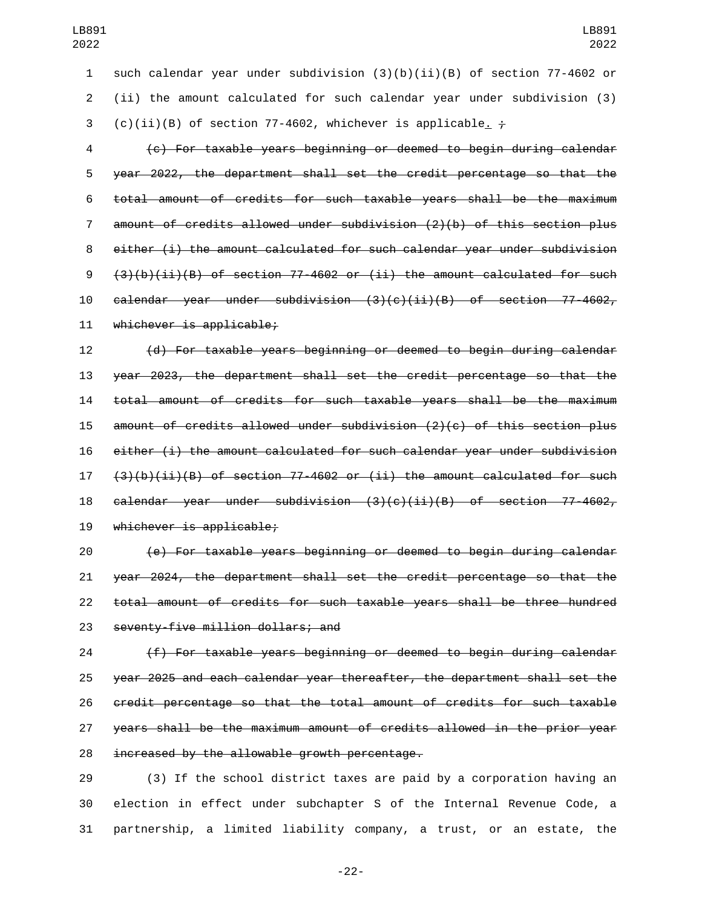such calendar year under subdivision (3)(b)(ii)(B) of section 77-4602 or (ii) the amount calculated for such calendar year under subdivision (3)(c)(ii)(B) of section 77-4602, whichever is applicable. ;

~~(c) For taxable years beginning or deemed to begin during calendar year 2022, the department shall set the credit percentage so that the total amount of credits for such taxable years shall be the maximum amount of credits allowed under subdivision (2)(b) of this section plus either (i) the amount calculated for such calendar year under subdivision (3)(b)(ii)(B) of section 77-4602 or (ii) the amount calculated for such calendar year under subdivision (3)(c)(ii)(B) of section 77-4602, whichever is applicable;~~

~~(d) For taxable years beginning or deemed to begin during calendar year 2023, the department shall set the credit percentage so that the total amount of credits for such taxable years shall be the maximum amount of credits allowed under subdivision (2)(c) of this section plus either (i) the amount calculated for such calendar year under subdivision (3)(b)(ii)(B) of section 77-4602 or (ii) the amount calculated for such calendar year under subdivision (3)(c)(ii)(B) of section 77-4602, whichever is applicable;~~

~~(e) For taxable years beginning or deemed to begin during calendar year 2024, the department shall set the credit percentage so that the total amount of credits for such taxable years shall be three hundred seventy-five million dollars; and~~

~~(f) For taxable years beginning or deemed to begin during calendar year 2025 and each calendar year thereafter, the department shall set the credit percentage so that the total amount of credits for such taxable years shall be the maximum amount of credits allowed in the prior year increased by the allowable growth percentage.~~

(3) If the school district taxes are paid by a corporation having an election in effect under subchapter S of the Internal Revenue Code, a partnership, a limited liability company, a trust, or an estate, the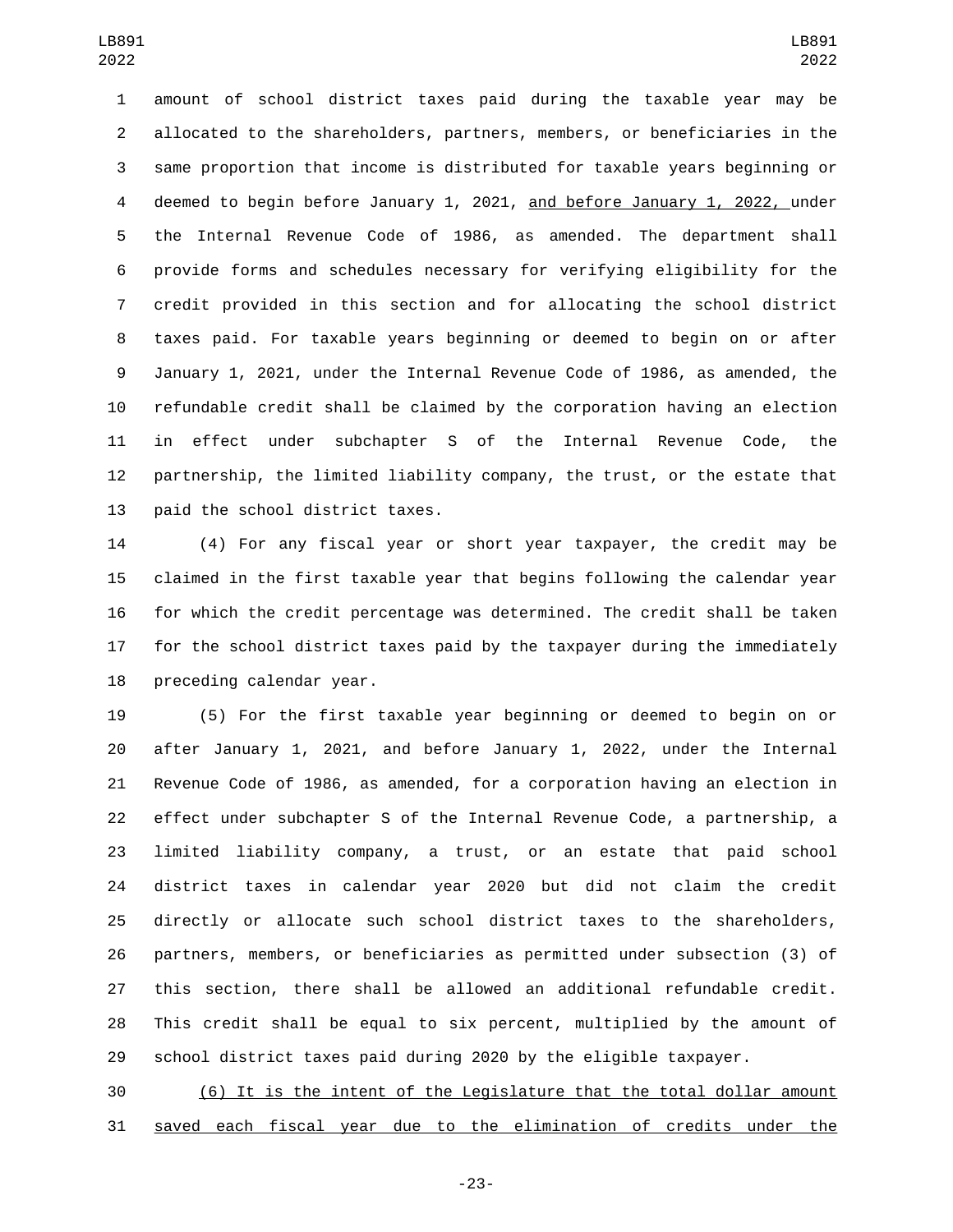amount of school district taxes paid during the taxable year may be allocated to the shareholders, partners, members, or beneficiaries in the same proportion that income is distributed for taxable years beginning or deemed to begin before January 1, 2021, and before January 1, 2022, under the Internal Revenue Code of 1986, as amended. The department shall provide forms and schedules necessary for verifying eligibility for the credit provided in this section and for allocating the school district taxes paid. For taxable years beginning or deemed to begin on or after January 1, 2021, under the Internal Revenue Code of 1986, as amended, the refundable credit shall be claimed by the corporation having an election in effect under subchapter S of the Internal Revenue Code, the partnership, the limited liability company, the trust, or the estate that paid the school district taxes.

(4) For any fiscal year or short year taxpayer, the credit may be claimed in the first taxable year that begins following the calendar year for which the credit percentage was determined. The credit shall be taken for the school district taxes paid by the taxpayer during the immediately preceding calendar year.

(5) For the first taxable year beginning or deemed to begin on or after January 1, 2021, and before January 1, 2022, under the Internal Revenue Code of 1986, as amended, for a corporation having an election in effect under subchapter S of the Internal Revenue Code, a partnership, a limited liability company, a trust, or an estate that paid school district taxes in calendar year 2020 but did not claim the credit directly or allocate such school district taxes to the shareholders, partners, members, or beneficiaries as permitted under subsection (3) of this section, there shall be allowed an additional refundable credit. This credit shall be equal to six percent, multiplied by the amount of school district taxes paid during 2020 by the eligible taxpayer.

(6) It is the intent of the Legislature that the total dollar amount saved each fiscal year due to the elimination of credits under the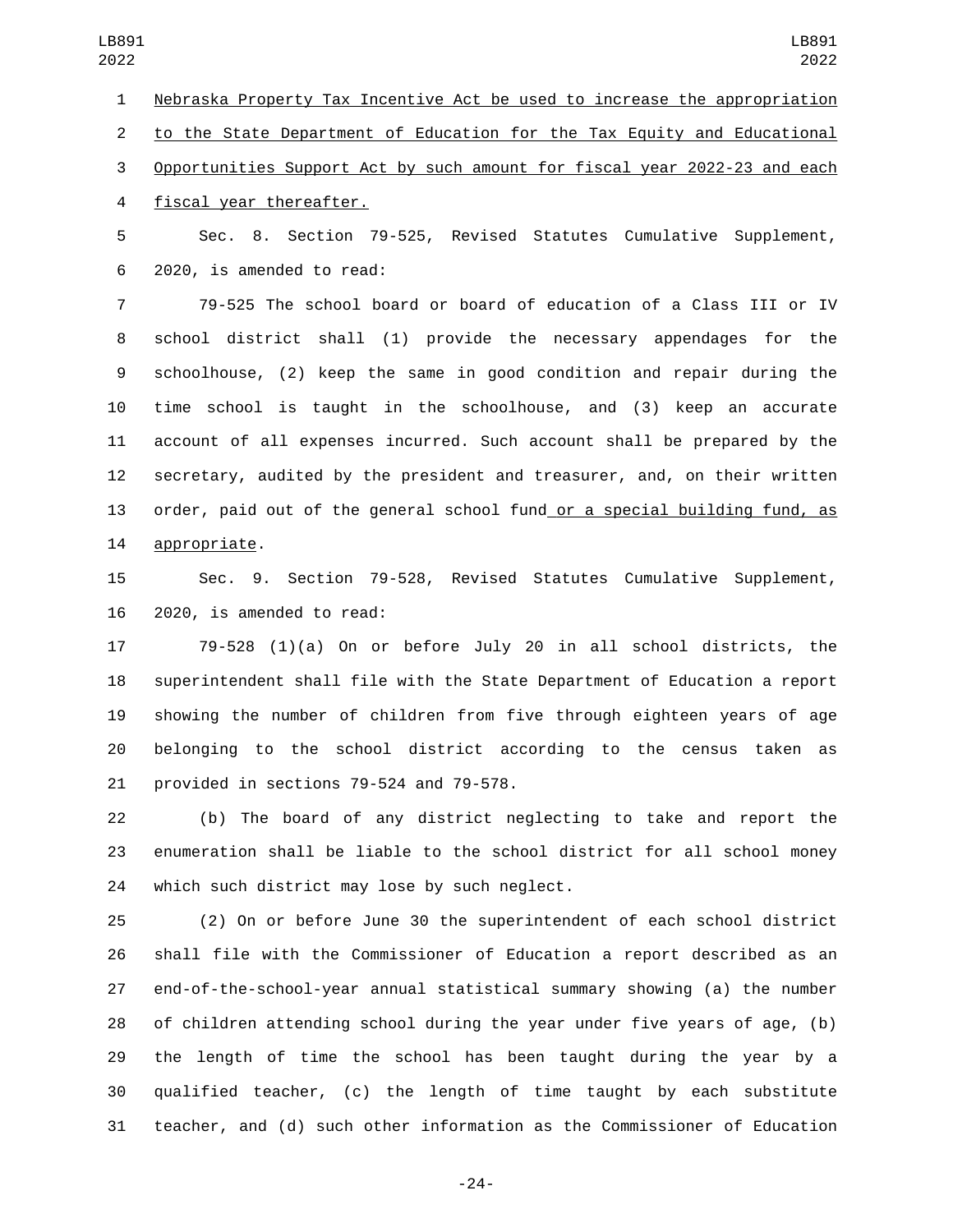Nebraska Property Tax Incentive Act be used to increase the appropriation to the State Department of Education for the Tax Equity and Educational Opportunities Support Act by such amount for fiscal year 2022-23 and each fiscal year thereafter.

Sec. 8. Section 79-525, Revised Statutes Cumulative Supplement, 2020, is amended to read:

79-525 The school board or board of education of a Class III or IV school district shall (1) provide the necessary appendages for the schoolhouse, (2) keep the same in good condition and repair during the time school is taught in the schoolhouse, and (3) keep an accurate account of all expenses incurred. Such account shall be prepared by the secretary, audited by the president and treasurer, and, on their written order, paid out of the general school fund or a special building fund, as appropriate.

Sec. 9. Section 79-528, Revised Statutes Cumulative Supplement, 2020, is amended to read:

79-528 (1)(a) On or before July 20 in all school districts, the superintendent shall file with the State Department of Education a report showing the number of children from five through eighteen years of age belonging to the school district according to the census taken as provided in sections 79-524 and 79-578.

(b) The board of any district neglecting to take and report the enumeration shall be liable to the school district for all school money which such district may lose by such neglect.

(2) On or before June 30 the superintendent of each school district shall file with the Commissioner of Education a report described as an end-of-the-school-year annual statistical summary showing (a) the number of children attending school during the year under five years of age, (b) the length of time the school has been taught during the year by a qualified teacher, (c) the length of time taught by each substitute teacher, and (d) such other information as the Commissioner of Education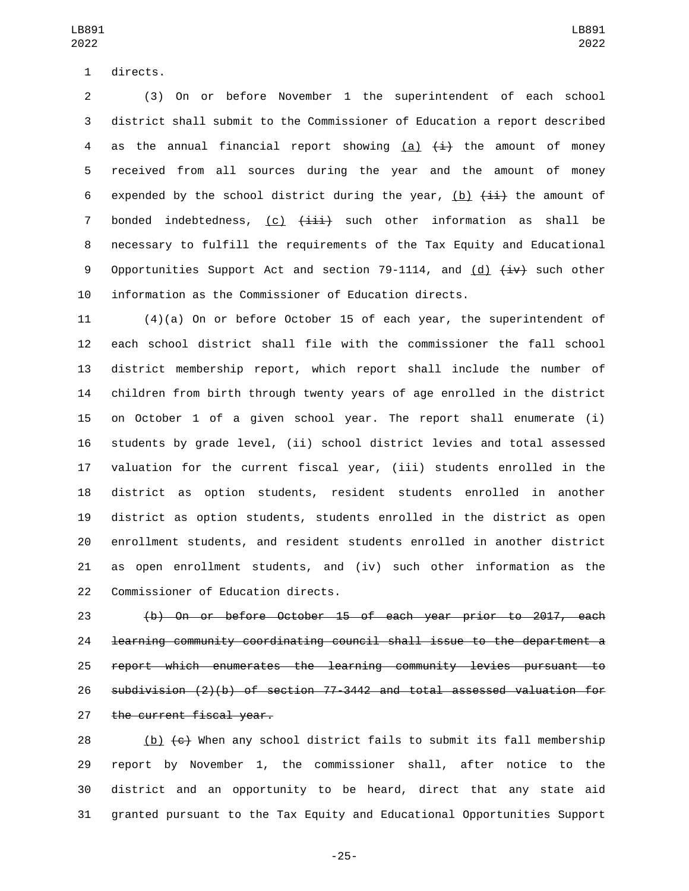directs.

(3) On or before November 1 the superintendent of each school district shall submit to the Commissioner of Education a report described as the annual financial report showing <u>(a)</u> ~~(i)~~ the amount of money received from all sources during the year and the amount of money expended by the school district during the year, <u>(b)</u> ~~(ii)~~ the amount of bonded indebtedness, <u>(c)</u> ~~(iii)~~ such other information as shall be necessary to fulfill the requirements of the Tax Equity and Educational Opportunities Support Act and section 79-1114, and <u>(d)</u> ~~(iv)~~ such other information as the Commissioner of Education directs.

(4)(a) On or before October 15 of each year, the superintendent of each school district shall file with the commissioner the fall school district membership report, which report shall include the number of children from birth through twenty years of age enrolled in the district on October 1 of a given school year. The report shall enumerate (i) students by grade level, (ii) school district levies and total assessed valuation for the current fiscal year, (iii) students enrolled in the district as option students, resident students enrolled in another district as option students, students enrolled in the district as open enrollment students, and resident students enrolled in another district as open enrollment students, and (iv) such other information as the Commissioner of Education directs.

~~(b) On or before October 15 of each year prior to 2017, each learning community coordinating council shall issue to the department a report which enumerates the learning community levies pursuant to subdivision (2)(b) of section 77-3442 and total assessed valuation for the current fiscal year.~~

<u>(b)</u> ~~(c)~~ When any school district fails to submit its fall membership report by November 1, the commissioner shall, after notice to the district and an opportunity to be heard, direct that any state aid granted pursuant to the Tax Equity and Educational Opportunities Support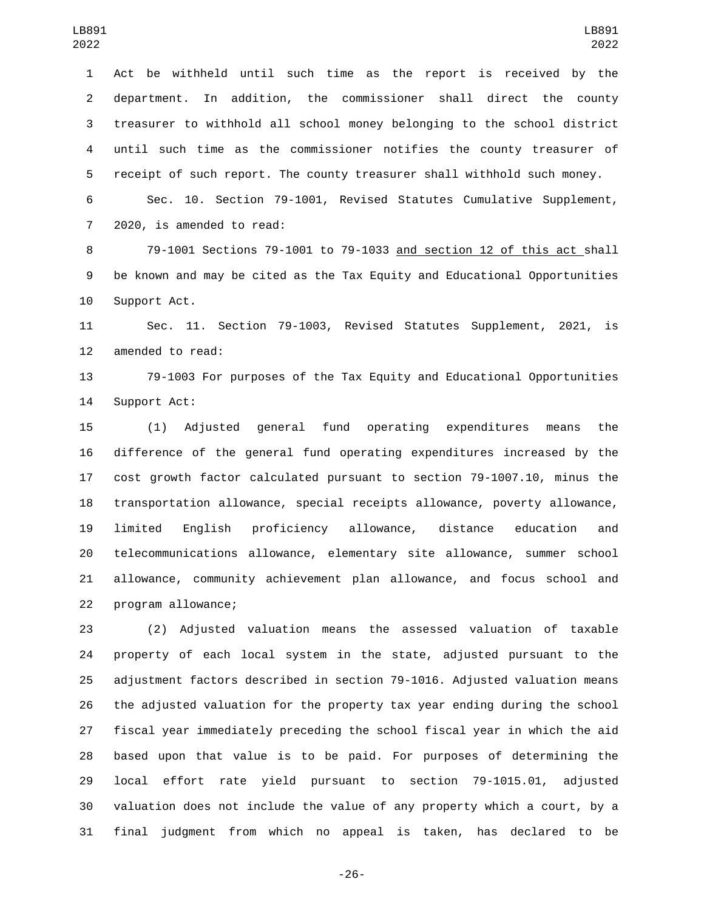Act be withheld until such time as the report is received by the department. In addition, the commissioner shall direct the county treasurer to withhold all school money belonging to the school district until such time as the commissioner notifies the county treasurer of receipt of such report. The county treasurer shall withhold such money.

Sec. 10. Section 79-1001, Revised Statutes Cumulative Supplement, 2020, is amended to read:

79-1001 Sections 79-1001 to 79-1033 and section 12 of this act shall be known and may be cited as the Tax Equity and Educational Opportunities Support Act.

Sec. 11. Section 79-1003, Revised Statutes Supplement, 2021, is amended to read:

79-1003 For purposes of the Tax Equity and Educational Opportunities Support Act:

(1) Adjusted general fund operating expenditures means the difference of the general fund operating expenditures increased by the cost growth factor calculated pursuant to section 79-1007.10, minus the transportation allowance, special receipts allowance, poverty allowance, limited English proficiency allowance, distance education and telecommunications allowance, elementary site allowance, summer school allowance, community achievement plan allowance, and focus school and program allowance;

(2) Adjusted valuation means the assessed valuation of taxable property of each local system in the state, adjusted pursuant to the adjustment factors described in section 79-1016. Adjusted valuation means the adjusted valuation for the property tax year ending during the school fiscal year immediately preceding the school fiscal year in which the aid based upon that value is to be paid. For purposes of determining the local effort rate yield pursuant to section 79-1015.01, adjusted valuation does not include the value of any property which a court, by a final judgment from which no appeal is taken, has declared to be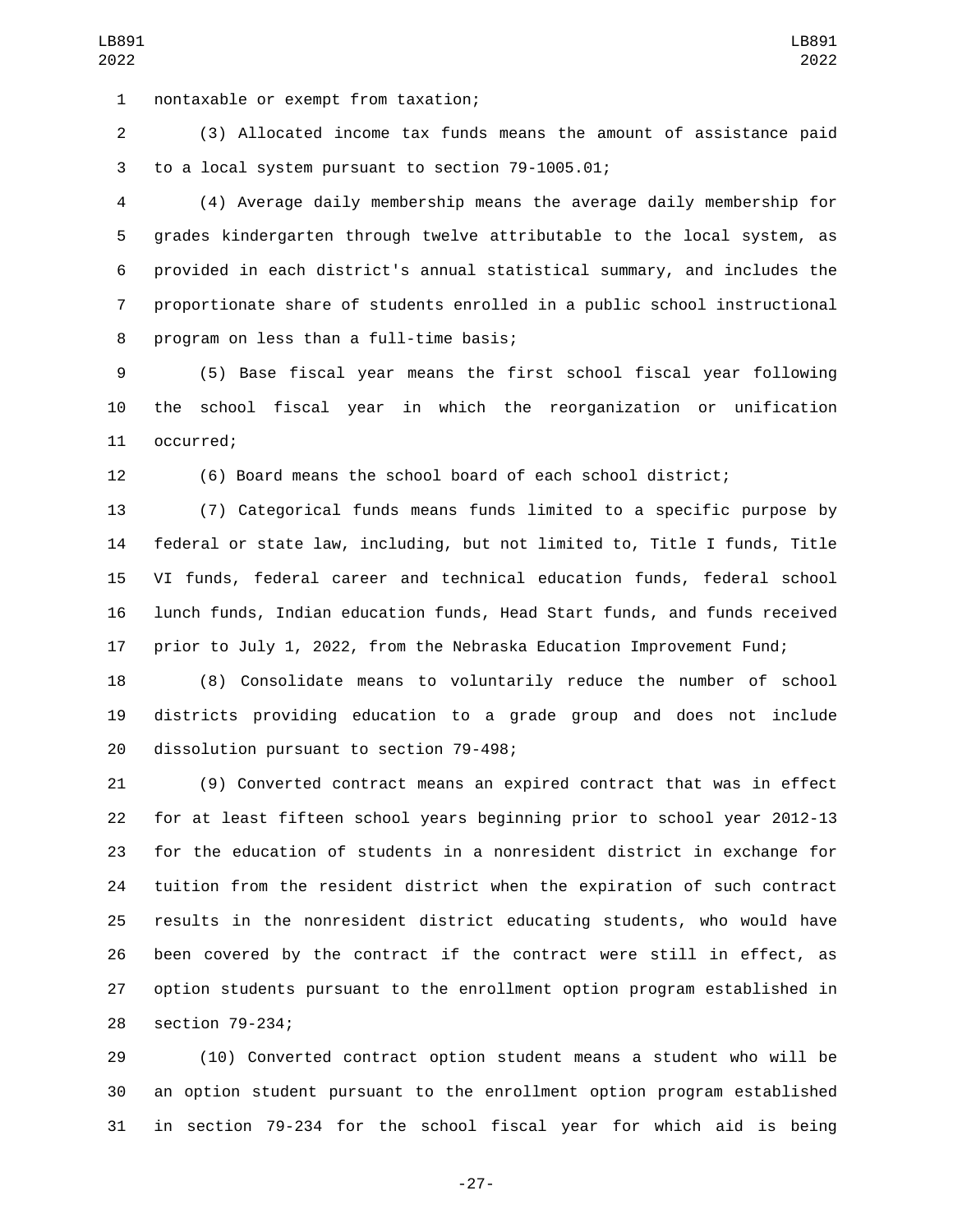nontaxable or exempt from taxation;

(3) Allocated income tax funds means the amount of assistance paid to a local system pursuant to section 79-1005.01;

(4) Average daily membership means the average daily membership for grades kindergarten through twelve attributable to the local system, as provided in each district's annual statistical summary, and includes the proportionate share of students enrolled in a public school instructional program on less than a full-time basis;

(5) Base fiscal year means the first school fiscal year following the school fiscal year in which the reorganization or unification occurred;

(6) Board means the school board of each school district;

(7) Categorical funds means funds limited to a specific purpose by federal or state law, including, but not limited to, Title I funds, Title VI funds, federal career and technical education funds, federal school lunch funds, Indian education funds, Head Start funds, and funds received prior to July 1, 2022, from the Nebraska Education Improvement Fund;

(8) Consolidate means to voluntarily reduce the number of school districts providing education to a grade group and does not include dissolution pursuant to section 79-498;

(9) Converted contract means an expired contract that was in effect for at least fifteen school years beginning prior to school year 2012-13 for the education of students in a nonresident district in exchange for tuition from the resident district when the expiration of such contract results in the nonresident district educating students, who would have been covered by the contract if the contract were still in effect, as option students pursuant to the enrollment option program established in section 79-234;

(10) Converted contract option student means a student who will be an option student pursuant to the enrollment option program established in section 79-234 for the school fiscal year for which aid is being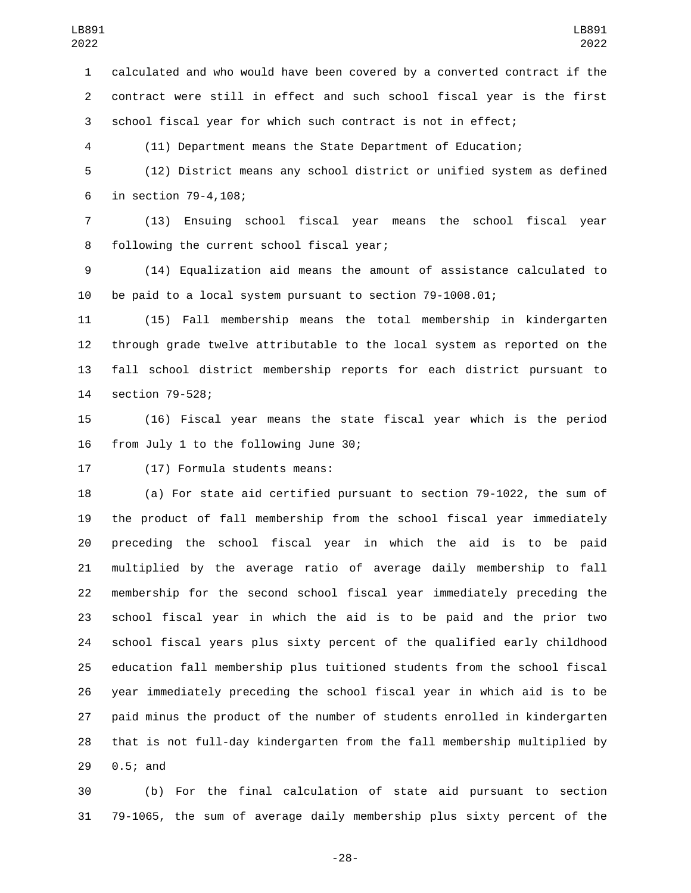calculated and who would have been covered by a converted contract if the contract were still in effect and such school fiscal year is the first school fiscal year for which such contract is not in effect;

(11) Department means the State Department of Education;

(12) District means any school district or unified system as defined in section 79-4,108;

(13) Ensuing school fiscal year means the school fiscal year following the current school fiscal year;

(14) Equalization aid means the amount of assistance calculated to be paid to a local system pursuant to section 79-1008.01;

(15) Fall membership means the total membership in kindergarten through grade twelve attributable to the local system as reported on the fall school district membership reports for each district pursuant to section 79-528;

(16) Fiscal year means the state fiscal year which is the period from July 1 to the following June 30;

(17) Formula students means:

(a) For state aid certified pursuant to section 79-1022, the sum of the product of fall membership from the school fiscal year immediately preceding the school fiscal year in which the aid is to be paid multiplied by the average ratio of average daily membership to fall membership for the second school fiscal year immediately preceding the school fiscal year in which the aid is to be paid and the prior two school fiscal years plus sixty percent of the qualified early childhood education fall membership plus tuitioned students from the school fiscal year immediately preceding the school fiscal year in which aid is to be paid minus the product of the number of students enrolled in kindergarten that is not full-day kindergarten from the fall membership multiplied by 0.5; and

(b) For the final calculation of state aid pursuant to section 79-1065, the sum of average daily membership plus sixty percent of the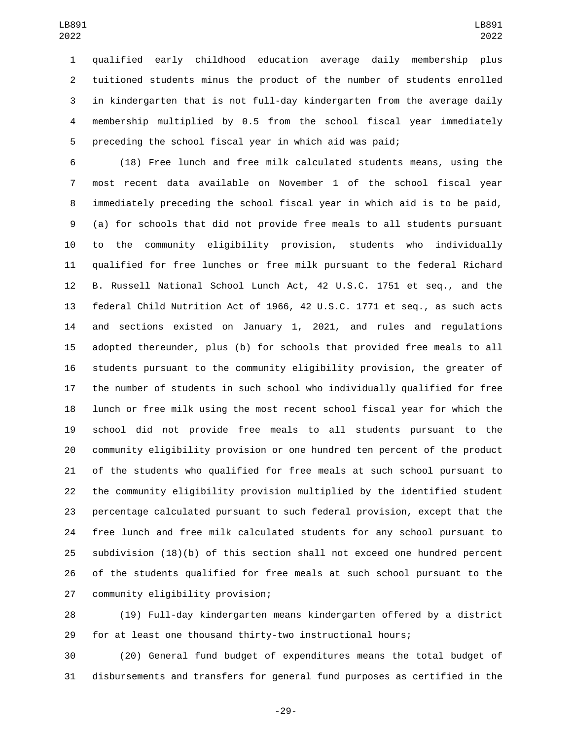qualified early childhood education average daily membership plus tuitioned students minus the product of the number of students enrolled in kindergarten that is not full-day kindergarten from the average daily membership multiplied by 0.5 from the school fiscal year immediately preceding the school fiscal year in which aid was paid;

(18) Free lunch and free milk calculated students means, using the most recent data available on November 1 of the school fiscal year immediately preceding the school fiscal year in which aid is to be paid, (a) for schools that did not provide free meals to all students pursuant to the community eligibility provision, students who individually qualified for free lunches or free milk pursuant to the federal Richard B. Russell National School Lunch Act, 42 U.S.C. 1751 et seq., and the federal Child Nutrition Act of 1966, 42 U.S.C. 1771 et seq., as such acts and sections existed on January 1, 2021, and rules and regulations adopted thereunder, plus (b) for schools that provided free meals to all students pursuant to the community eligibility provision, the greater of the number of students in such school who individually qualified for free lunch or free milk using the most recent school fiscal year for which the school did not provide free meals to all students pursuant to the community eligibility provision or one hundred ten percent of the product of the students who qualified for free meals at such school pursuant to the community eligibility provision multiplied by the identified student percentage calculated pursuant to such federal provision, except that the free lunch and free milk calculated students for any school pursuant to subdivision (18)(b) of this section shall not exceed one hundred percent of the students qualified for free meals at such school pursuant to the community eligibility provision;

(19) Full-day kindergarten means kindergarten offered by a district for at least one thousand thirty-two instructional hours;

(20) General fund budget of expenditures means the total budget of disbursements and transfers for general fund purposes as certified in the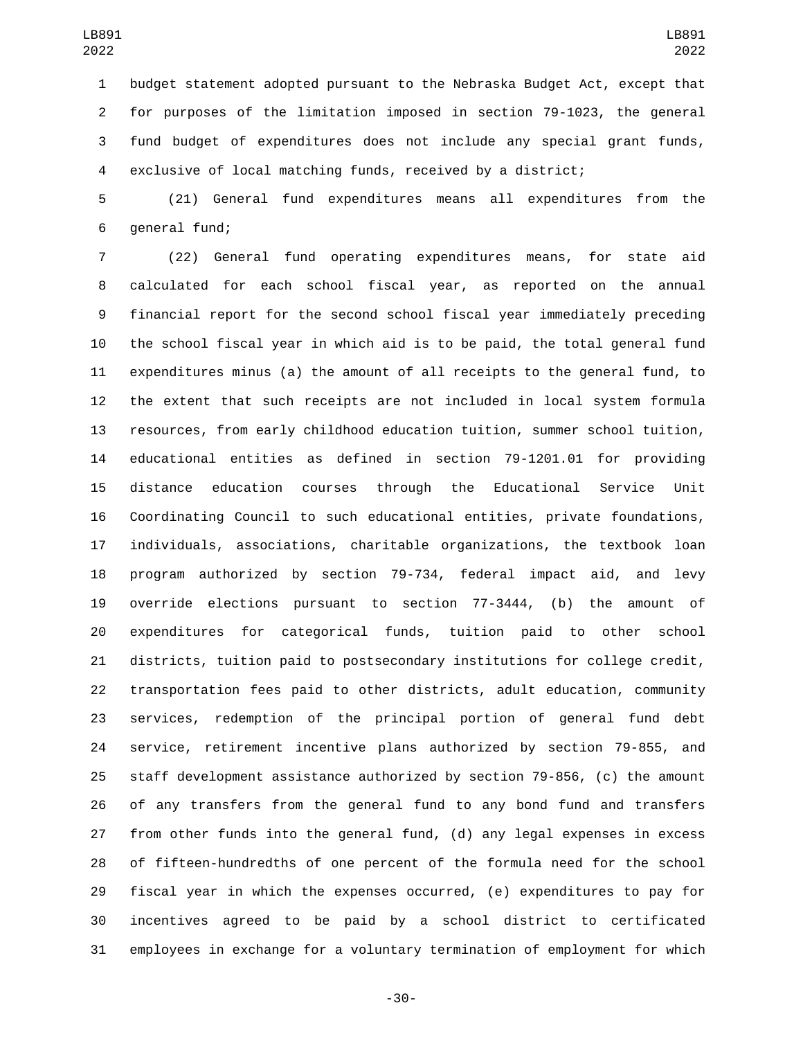budget statement adopted pursuant to the Nebraska Budget Act, except that for purposes of the limitation imposed in section 79-1023, the general fund budget of expenditures does not include any special grant funds, exclusive of local matching funds, received by a district;

(21) General fund expenditures means all expenditures from the general fund;

(22) General fund operating expenditures means, for state aid calculated for each school fiscal year, as reported on the annual financial report for the second school fiscal year immediately preceding the school fiscal year in which aid is to be paid, the total general fund expenditures minus (a) the amount of all receipts to the general fund, to the extent that such receipts are not included in local system formula resources, from early childhood education tuition, summer school tuition, educational entities as defined in section 79-1201.01 for providing distance education courses through the Educational Service Unit Coordinating Council to such educational entities, private foundations, individuals, associations, charitable organizations, the textbook loan program authorized by section 79-734, federal impact aid, and levy override elections pursuant to section 77-3444, (b) the amount of expenditures for categorical funds, tuition paid to other school districts, tuition paid to postsecondary institutions for college credit, transportation fees paid to other districts, adult education, community services, redemption of the principal portion of general fund debt service, retirement incentive plans authorized by section 79-855, and staff development assistance authorized by section 79-856, (c) the amount of any transfers from the general fund to any bond fund and transfers from other funds into the general fund, (d) any legal expenses in excess of fifteen-hundredths of one percent of the formula need for the school fiscal year in which the expenses occurred, (e) expenditures to pay for incentives agreed to be paid by a school district to certificated employees in exchange for a voluntary termination of employment for which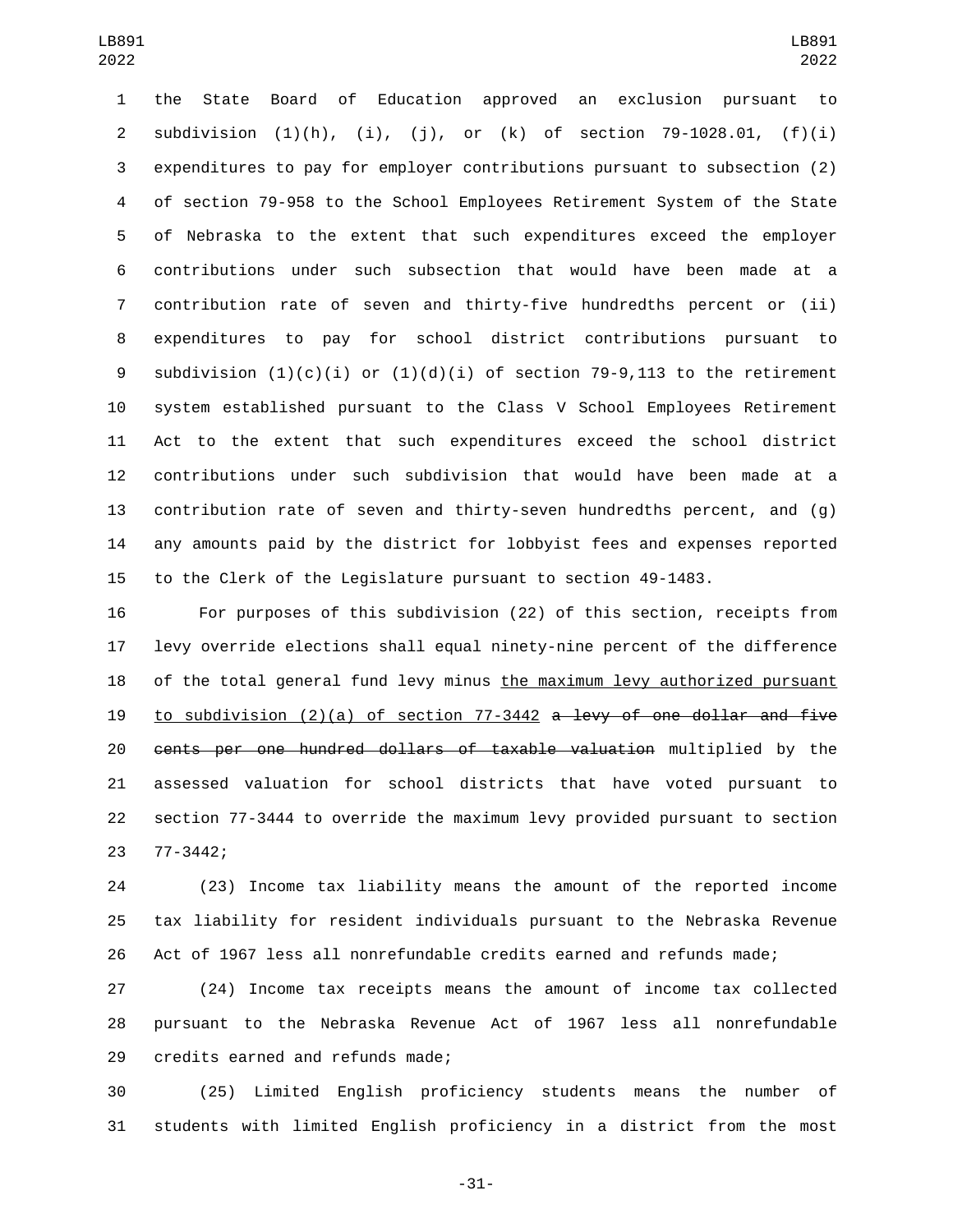the State Board of Education approved an exclusion pursuant to subdivision (1)(h), (i), (j), or (k) of section 79-1028.01, (f)(i) expenditures to pay for employer contributions pursuant to subsection (2) of section 79-958 to the School Employees Retirement System of the State of Nebraska to the extent that such expenditures exceed the employer contributions under such subsection that would have been made at a contribution rate of seven and thirty-five hundredths percent or (ii) expenditures to pay for school district contributions pursuant to subdivision (1)(c)(i) or (1)(d)(i) of section 79-9,113 to the retirement system established pursuant to the Class V School Employees Retirement Act to the extent that such expenditures exceed the school district contributions under such subdivision that would have been made at a contribution rate of seven and thirty-seven hundredths percent, and (g) any amounts paid by the district for lobbyist fees and expenses reported to the Clerk of the Legislature pursuant to section 49-1483.

For purposes of this subdivision (22) of this section, receipts from levy override elections shall equal ninety-nine percent of the difference of the total general fund levy minus <u>the maximum levy authorized pursuant to subdivision (2)(a) of section 77-3442</u> ~~a levy of one dollar and five cents per one hundred dollars of taxable valuation~~ multiplied by the assessed valuation for school districts that have voted pursuant to section 77-3444 to override the maximum levy provided pursuant to section 77-3442;

(23) Income tax liability means the amount of the reported income tax liability for resident individuals pursuant to the Nebraska Revenue Act of 1967 less all nonrefundable credits earned and refunds made;

(24) Income tax receipts means the amount of income tax collected pursuant to the Nebraska Revenue Act of 1967 less all nonrefundable credits earned and refunds made;

(25) Limited English proficiency students means the number of students with limited English proficiency in a district from the most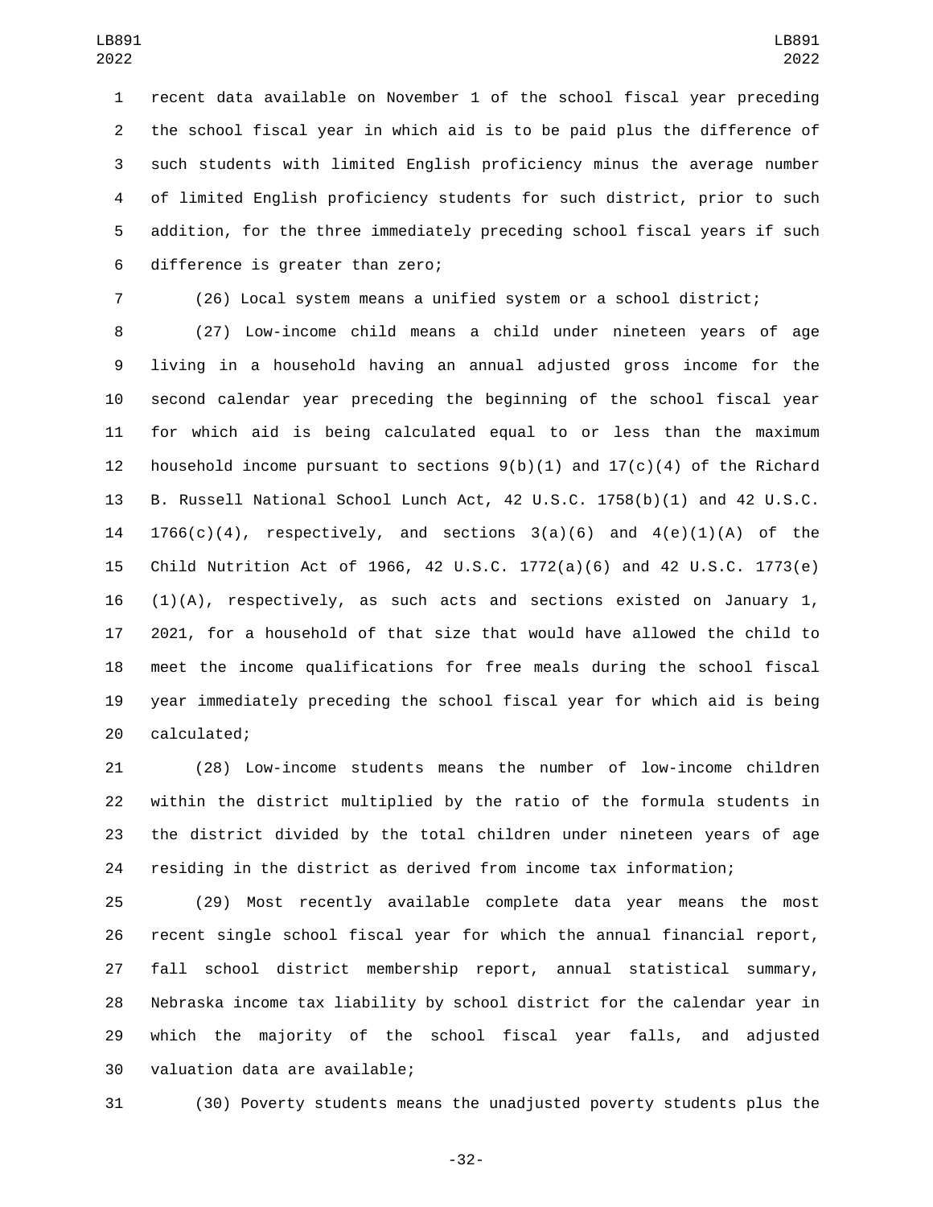recent data available on November 1 of the school fiscal year preceding the school fiscal year in which aid is to be paid plus the difference of such students with limited English proficiency minus the average number of limited English proficiency students for such district, prior to such addition, for the three immediately preceding school fiscal years if such difference is greater than zero;

(26) Local system means a unified system or a school district;

(27) Low-income child means a child under nineteen years of age living in a household having an annual adjusted gross income for the second calendar year preceding the beginning of the school fiscal year for which aid is being calculated equal to or less than the maximum household income pursuant to sections 9(b)(1) and 17(c)(4) of the Richard B. Russell National School Lunch Act, 42 U.S.C. 1758(b)(1) and 42 U.S.C. 1766(c)(4), respectively, and sections 3(a)(6) and 4(e)(1)(A) of the Child Nutrition Act of 1966, 42 U.S.C. 1772(a)(6) and 42 U.S.C. 1773(e)(1)(A), respectively, as such acts and sections existed on January 1, 2021, for a household of that size that would have allowed the child to meet the income qualifications for free meals during the school fiscal year immediately preceding the school fiscal year for which aid is being calculated;

(28) Low-income students means the number of low-income children within the district multiplied by the ratio of the formula students in the district divided by the total children under nineteen years of age residing in the district as derived from income tax information;

(29) Most recently available complete data year means the most recent single school fiscal year for which the annual financial report, fall school district membership report, annual statistical summary, Nebraska income tax liability by school district for the calendar year in which the majority of the school fiscal year falls, and adjusted valuation data are available;

(30) Poverty students means the unadjusted poverty students plus the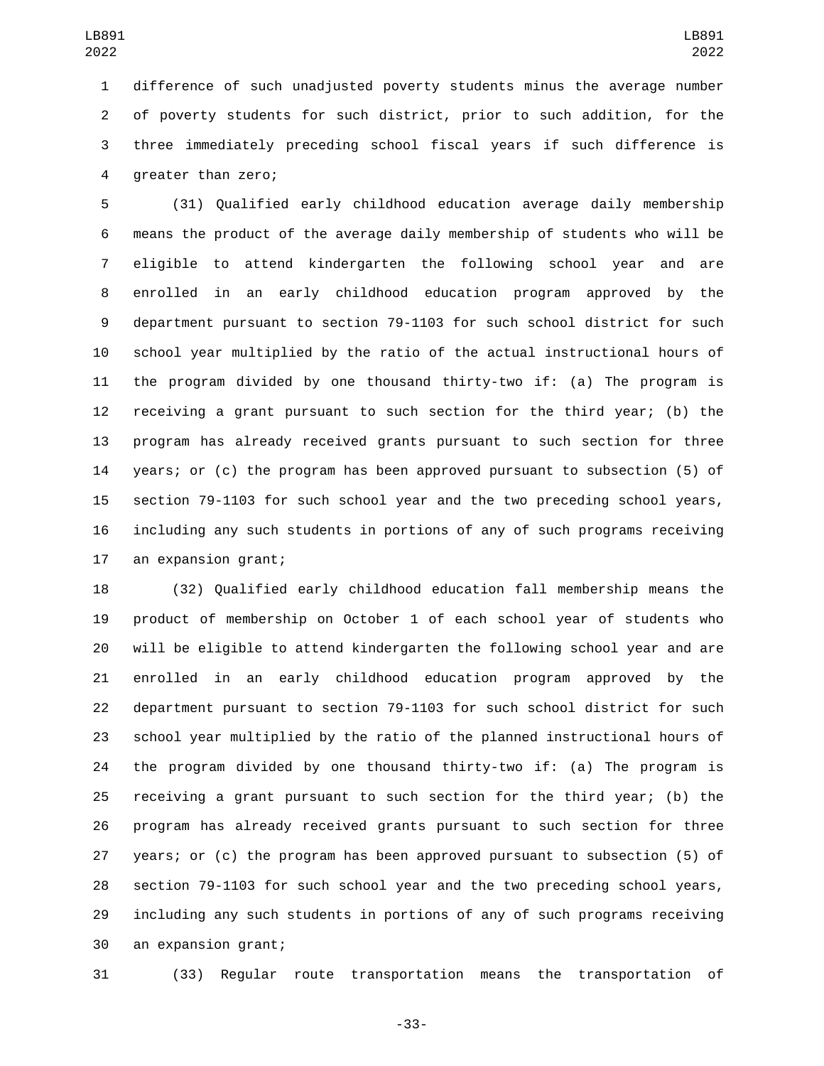difference of such unadjusted poverty students minus the average number of poverty students for such district, prior to such addition, for the three immediately preceding school fiscal years if such difference is greater than zero;

(31) Qualified early childhood education average daily membership means the product of the average daily membership of students who will be eligible to attend kindergarten the following school year and are enrolled in an early childhood education program approved by the department pursuant to section 79-1103 for such school district for such school year multiplied by the ratio of the actual instructional hours of the program divided by one thousand thirty-two if: (a) The program is receiving a grant pursuant to such section for the third year; (b) the program has already received grants pursuant to such section for three years; or (c) the program has been approved pursuant to subsection (5) of section 79-1103 for such school year and the two preceding school years, including any such students in portions of any of such programs receiving an expansion grant;

(32) Qualified early childhood education fall membership means the product of membership on October 1 of each school year of students who will be eligible to attend kindergarten the following school year and are enrolled in an early childhood education program approved by the department pursuant to section 79-1103 for such school district for such school year multiplied by the ratio of the planned instructional hours of the program divided by one thousand thirty-two if: (a) The program is receiving a grant pursuant to such section for the third year; (b) the program has already received grants pursuant to such section for three years; or (c) the program has been approved pursuant to subsection (5) of section 79-1103 for such school year and the two preceding school years, including any such students in portions of any of such programs receiving an expansion grant;

(33) Regular route transportation means the transportation of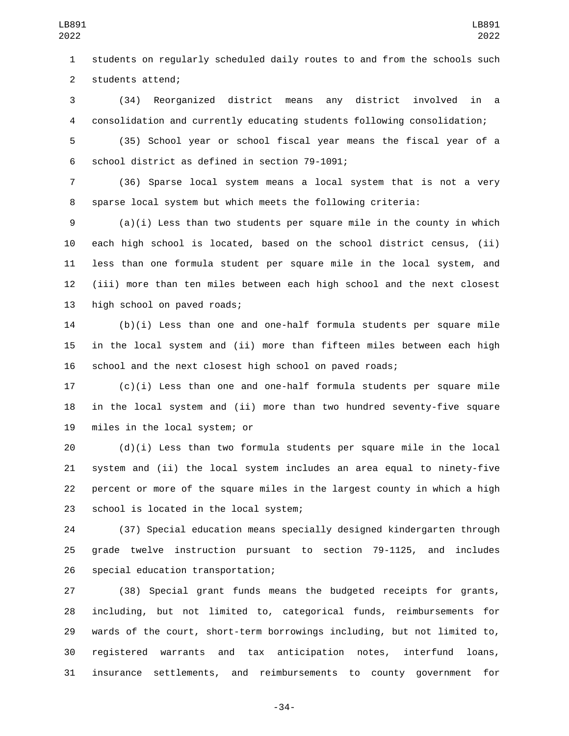students on regularly scheduled daily routes to and from the schools such students attend;

(34) Reorganized district means any district involved in a consolidation and currently educating students following consolidation;

(35) School year or school fiscal year means the fiscal year of a school district as defined in section 79-1091;

(36) Sparse local system means a local system that is not a very sparse local system but which meets the following criteria:

(a)(i) Less than two students per square mile in the county in which each high school is located, based on the school district census, (ii) less than one formula student per square mile in the local system, and (iii) more than ten miles between each high school and the next closest high school on paved roads;

(b)(i) Less than one and one-half formula students per square mile in the local system and (ii) more than fifteen miles between each high school and the next closest high school on paved roads;

(c)(i) Less than one and one-half formula students per square mile in the local system and (ii) more than two hundred seventy-five square miles in the local system; or

(d)(i) Less than two formula students per square mile in the local system and (ii) the local system includes an area equal to ninety-five percent or more of the square miles in the largest county in which a high school is located in the local system;

(37) Special education means specially designed kindergarten through grade twelve instruction pursuant to section 79-1125, and includes special education transportation;

(38) Special grant funds means the budgeted receipts for grants, including, but not limited to, categorical funds, reimbursements for wards of the court, short-term borrowings including, but not limited to, registered warrants and tax anticipation notes, interfund loans, insurance settlements, and reimbursements to county government for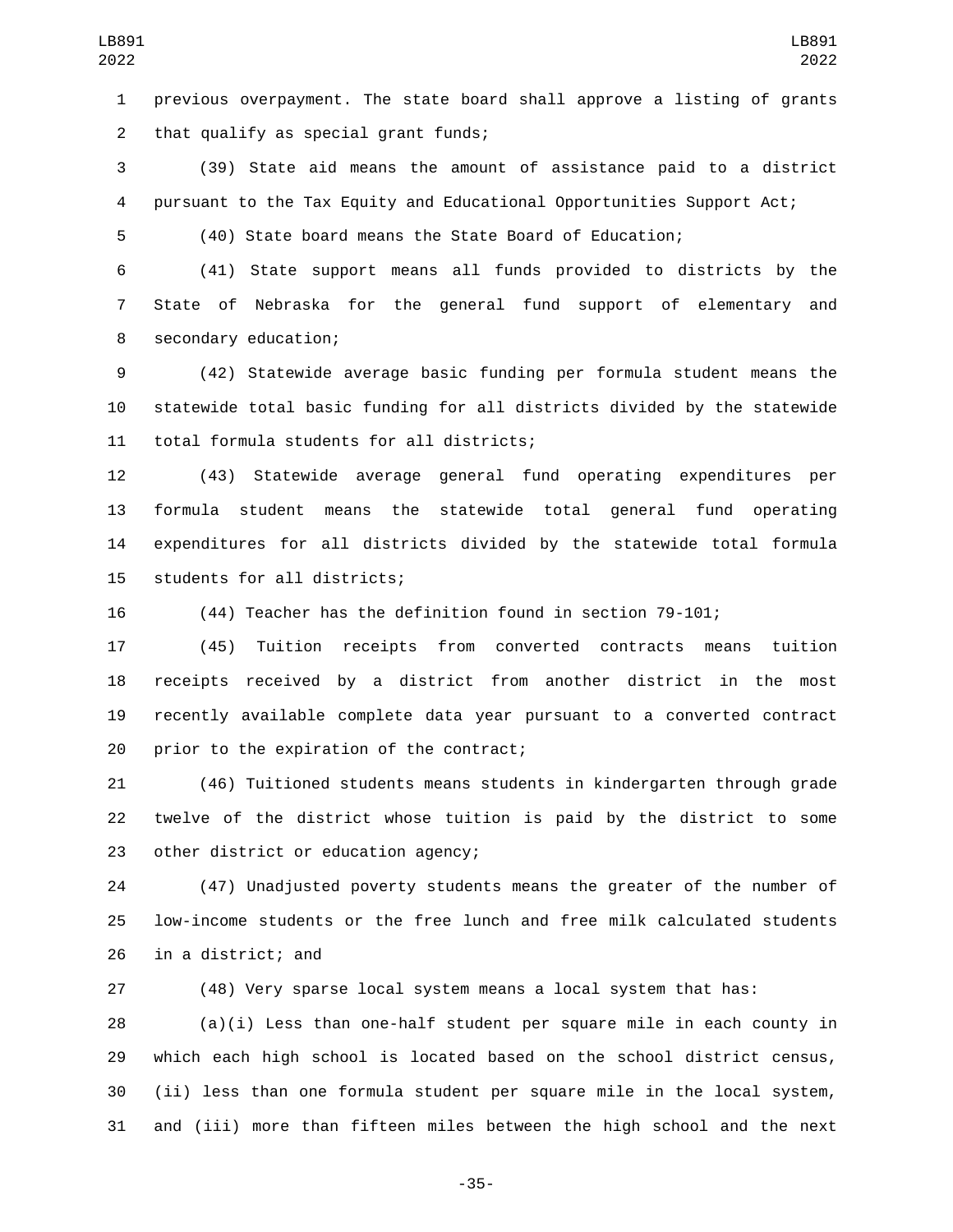previous overpayment. The state board shall approve a listing of grants that qualify as special grant funds;

(39) State aid means the amount of assistance paid to a district pursuant to the Tax Equity and Educational Opportunities Support Act;

(40) State board means the State Board of Education;

(41) State support means all funds provided to districts by the State of Nebraska for the general fund support of elementary and secondary education;

(42) Statewide average basic funding per formula student means the statewide total basic funding for all districts divided by the statewide total formula students for all districts;

(43) Statewide average general fund operating expenditures per formula student means the statewide total general fund operating expenditures for all districts divided by the statewide total formula students for all districts;

(44) Teacher has the definition found in section 79-101;

(45) Tuition receipts from converted contracts means tuition receipts received by a district from another district in the most recently available complete data year pursuant to a converted contract prior to the expiration of the contract;

(46) Tuitioned students means students in kindergarten through grade twelve of the district whose tuition is paid by the district to some other district or education agency;

(47) Unadjusted poverty students means the greater of the number of low-income students or the free lunch and free milk calculated students in a district; and

(48) Very sparse local system means a local system that has:

(a)(i) Less than one-half student per square mile in each county in which each high school is located based on the school district census, (ii) less than one formula student per square mile in the local system, and (iii) more than fifteen miles between the high school and the next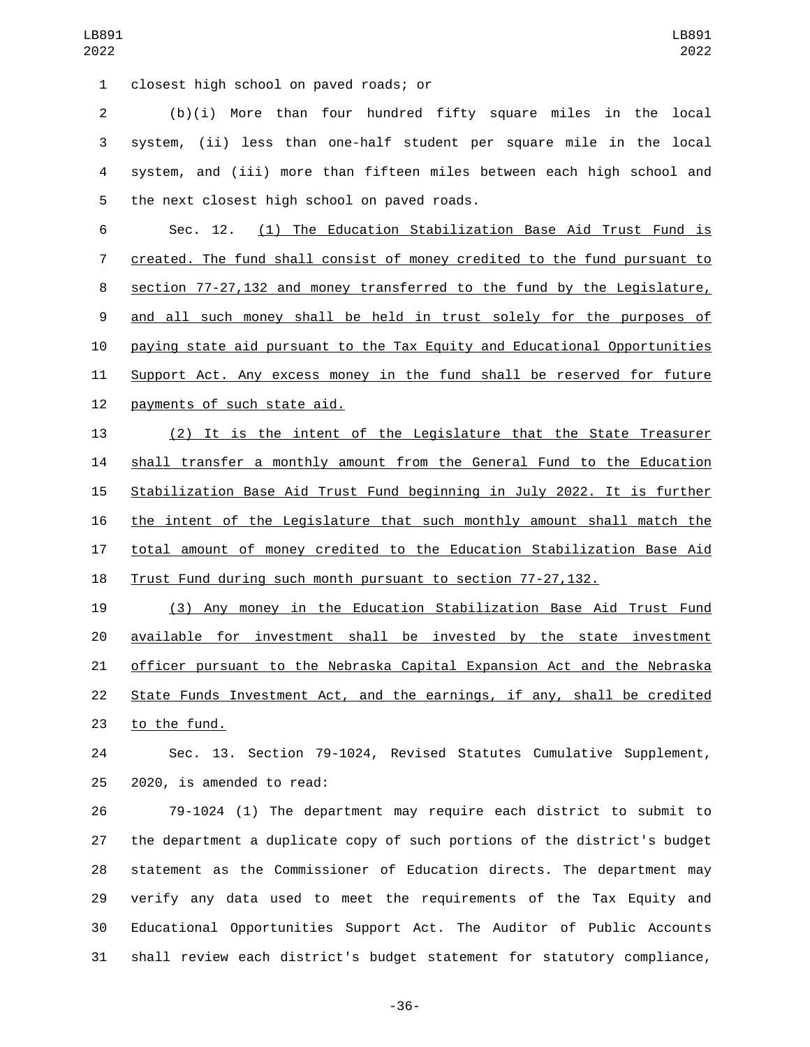closest high school on paved roads; or

(b)(i) More than four hundred fifty square miles in the local system, (ii) less than one-half student per square mile in the local system, and (iii) more than fifteen miles between each high school and the next closest high school on paved roads.

Sec. 12. (1) The Education Stabilization Base Aid Trust Fund is created. The fund shall consist of money credited to the fund pursuant to section 77-27,132 and money transferred to the fund by the Legislature, and all such money shall be held in trust solely for the purposes of paying state aid pursuant to the Tax Equity and Educational Opportunities Support Act. Any excess money in the fund shall be reserved for future payments of such state aid.

(2) It is the intent of the Legislature that the State Treasurer shall transfer a monthly amount from the General Fund to the Education Stabilization Base Aid Trust Fund beginning in July 2022. It is further the intent of the Legislature that such monthly amount shall match the total amount of money credited to the Education Stabilization Base Aid Trust Fund during such month pursuant to section 77-27,132.

(3) Any money in the Education Stabilization Base Aid Trust Fund available for investment shall be invested by the state investment officer pursuant to the Nebraska Capital Expansion Act and the Nebraska State Funds Investment Act, and the earnings, if any, shall be credited to the fund.

Sec. 13. Section 79-1024, Revised Statutes Cumulative Supplement, 2020, is amended to read:

79-1024 (1) The department may require each district to submit to the department a duplicate copy of such portions of the district's budget statement as the Commissioner of Education directs. The department may verify any data used to meet the requirements of the Tax Equity and Educational Opportunities Support Act. The Auditor of Public Accounts shall review each district's budget statement for statutory compliance,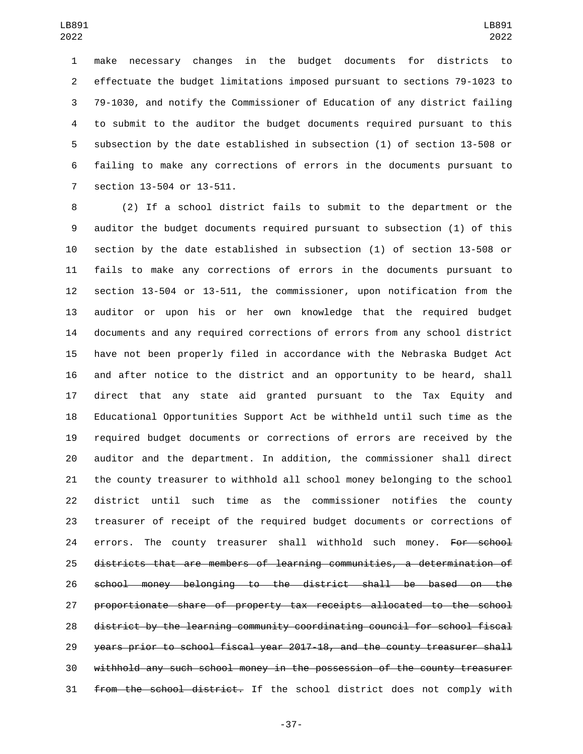make necessary changes in the budget documents for districts to effectuate the budget limitations imposed pursuant to sections 79-1023 to 79-1030, and notify the Commissioner of Education of any district failing to submit to the auditor the budget documents required pursuant to this subsection by the date established in subsection (1) of section 13-508 or failing to make any corrections of errors in the documents pursuant to section 13-504 or 13-511.

(2) If a school district fails to submit to the department or the auditor the budget documents required pursuant to subsection (1) of this section by the date established in subsection (1) of section 13-508 or fails to make any corrections of errors in the documents pursuant to section 13-504 or 13-511, the commissioner, upon notification from the auditor or upon his or her own knowledge that the required budget documents and any required corrections of errors from any school district have not been properly filed in accordance with the Nebraska Budget Act and after notice to the district and an opportunity to be heard, shall direct that any state aid granted pursuant to the Tax Equity and Educational Opportunities Support Act be withheld until such time as the required budget documents or corrections of errors are received by the auditor and the department. In addition, the commissioner shall direct the county treasurer to withhold all school money belonging to the school district until such time as the commissioner notifies the county treasurer of receipt of the required budget documents or corrections of errors. The county treasurer shall withhold such money. ~~For school districts that are members of learning communities, a determination of school money belonging to the district shall be based on the proportionate share of property tax receipts allocated to the school district by the learning community coordinating council for school fiscal years prior to school fiscal year 2017-18, and the county treasurer shall withhold any such school money in the possession of the county treasurer from the school district.~~ If the school district does not comply with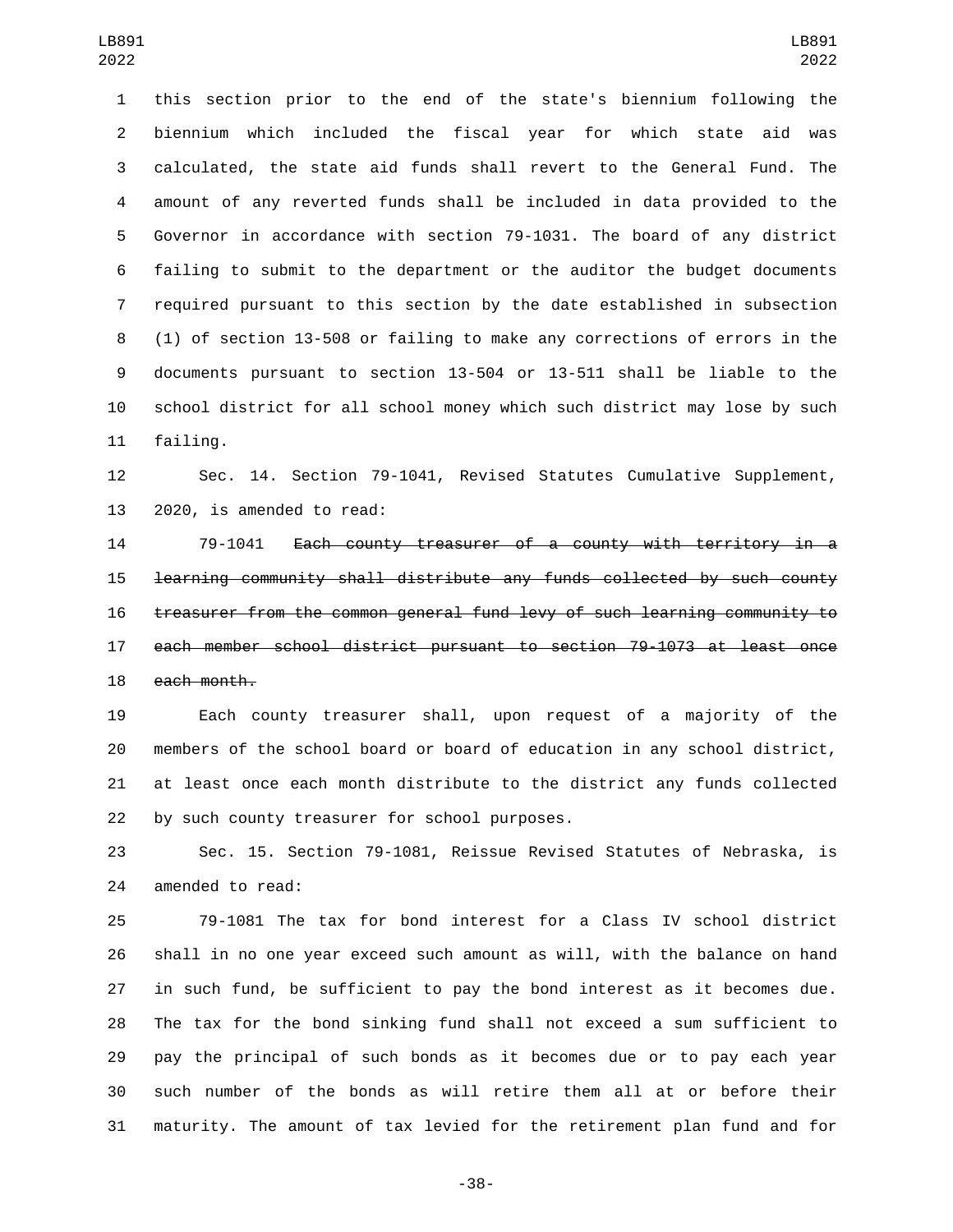this section prior to the end of the state's biennium following the biennium which included the fiscal year for which state aid was calculated, the state aid funds shall revert to the General Fund. The amount of any reverted funds shall be included in data provided to the Governor in accordance with section 79-1031. The board of any district failing to submit to the department or the auditor the budget documents required pursuant to this section by the date established in subsection (1) of section 13-508 or failing to make any corrections of errors in the documents pursuant to section 13-504 or 13-511 shall be liable to the school district for all school money which such district may lose by such failing.

Sec. 14. Section 79-1041, Revised Statutes Cumulative Supplement, 2020, is amended to read:

79-1041 ~~Each county treasurer of a county with territory in a learning community shall distribute any funds collected by such county treasurer from the common general fund levy of such learning community to each member school district pursuant to section 79-1073 at least once each month.~~

Each county treasurer shall, upon request of a majority of the members of the school board or board of education in any school district, at least once each month distribute to the district any funds collected by such county treasurer for school purposes.

Sec. 15. Section 79-1081, Reissue Revised Statutes of Nebraska, is amended to read:

79-1081 The tax for bond interest for a Class IV school district shall in no one year exceed such amount as will, with the balance on hand in such fund, be sufficient to pay the bond interest as it becomes due. The tax for the bond sinking fund shall not exceed a sum sufficient to pay the principal of such bonds as it becomes due or to pay each year such number of the bonds as will retire them all at or before their maturity. The amount of tax levied for the retirement plan fund and for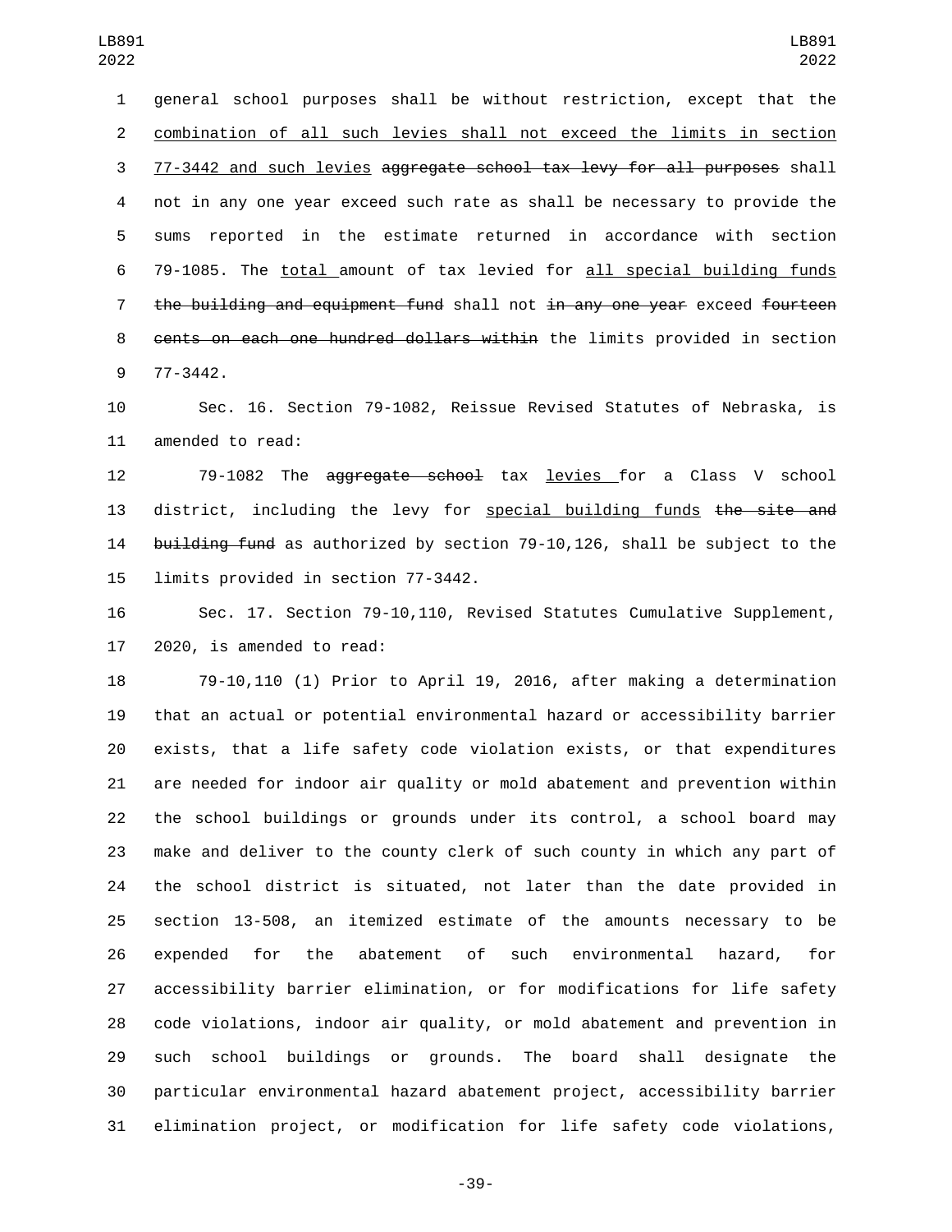general school purposes shall be without restriction, except that the combination of all such levies shall not exceed the limits in section 77-3442 and such levies ~~aggregate school tax levy for all purposes~~ shall not in any one year exceed such rate as shall be necessary to provide the sums reported in the estimate returned in accordance with section 79-1085. The total amount of tax levied for all special building funds ~~the building and equipment fund~~ shall not ~~in any one year~~ exceed ~~fourteen cents on each one hundred dollars within~~ the limits provided in section 77-3442.

Sec. 16. Section 79-1082, Reissue Revised Statutes of Nebraska, is amended to read:

79-1082 The ~~aggregate school~~ tax levies for a Class V school district, including the levy for special building funds ~~the site and building fund~~ as authorized by section 79-10,126, shall be subject to the limits provided in section 77-3442.

Sec. 17. Section 79-10,110, Revised Statutes Cumulative Supplement, 2020, is amended to read:

79-10,110 (1) Prior to April 19, 2016, after making a determination that an actual or potential environmental hazard or accessibility barrier exists, that a life safety code violation exists, or that expenditures are needed for indoor air quality or mold abatement and prevention within the school buildings or grounds under its control, a school board may make and deliver to the county clerk of such county in which any part of the school district is situated, not later than the date provided in section 13-508, an itemized estimate of the amounts necessary to be expended for the abatement of such environmental hazard, for accessibility barrier elimination, or for modifications for life safety code violations, indoor air quality, or mold abatement and prevention in such school buildings or grounds. The board shall designate the particular environmental hazard abatement project, accessibility barrier elimination project, or modification for life safety code violations,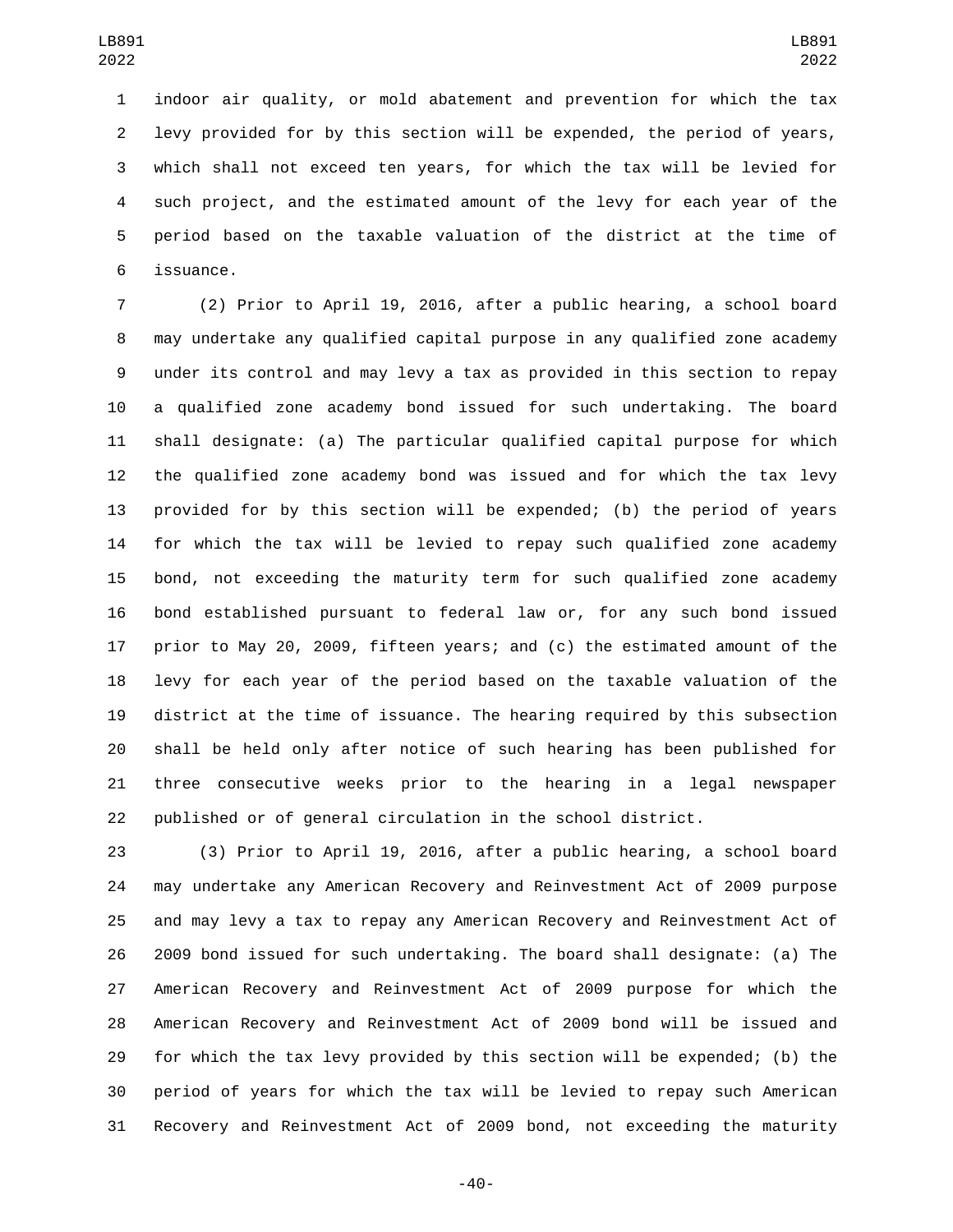indoor air quality, or mold abatement and prevention for which the tax levy provided for by this section will be expended, the period of years, which shall not exceed ten years, for which the tax will be levied for such project, and the estimated amount of the levy for each year of the period based on the taxable valuation of the district at the time of issuance.

(2) Prior to April 19, 2016, after a public hearing, a school board may undertake any qualified capital purpose in any qualified zone academy under its control and may levy a tax as provided in this section to repay a qualified zone academy bond issued for such undertaking. The board shall designate: (a) The particular qualified capital purpose for which the qualified zone academy bond was issued and for which the tax levy provided for by this section will be expended; (b) the period of years for which the tax will be levied to repay such qualified zone academy bond, not exceeding the maturity term for such qualified zone academy bond established pursuant to federal law or, for any such bond issued prior to May 20, 2009, fifteen years; and (c) the estimated amount of the levy for each year of the period based on the taxable valuation of the district at the time of issuance. The hearing required by this subsection shall be held only after notice of such hearing has been published for three consecutive weeks prior to the hearing in a legal newspaper published or of general circulation in the school district.

(3) Prior to April 19, 2016, after a public hearing, a school board may undertake any American Recovery and Reinvestment Act of 2009 purpose and may levy a tax to repay any American Recovery and Reinvestment Act of 2009 bond issued for such undertaking. The board shall designate: (a) The American Recovery and Reinvestment Act of 2009 purpose for which the American Recovery and Reinvestment Act of 2009 bond will be issued and for which the tax levy provided by this section will be expended; (b) the period of years for which the tax will be levied to repay such American Recovery and Reinvestment Act of 2009 bond, not exceeding the maturity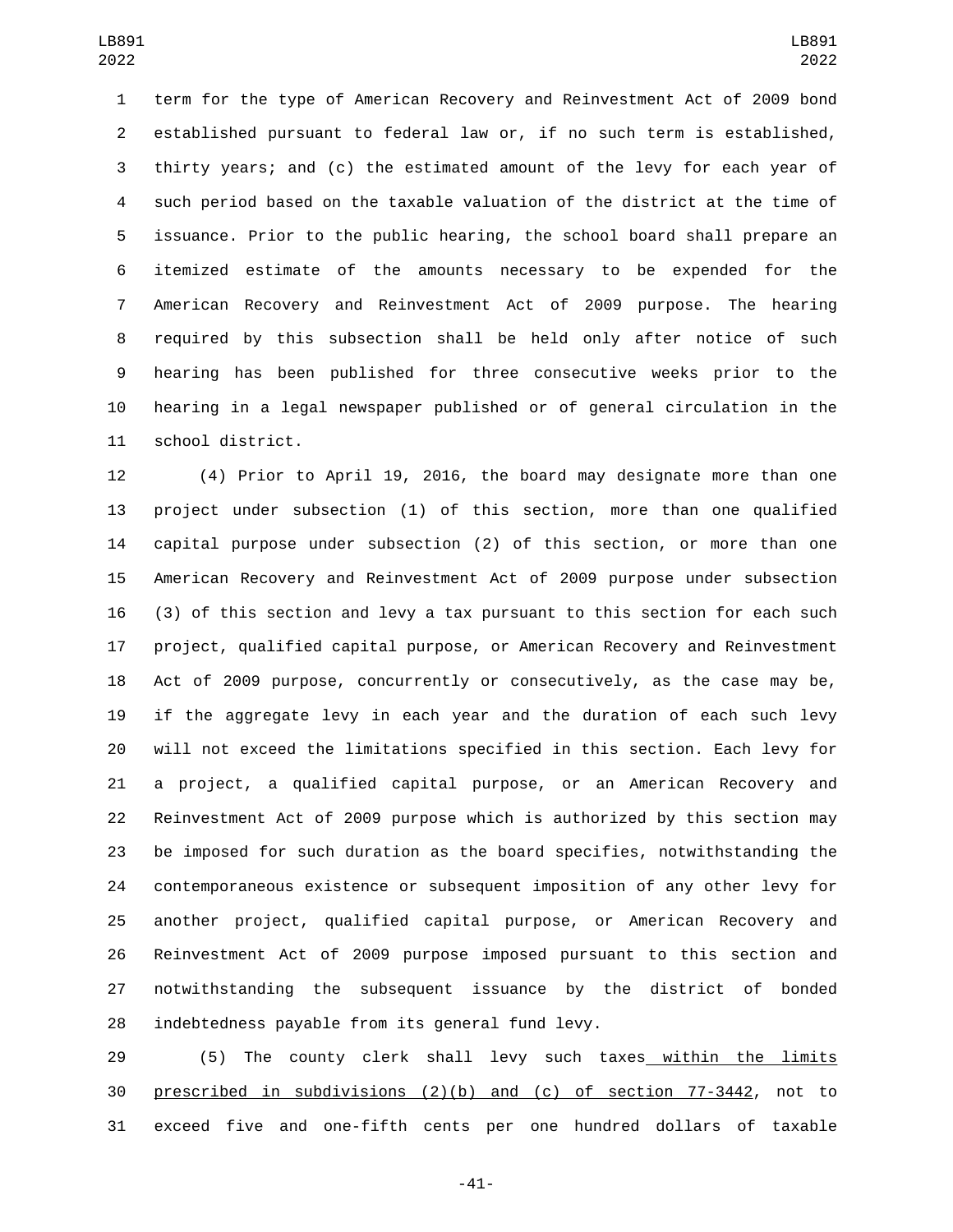term for the type of American Recovery and Reinvestment Act of 2009 bond established pursuant to federal law or, if no such term is established, thirty years; and (c) the estimated amount of the levy for each year of such period based on the taxable valuation of the district at the time of issuance. Prior to the public hearing, the school board shall prepare an itemized estimate of the amounts necessary to be expended for the American Recovery and Reinvestment Act of 2009 purpose. The hearing required by this subsection shall be held only after notice of such hearing has been published for three consecutive weeks prior to the hearing in a legal newspaper published or of general circulation in the school district.

(4) Prior to April 19, 2016, the board may designate more than one project under subsection (1) of this section, more than one qualified capital purpose under subsection (2) of this section, or more than one American Recovery and Reinvestment Act of 2009 purpose under subsection (3) of this section and levy a tax pursuant to this section for each such project, qualified capital purpose, or American Recovery and Reinvestment Act of 2009 purpose, concurrently or consecutively, as the case may be, if the aggregate levy in each year and the duration of each such levy will not exceed the limitations specified in this section. Each levy for a project, a qualified capital purpose, or an American Recovery and Reinvestment Act of 2009 purpose which is authorized by this section may be imposed for such duration as the board specifies, notwithstanding the contemporaneous existence or subsequent imposition of any other levy for another project, qualified capital purpose, or American Recovery and Reinvestment Act of 2009 purpose imposed pursuant to this section and notwithstanding the subsequent issuance by the district of bonded indebtedness payable from its general fund levy.

(5) The county clerk shall levy such taxes within the limits prescribed in subdivisions (2)(b) and (c) of section 77-3442, not to exceed five and one-fifth cents per one hundred dollars of taxable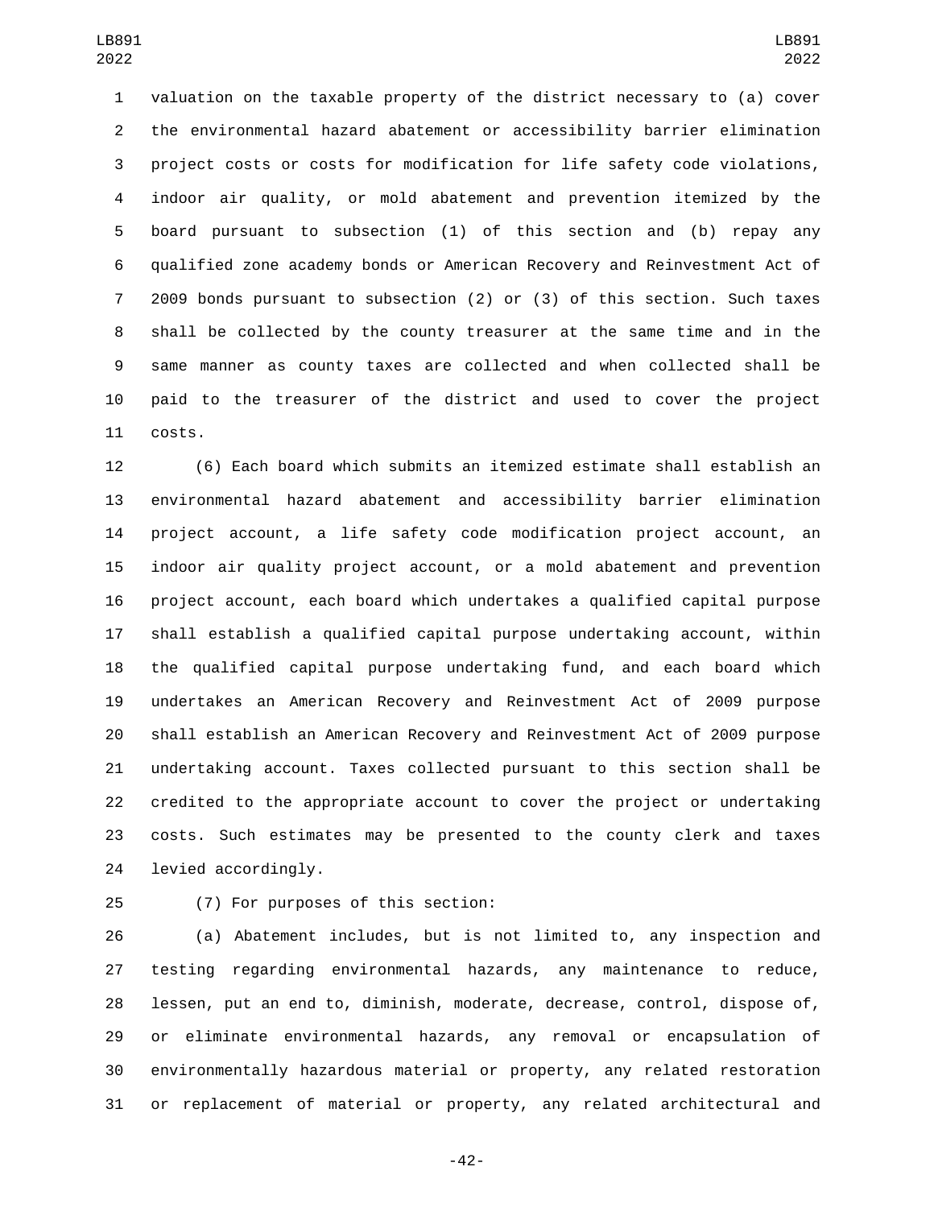valuation on the taxable property of the district necessary to (a) cover the environmental hazard abatement or accessibility barrier elimination project costs or costs for modification for life safety code violations, indoor air quality, or mold abatement and prevention itemized by the board pursuant to subsection (1) of this section and (b) repay any qualified zone academy bonds or American Recovery and Reinvestment Act of 2009 bonds pursuant to subsection (2) or (3) of this section. Such taxes shall be collected by the county treasurer at the same time and in the same manner as county taxes are collected and when collected shall be paid to the treasurer of the district and used to cover the project costs.

(6) Each board which submits an itemized estimate shall establish an environmental hazard abatement and accessibility barrier elimination project account, a life safety code modification project account, an indoor air quality project account, or a mold abatement and prevention project account, each board which undertakes a qualified capital purpose shall establish a qualified capital purpose undertaking account, within the qualified capital purpose undertaking fund, and each board which undertakes an American Recovery and Reinvestment Act of 2009 purpose shall establish an American Recovery and Reinvestment Act of 2009 purpose undertaking account. Taxes collected pursuant to this section shall be credited to the appropriate account to cover the project or undertaking costs. Such estimates may be presented to the county clerk and taxes levied accordingly.

(7) For purposes of this section:

(a) Abatement includes, but is not limited to, any inspection and testing regarding environmental hazards, any maintenance to reduce, lessen, put an end to, diminish, moderate, decrease, control, dispose of, or eliminate environmental hazards, any removal or encapsulation of environmentally hazardous material or property, any related restoration or replacement of material or property, any related architectural and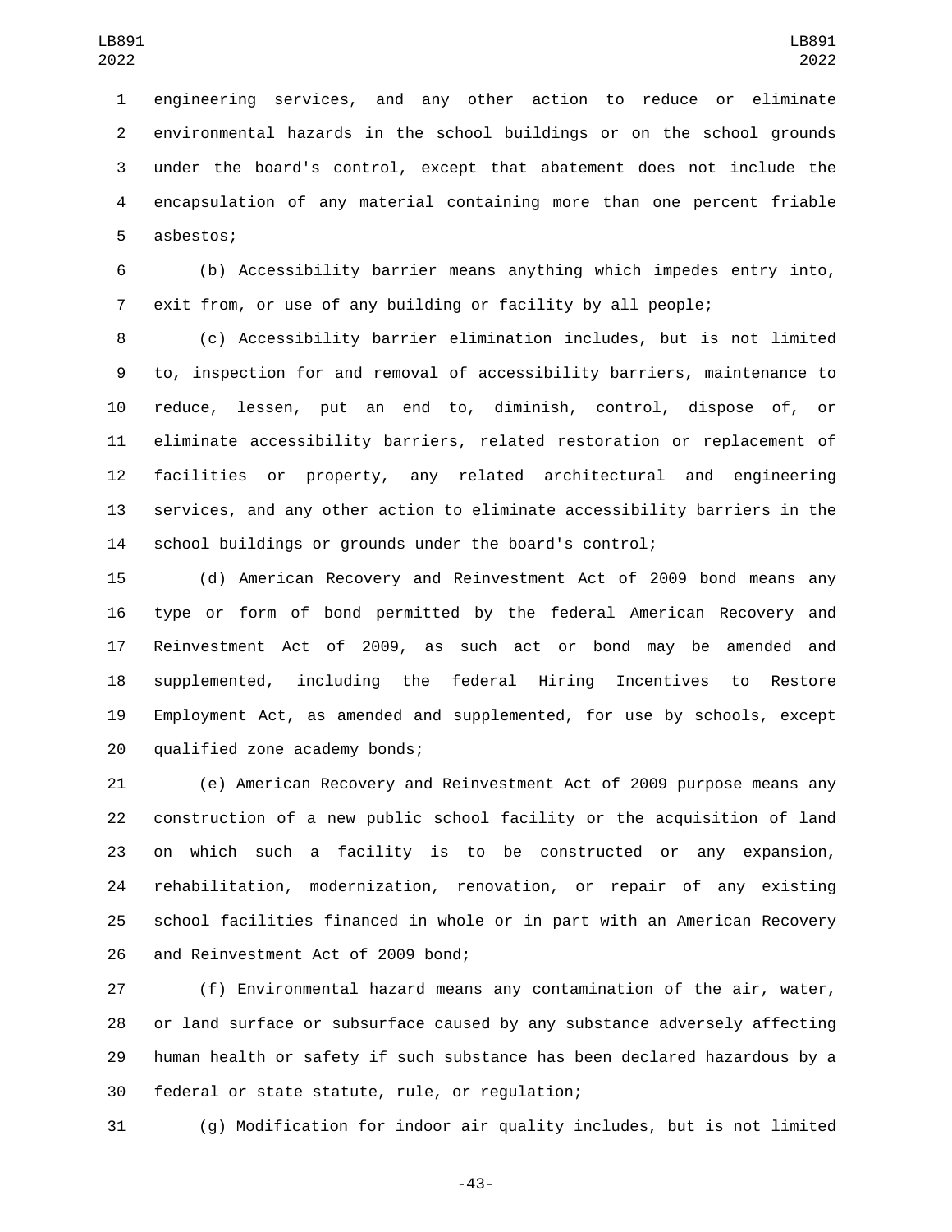engineering services, and any other action to reduce or eliminate environmental hazards in the school buildings or on the school grounds under the board's control, except that abatement does not include the encapsulation of any material containing more than one percent friable asbestos;

(b) Accessibility barrier means anything which impedes entry into, exit from, or use of any building or facility by all people;

(c) Accessibility barrier elimination includes, but is not limited to, inspection for and removal of accessibility barriers, maintenance to reduce, lessen, put an end to, diminish, control, dispose of, or eliminate accessibility barriers, related restoration or replacement of facilities or property, any related architectural and engineering services, and any other action to eliminate accessibility barriers in the school buildings or grounds under the board's control;

(d) American Recovery and Reinvestment Act of 2009 bond means any type or form of bond permitted by the federal American Recovery and Reinvestment Act of 2009, as such act or bond may be amended and supplemented, including the federal Hiring Incentives to Restore Employment Act, as amended and supplemented, for use by schools, except qualified zone academy bonds;

(e) American Recovery and Reinvestment Act of 2009 purpose means any construction of a new public school facility or the acquisition of land on which such a facility is to be constructed or any expansion, rehabilitation, modernization, renovation, or repair of any existing school facilities financed in whole or in part with an American Recovery and Reinvestment Act of 2009 bond;

(f) Environmental hazard means any contamination of the air, water, or land surface or subsurface caused by any substance adversely affecting human health or safety if such substance has been declared hazardous by a federal or state statute, rule, or regulation;

(g) Modification for indoor air quality includes, but is not limited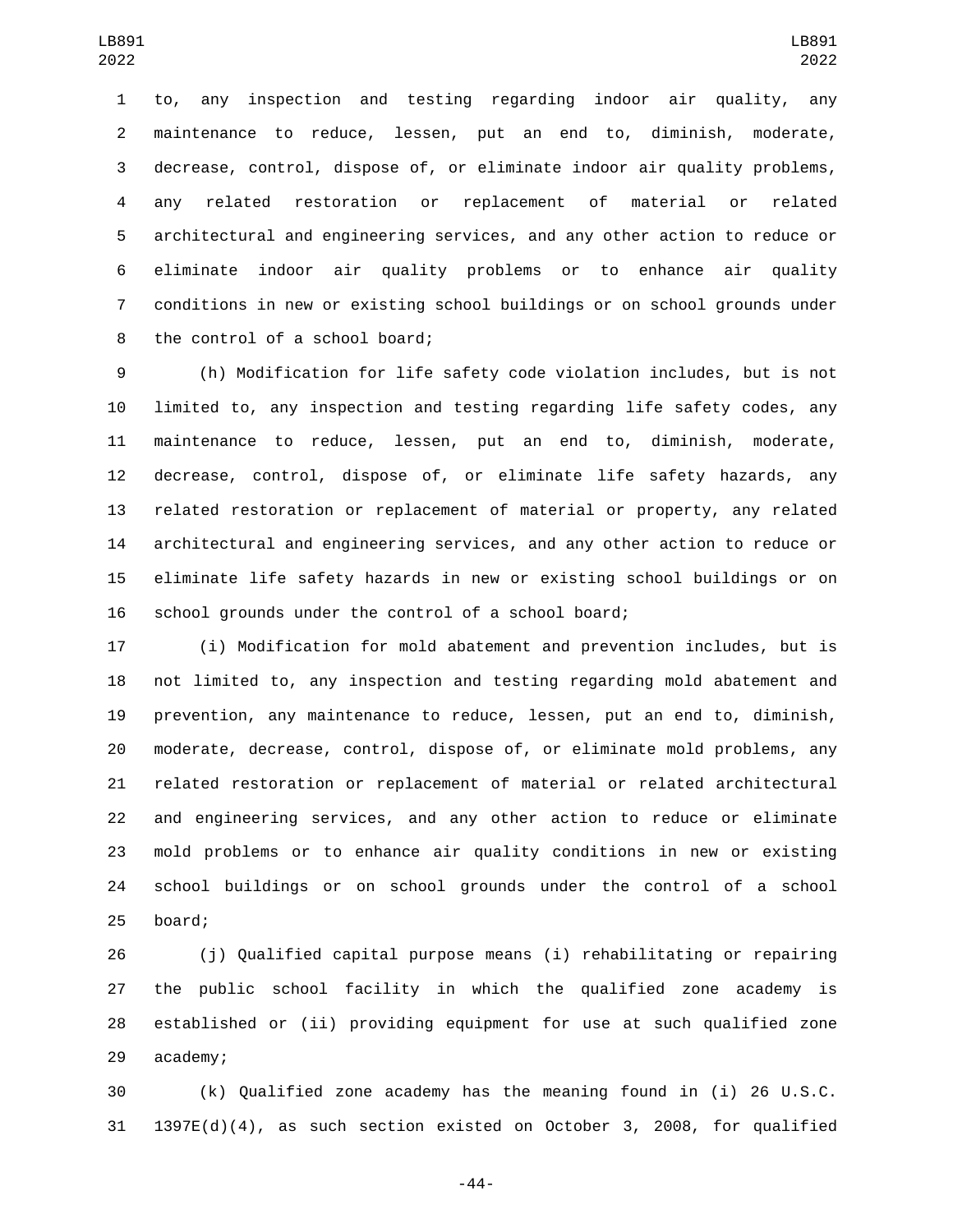to, any inspection and testing regarding indoor air quality, any maintenance to reduce, lessen, put an end to, diminish, moderate, decrease, control, dispose of, or eliminate indoor air quality problems, any related restoration or replacement of material or related architectural and engineering services, and any other action to reduce or eliminate indoor air quality problems or to enhance air quality conditions in new or existing school buildings or on school grounds under the control of a school board;

(h) Modification for life safety code violation includes, but is not limited to, any inspection and testing regarding life safety codes, any maintenance to reduce, lessen, put an end to, diminish, moderate, decrease, control, dispose of, or eliminate life safety hazards, any related restoration or replacement of material or property, any related architectural and engineering services, and any other action to reduce or eliminate life safety hazards in new or existing school buildings or on school grounds under the control of a school board;

(i) Modification for mold abatement and prevention includes, but is not limited to, any inspection and testing regarding mold abatement and prevention, any maintenance to reduce, lessen, put an end to, diminish, moderate, decrease, control, dispose of, or eliminate mold problems, any related restoration or replacement of material or related architectural and engineering services, and any other action to reduce or eliminate mold problems or to enhance air quality conditions in new or existing school buildings or on school grounds under the control of a school board;

(j) Qualified capital purpose means (i) rehabilitating or repairing the public school facility in which the qualified zone academy is established or (ii) providing equipment for use at such qualified zone academy;

(k) Qualified zone academy has the meaning found in (i) 26 U.S.C. 1397E(d)(4), as such section existed on October 3, 2008, for qualified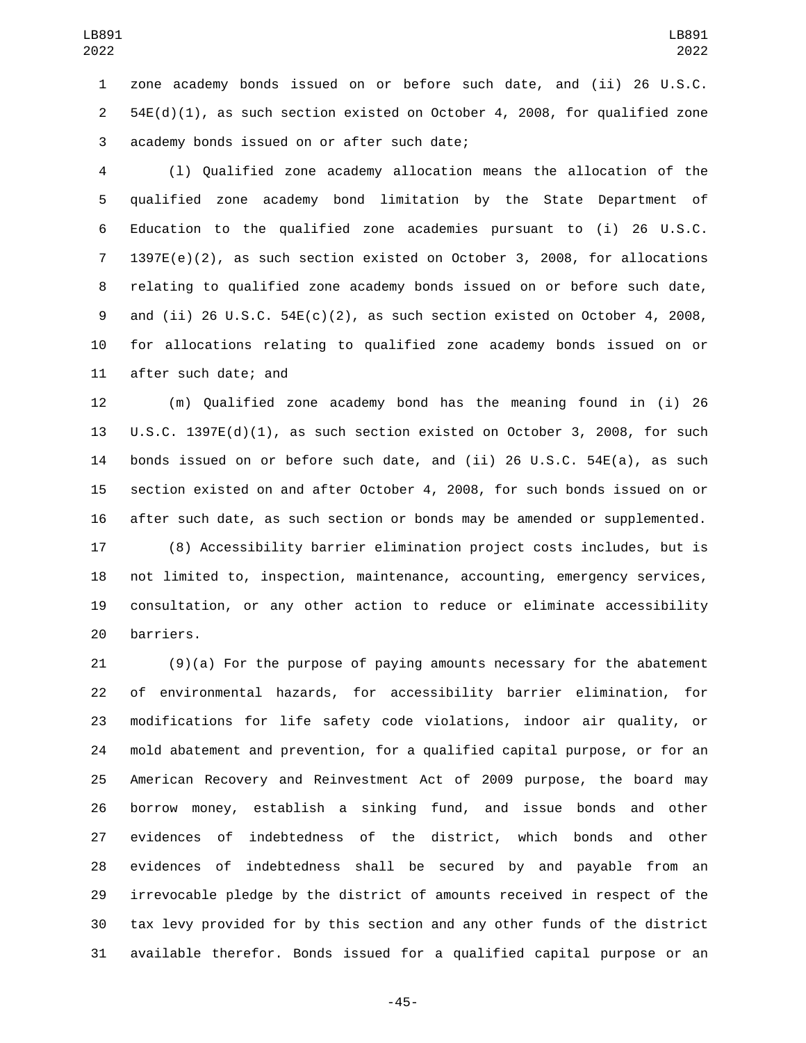zone academy bonds issued on or before such date, and (ii) 26 U.S.C. 54E(d)(1), as such section existed on October 4, 2008, for qualified zone academy bonds issued on or after such date;

(l) Qualified zone academy allocation means the allocation of the qualified zone academy bond limitation by the State Department of Education to the qualified zone academies pursuant to (i) 26 U.S.C. 1397E(e)(2), as such section existed on October 3, 2008, for allocations relating to qualified zone academy bonds issued on or before such date, and (ii) 26 U.S.C. 54E(c)(2), as such section existed on October 4, 2008, for allocations relating to qualified zone academy bonds issued on or after such date; and

(m) Qualified zone academy bond has the meaning found in (i) 26 U.S.C. 1397E(d)(1), as such section existed on October 3, 2008, for such bonds issued on or before such date, and (ii) 26 U.S.C. 54E(a), as such section existed on and after October 4, 2008, for such bonds issued on or after such date, as such section or bonds may be amended or supplemented.

(8) Accessibility barrier elimination project costs includes, but is not limited to, inspection, maintenance, accounting, emergency services, consultation, or any other action to reduce or eliminate accessibility barriers.

(9)(a) For the purpose of paying amounts necessary for the abatement of environmental hazards, for accessibility barrier elimination, for modifications for life safety code violations, indoor air quality, or mold abatement and prevention, for a qualified capital purpose, or for an American Recovery and Reinvestment Act of 2009 purpose, the board may borrow money, establish a sinking fund, and issue bonds and other evidences of indebtedness of the district, which bonds and other evidences of indebtedness shall be secured by and payable from an irrevocable pledge by the district of amounts received in respect of the tax levy provided for by this section and any other funds of the district available therefor. Bonds issued for a qualified capital purpose or an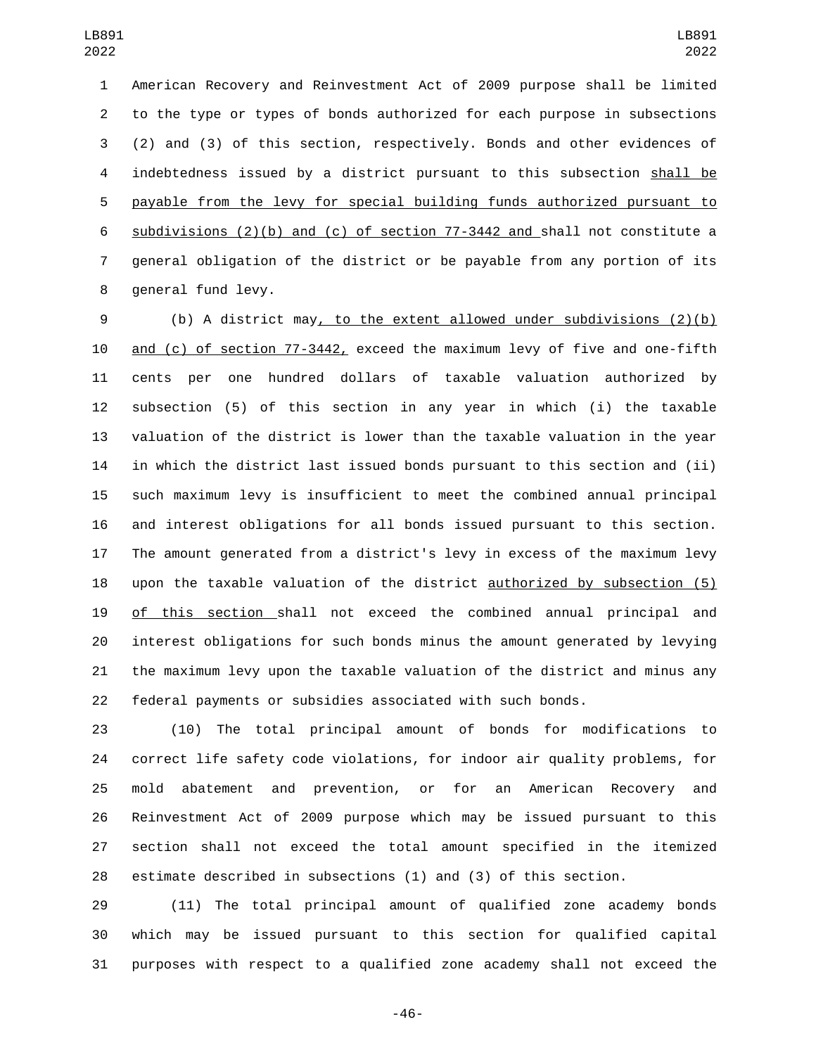American Recovery and Reinvestment Act of 2009 purpose shall be limited to the type or types of bonds authorized for each purpose in subsections (2) and (3) of this section, respectively. Bonds and other evidences of indebtedness issued by a district pursuant to this subsection shall be payable from the levy for special building funds authorized pursuant to subdivisions (2)(b) and (c) of section 77-3442 and shall not constitute a general obligation of the district or be payable from any portion of its general fund levy.

(b) A district may, to the extent allowed under subdivisions (2)(b) and (c) of section 77-3442, exceed the maximum levy of five and one-fifth cents per one hundred dollars of taxable valuation authorized by subsection (5) of this section in any year in which (i) the taxable valuation of the district is lower than the taxable valuation in the year in which the district last issued bonds pursuant to this section and (ii) such maximum levy is insufficient to meet the combined annual principal and interest obligations for all bonds issued pursuant to this section. The amount generated from a district's levy in excess of the maximum levy upon the taxable valuation of the district authorized by subsection (5) of this section shall not exceed the combined annual principal and interest obligations for such bonds minus the amount generated by levying the maximum levy upon the taxable valuation of the district and minus any federal payments or subsidies associated with such bonds.

(10) The total principal amount of bonds for modifications to correct life safety code violations, for indoor air quality problems, for mold abatement and prevention, or for an American Recovery and Reinvestment Act of 2009 purpose which may be issued pursuant to this section shall not exceed the total amount specified in the itemized estimate described in subsections (1) and (3) of this section.

(11) The total principal amount of qualified zone academy bonds which may be issued pursuant to this section for qualified capital purposes with respect to a qualified zone academy shall not exceed the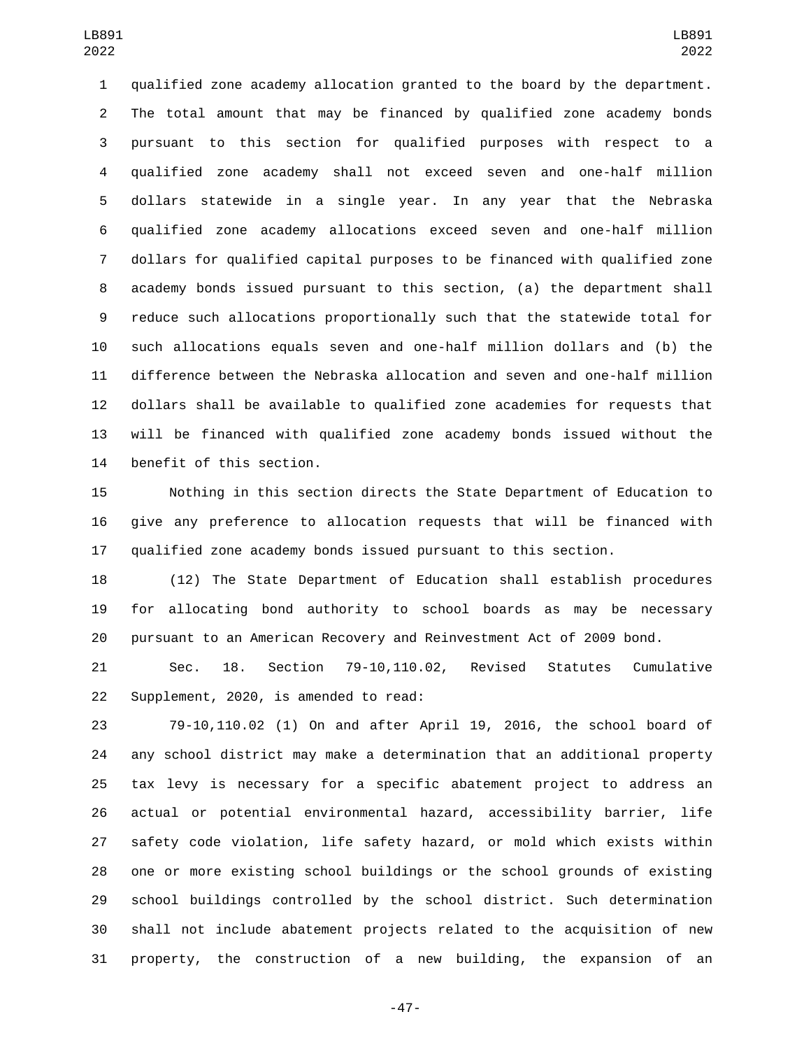qualified zone academy allocation granted to the board by the department. The total amount that may be financed by qualified zone academy bonds pursuant to this section for qualified purposes with respect to a qualified zone academy shall not exceed seven and one-half million dollars statewide in a single year. In any year that the Nebraska qualified zone academy allocations exceed seven and one-half million dollars for qualified capital purposes to be financed with qualified zone academy bonds issued pursuant to this section, (a) the department shall reduce such allocations proportionally such that the statewide total for such allocations equals seven and one-half million dollars and (b) the difference between the Nebraska allocation and seven and one-half million dollars shall be available to qualified zone academies for requests that will be financed with qualified zone academy bonds issued without the benefit of this section.

Nothing in this section directs the State Department of Education to give any preference to allocation requests that will be financed with qualified zone academy bonds issued pursuant to this section.

(12) The State Department of Education shall establish procedures for allocating bond authority to school boards as may be necessary pursuant to an American Recovery and Reinvestment Act of 2009 bond.

Sec. 18. Section 79-10,110.02, Revised Statutes Cumulative Supplement, 2020, is amended to read:

79-10,110.02 (1) On and after April 19, 2016, the school board of any school district may make a determination that an additional property tax levy is necessary for a specific abatement project to address an actual or potential environmental hazard, accessibility barrier, life safety code violation, life safety hazard, or mold which exists within one or more existing school buildings or the school grounds of existing school buildings controlled by the school district. Such determination shall not include abatement projects related to the acquisition of new property, the construction of a new building, the expansion of an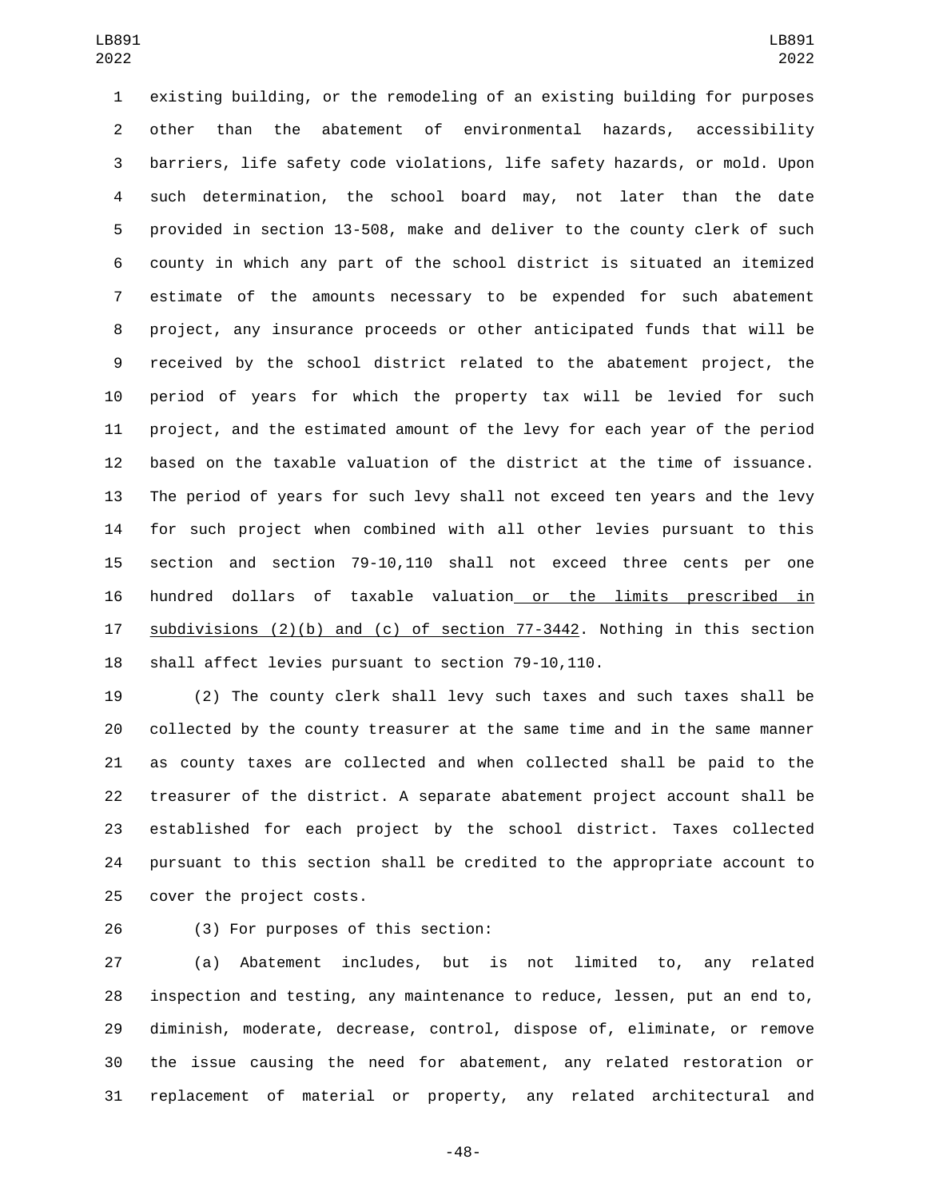existing building, or the remodeling of an existing building for purposes other than the abatement of environmental hazards, accessibility barriers, life safety code violations, life safety hazards, or mold. Upon such determination, the school board may, not later than the date provided in section 13-508, make and deliver to the county clerk of such county in which any part of the school district is situated an itemized estimate of the amounts necessary to be expended for such abatement project, any insurance proceeds or other anticipated funds that will be received by the school district related to the abatement project, the period of years for which the property tax will be levied for such project, and the estimated amount of the levy for each year of the period based on the taxable valuation of the district at the time of issuance. The period of years for such levy shall not exceed ten years and the levy for such project when combined with all other levies pursuant to this section and section 79-10,110 shall not exceed three cents per one hundred dollars of taxable valuation or the limits prescribed in subdivisions (2)(b) and (c) of section 77-3442. Nothing in this section shall affect levies pursuant to section 79-10,110.

(2) The county clerk shall levy such taxes and such taxes shall be collected by the county treasurer at the same time and in the same manner as county taxes are collected and when collected shall be paid to the treasurer of the district. A separate abatement project account shall be established for each project by the school district. Taxes collected pursuant to this section shall be credited to the appropriate account to cover the project costs.

(3) For purposes of this section:

(a) Abatement includes, but is not limited to, any related inspection and testing, any maintenance to reduce, lessen, put an end to, diminish, moderate, decrease, control, dispose of, eliminate, or remove the issue causing the need for abatement, any related restoration or replacement of material or property, any related architectural and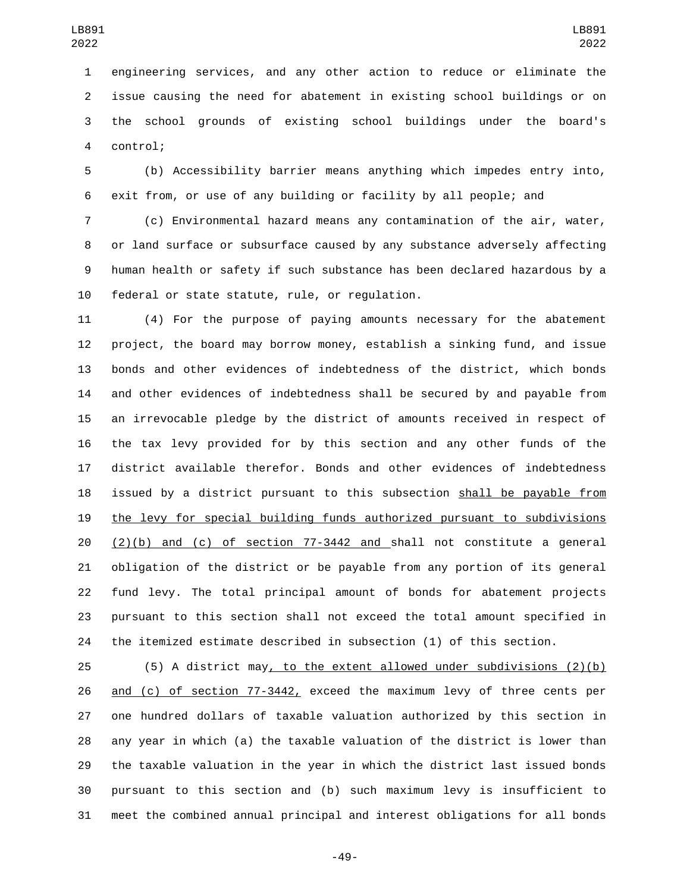engineering services, and any other action to reduce or eliminate the issue causing the need for abatement in existing school buildings or on the school grounds of existing school buildings under the board's control;

(b) Accessibility barrier means anything which impedes entry into, exit from, or use of any building or facility by all people; and

(c) Environmental hazard means any contamination of the air, water, or land surface or subsurface caused by any substance adversely affecting human health or safety if such substance has been declared hazardous by a federal or state statute, rule, or regulation.

(4) For the purpose of paying amounts necessary for the abatement project, the board may borrow money, establish a sinking fund, and issue bonds and other evidences of indebtedness of the district, which bonds and other evidences of indebtedness shall be secured by and payable from an irrevocable pledge by the district of amounts received in respect of the tax levy provided for by this section and any other funds of the district available therefor. Bonds and other evidences of indebtedness issued by a district pursuant to this subsection shall be payable from the levy for special building funds authorized pursuant to subdivisions (2)(b) and (c) of section 77-3442 and shall not constitute a general obligation of the district or be payable from any portion of its general fund levy. The total principal amount of bonds for abatement projects pursuant to this section shall not exceed the total amount specified in the itemized estimate described in subsection (1) of this section.

(5) A district may, to the extent allowed under subdivisions (2)(b) and (c) of section 77-3442, exceed the maximum levy of three cents per one hundred dollars of taxable valuation authorized by this section in any year in which (a) the taxable valuation of the district is lower than the taxable valuation in the year in which the district last issued bonds pursuant to this section and (b) such maximum levy is insufficient to meet the combined annual principal and interest obligations for all bonds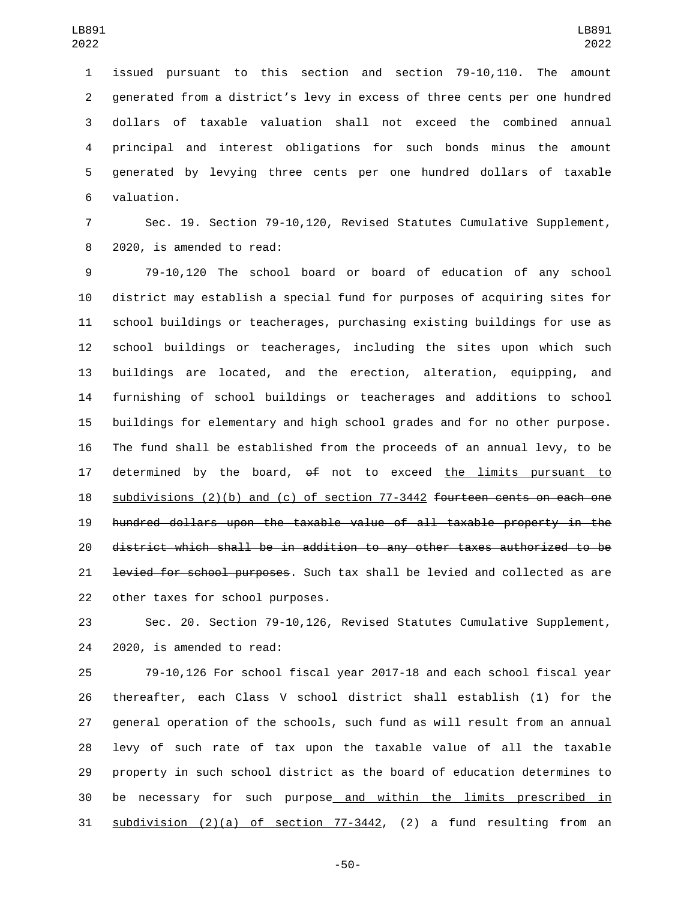issued pursuant to this section and section 79-10,110. The amount generated from a district's levy in excess of three cents per one hundred dollars of taxable valuation shall not exceed the combined annual principal and interest obligations for such bonds minus the amount generated by levying three cents per one hundred dollars of taxable valuation.

Sec. 19. Section 79-10,120, Revised Statutes Cumulative Supplement, 2020, is amended to read:

79-10,120 The school board or board of education of any school district may establish a special fund for purposes of acquiring sites for school buildings or teacherages, purchasing existing buildings for use as school buildings or teacherages, including the sites upon which such buildings are located, and the erection, alteration, equipping, and furnishing of school buildings or teacherages and additions to school buildings for elementary and high school grades and for no other purpose. The fund shall be established from the proceeds of an annual levy, to be determined by the board, ~~of~~ not to exceed the limits pursuant to subdivisions (2)(b) and (c) of section 77-3442 ~~fourteen cents on each one hundred dollars upon the taxable value of all taxable property in the district which shall be in addition to any other taxes authorized to be levied for school purposes~~. Such tax shall be levied and collected as are other taxes for school purposes.

Sec. 20. Section 79-10,126, Revised Statutes Cumulative Supplement, 2020, is amended to read:

79-10,126 For school fiscal year 2017-18 and each school fiscal year thereafter, each Class V school district shall establish (1) for the general operation of the schools, such fund as will result from an annual levy of such rate of tax upon the taxable value of all the taxable property in such school district as the board of education determines to be necessary for such purpose and within the limits prescribed in subdivision (2)(a) of section 77-3442, (2) a fund resulting from an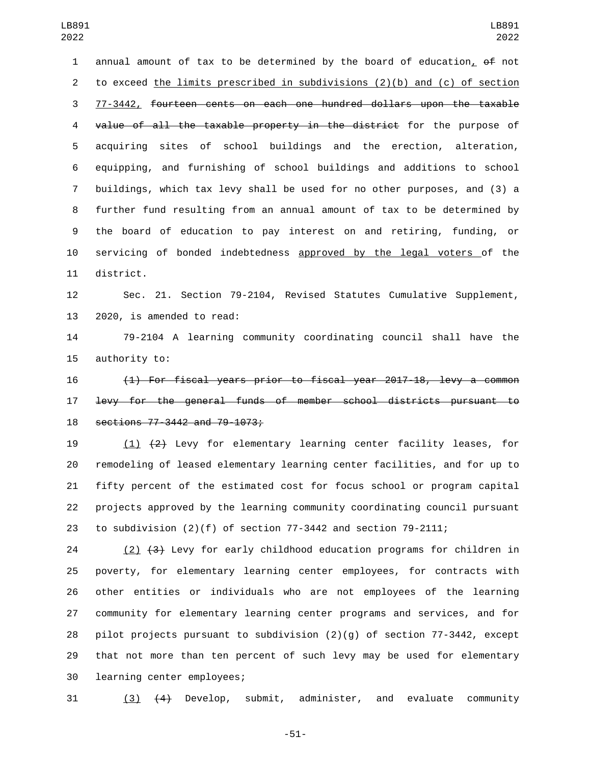annual amount of tax to be determined by the board of education, ~~of~~ not to exceed the limits prescribed in subdivisions (2)(b) and (c) of section 77-3442, ~~fourteen cents on each one hundred dollars upon the taxable value of all the taxable property in the district~~ for the purpose of acquiring sites of school buildings and the erection, alteration, equipping, and furnishing of school buildings and additions to school buildings, which tax levy shall be used for no other purposes, and (3) a further fund resulting from an annual amount of tax to be determined by the board of education to pay interest on and retiring, funding, or servicing of bonded indebtedness approved by the legal voters of the district.

Sec. 21. Section 79-2104, Revised Statutes Cumulative Supplement, 2020, is amended to read:

79-2104 A learning community coordinating council shall have the authority to:

~~(1) For fiscal years prior to fiscal year 2017-18, levy a common levy for the general funds of member school districts pursuant to sections 77-3442 and 79-1073;~~

(1) ~~(2)~~ Levy for elementary learning center facility leases, for remodeling of leased elementary learning center facilities, and for up to fifty percent of the estimated cost for focus school or program capital projects approved by the learning community coordinating council pursuant to subdivision (2)(f) of section 77-3442 and section 79-2111;

(2) ~~(3)~~ Levy for early childhood education programs for children in poverty, for elementary learning center employees, for contracts with other entities or individuals who are not employees of the learning community for elementary learning center programs and services, and for pilot projects pursuant to subdivision (2)(g) of section 77-3442, except that not more than ten percent of such levy may be used for elementary learning center employees;

(3) ~~(4)~~ Develop, submit, administer, and evaluate community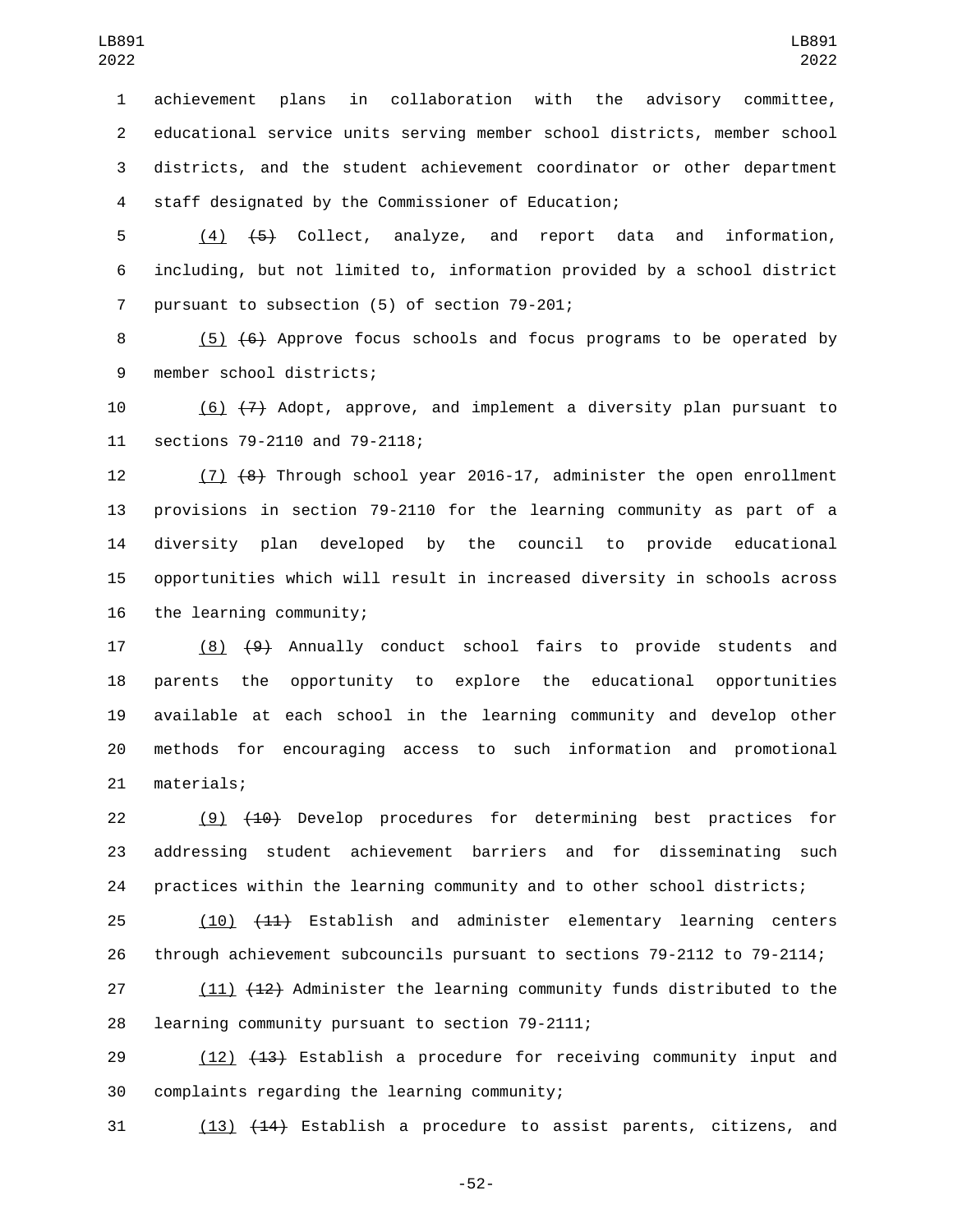achievement plans in collaboration with the advisory committee, educational service units serving member school districts, member school districts, and the student achievement coordinator or other department staff designated by the Commissioner of Education;

(4) ~~(5)~~ Collect, analyze, and report data and information, including, but not limited to, information provided by a school district pursuant to subsection (5) of section 79-201;

(5) ~~(6)~~ Approve focus schools and focus programs to be operated by member school districts;

(6) ~~(7)~~ Adopt, approve, and implement a diversity plan pursuant to sections 79-2110 and 79-2118;

(7) ~~(8)~~ Through school year 2016-17, administer the open enrollment provisions in section 79-2110 for the learning community as part of a diversity plan developed by the council to provide educational opportunities which will result in increased diversity in schools across the learning community;

(8) ~~(9)~~ Annually conduct school fairs to provide students and parents the opportunity to explore the educational opportunities available at each school in the learning community and develop other methods for encouraging access to such information and promotional materials;

(9) ~~(10)~~ Develop procedures for determining best practices for addressing student achievement barriers and for disseminating such practices within the learning community and to other school districts;

(10) ~~(11)~~ Establish and administer elementary learning centers through achievement subcouncils pursuant to sections 79-2112 to 79-2114;

(11) ~~(12)~~ Administer the learning community funds distributed to the learning community pursuant to section 79-2111;

(12) ~~(13)~~ Establish a procedure for receiving community input and complaints regarding the learning community;

(13) ~~(14)~~ Establish a procedure to assist parents, citizens, and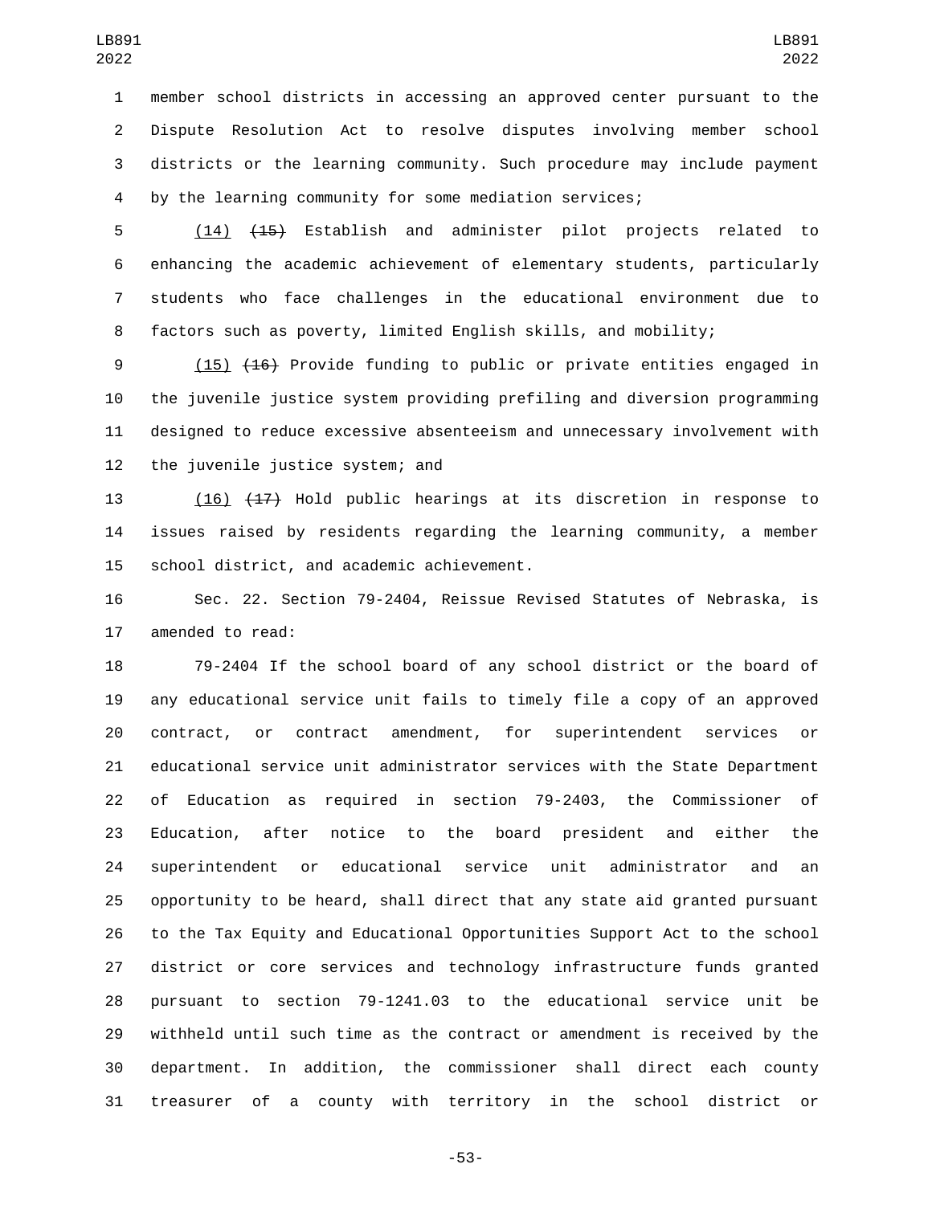member school districts in accessing an approved center pursuant to the Dispute Resolution Act to resolve disputes involving member school districts or the learning community. Such procedure may include payment by the learning community for some mediation services;

(14) ~~(15)~~ Establish and administer pilot projects related to enhancing the academic achievement of elementary students, particularly students who face challenges in the educational environment due to factors such as poverty, limited English skills, and mobility;

(15) ~~(16)~~ Provide funding to public or private entities engaged in the juvenile justice system providing prefiling and diversion programming designed to reduce excessive absenteeism and unnecessary involvement with the juvenile justice system; and

(16) ~~(17)~~ Hold public hearings at its discretion in response to issues raised by residents regarding the learning community, a member school district, and academic achievement.

Sec. 22. Section 79-2404, Reissue Revised Statutes of Nebraska, is amended to read:

79-2404 If the school board of any school district or the board of any educational service unit fails to timely file a copy of an approved contract, or contract amendment, for superintendent services or educational service unit administrator services with the State Department of Education as required in section 79-2403, the Commissioner of Education, after notice to the board president and either the superintendent or educational service unit administrator and an opportunity to be heard, shall direct that any state aid granted pursuant to the Tax Equity and Educational Opportunities Support Act to the school district or core services and technology infrastructure funds granted pursuant to section 79-1241.03 to the educational service unit be withheld until such time as the contract or amendment is received by the department. In addition, the commissioner shall direct each county treasurer of a county with territory in the school district or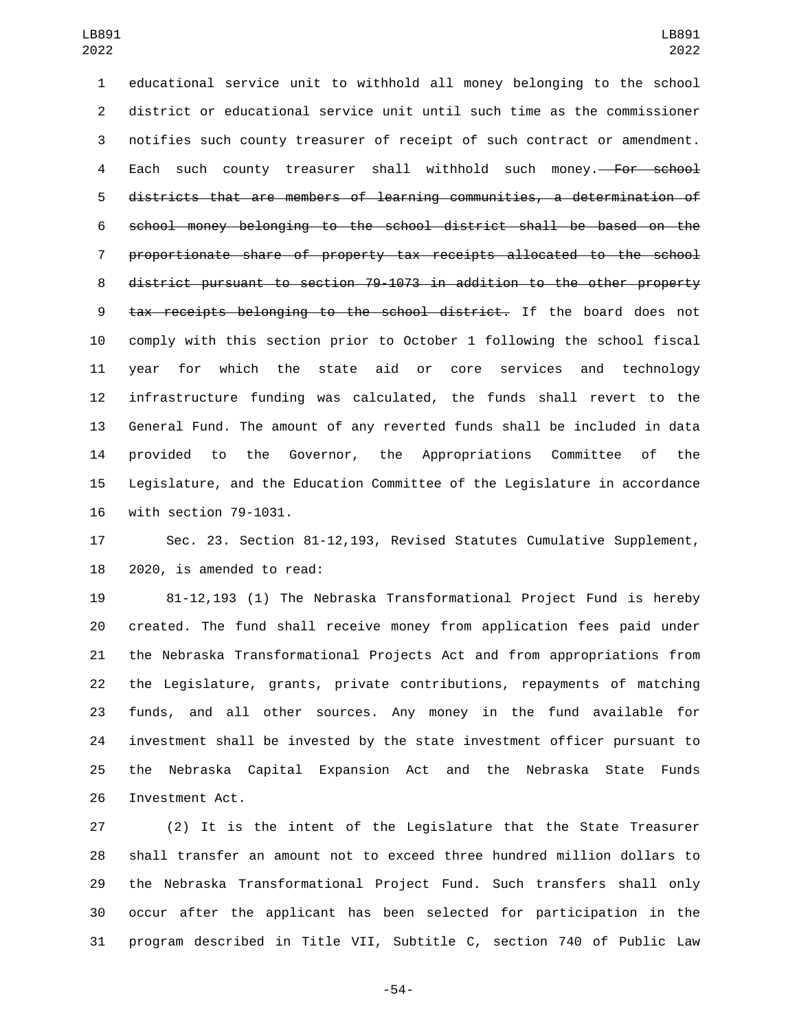educational service unit to withhold all money belonging to the school district or educational service unit until such time as the commissioner notifies such county treasurer of receipt of such contract or amendment. Each such county treasurer shall withhold such money. ~~For school districts that are members of learning communities, a determination of school money belonging to the school district shall be based on the proportionate share of property tax receipts allocated to the school district pursuant to section 79-1073 in addition to the other property tax receipts belonging to the school district.~~ If the board does not comply with this section prior to October 1 following the school fiscal year for which the state aid or core services and technology infrastructure funding was calculated, the funds shall revert to the General Fund. The amount of any reverted funds shall be included in data provided to the Governor, the Appropriations Committee of the Legislature, and the Education Committee of the Legislature in accordance with section 79-1031.

Sec. 23. Section 81-12,193, Revised Statutes Cumulative Supplement, 2020, is amended to read:

81-12,193 (1) The Nebraska Transformational Project Fund is hereby created. The fund shall receive money from application fees paid under the Nebraska Transformational Projects Act and from appropriations from the Legislature, grants, private contributions, repayments of matching funds, and all other sources. Any money in the fund available for investment shall be invested by the state investment officer pursuant to the Nebraska Capital Expansion Act and the Nebraska State Funds Investment Act.

(2) It is the intent of the Legislature that the State Treasurer shall transfer an amount not to exceed three hundred million dollars to the Nebraska Transformational Project Fund. Such transfers shall only occur after the applicant has been selected for participation in the program described in Title VII, Subtitle C, section 740 of Public Law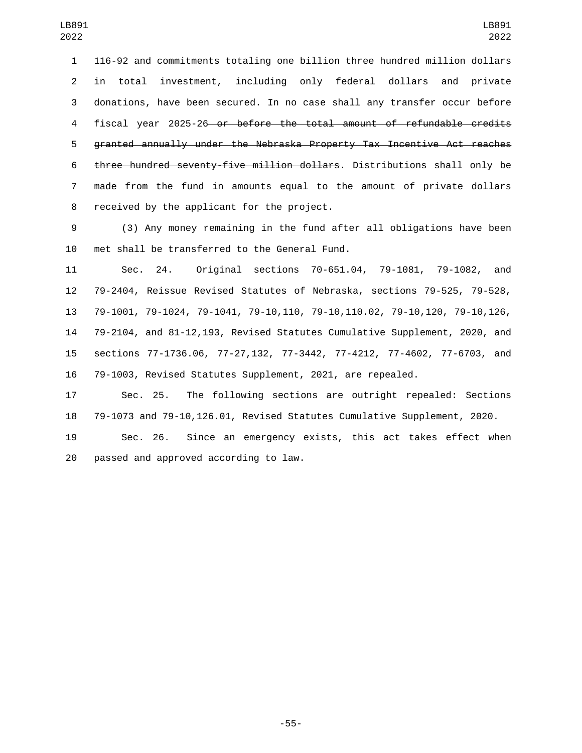116-92 and commitments totaling one billion three hundred million dollars in total investment, including only federal dollars and private donations, have been secured. In no case shall any transfer occur before fiscal year 2025-26~~ or before the total amount of refundable credits granted annually under the Nebraska Property Tax Incentive Act reaches three hundred seventy-five million dollars~~. Distributions shall only be made from the fund in amounts equal to the amount of private dollars received by the applicant for the project.

(3) Any money remaining in the fund after all obligations have been met shall be transferred to the General Fund.

Sec. 24. Original sections 70-651.04, 79-1081, 79-1082, and 79-2404, Reissue Revised Statutes of Nebraska, sections 79-525, 79-528, 79-1001, 79-1024, 79-1041, 79-10,110, 79-10,110.02, 79-10,120, 79-10,126, 79-2104, and 81-12,193, Revised Statutes Cumulative Supplement, 2020, and sections 77-1736.06, 77-27,132, 77-3442, 77-4212, 77-4602, 77-6703, and 79-1003, Revised Statutes Supplement, 2021, are repealed.

Sec. 25. The following sections are outright repealed: Sections 79-1073 and 79-10,126.01, Revised Statutes Cumulative Supplement, 2020.

Sec. 26. Since an emergency exists, this act takes effect when passed and approved according to law.